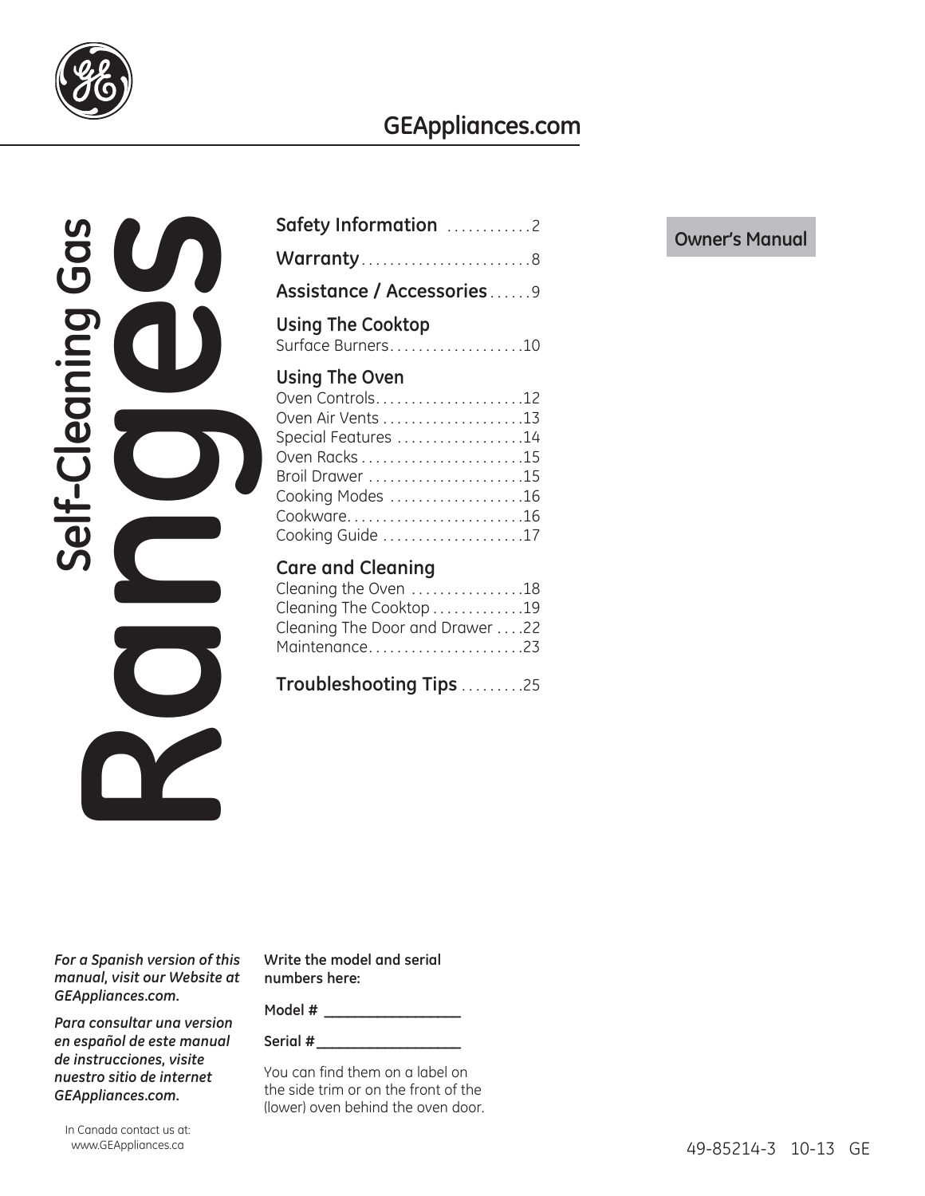GEAppliances.com

# Self-Cleaning Gas Ranges

**Owner's Manual**

**Safety Information** ............2

**Warranty** ........................8

**Assistance / Accessories** ......9

**Using The Cooktop**
Surface Burners...................10

**Using The Oven**
Oven Controls.....................12
Oven Air Vents ....................13
Special Features ..................14
Oven Racks .......................15
Broil Drawer ......................15
Cooking Modes ...................16
Cookware.........................16
Cooking Guide ....................17

**Care and Cleaning**
Cleaning the Oven ................18
Cleaning The Cooktop .............19
Cleaning The Door and Drawer ....22
Maintenance......................23

**Troubleshooting Tips** .........25

***For a Spanish version of this manual, visit our Website at GEAppliances.com.***

***Para consultar una version en español de este manual de instrucciones, visite nuestro sitio de internet GEAppliances.com.***

In Canada contact us at:
www.GEAppliances.ca

**Write the model and serial numbers here:**

**Model #** ___________________

**Serial #**___________________

You can find them on a label on the side trim or on the front of the (lower) oven behind the oven door.

49-85214-3 10-13 GE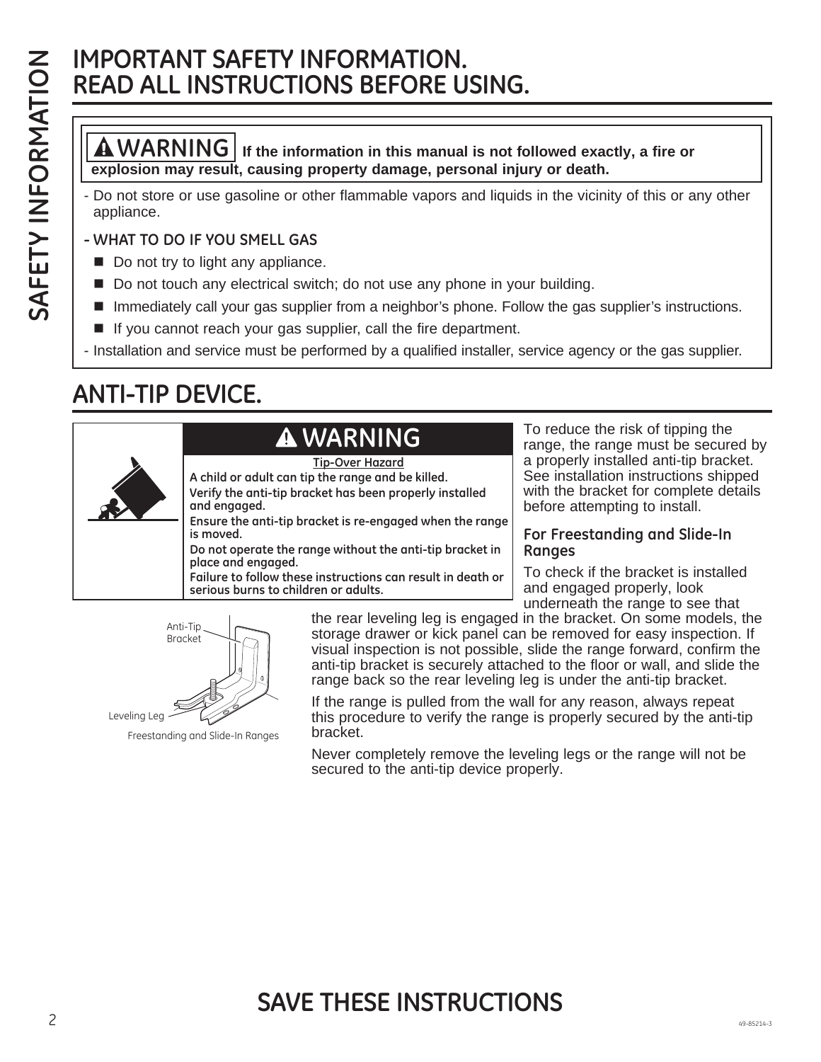# IMPORTANT SAFETY INFORMATION. READ ALL INSTRUCTIONS BEFORE USING.

**⚠ WARNING** **If the information in this manual is not followed exactly, a fire or explosion may result, causing property damage, personal injury or death.**

- Do not store or use gasoline or other flammable vapors and liquids in the vicinity of this or any other appliance.

**- WHAT TO DO IF YOU SMELL GAS**

- Do not try to light any appliance.
- Do not touch any electrical switch; do not use any phone in your building.
- Immediately call your gas supplier from a neighbor's phone. Follow the gas supplier's instructions.
- If you cannot reach your gas supplier, call the fire department.

- Installation and service must be performed by a qualified installer, service agency or the gas supplier.

## ANTI-TIP DEVICE.

**⚠ WARNING**

**Tip-Over Hazard**

**A child or adult can tip the range and be killed.**

**Verify the anti-tip bracket has been properly installed and engaged.**

**Ensure the anti-tip bracket is re-engaged when the range is moved.**

**Do not operate the range without the anti-tip bracket in place and engaged.**

**Failure to follow these instructions can result in death or serious burns to children or adults.**

To reduce the risk of tipping the range, the range must be secured by a properly installed anti-tip bracket. See installation instructions shipped with the bracket for complete details before attempting to install.

### For Freestanding and Slide-In Ranges

To check if the bracket is installed and engaged properly, look underneath the range to see that the rear leveling leg is engaged in the bracket. On some models, the storage drawer or kick panel can be removed for easy inspection. If visual inspection is not possible, slide the range forward, confirm the anti-tip bracket is securely attached to the floor or wall, and slide the range back so the rear leveling leg is under the anti-tip bracket.

If the range is pulled from the wall for any reason, always repeat this procedure to verify the range is properly secured by the anti-tip bracket.

Never completely remove the leveling legs or the range will not be secured to the anti-tip device properly.

Anti-Tip Bracket

Leveling Leg

Freestanding and Slide-In Ranges

## SAVE THESE INSTRUCTIONS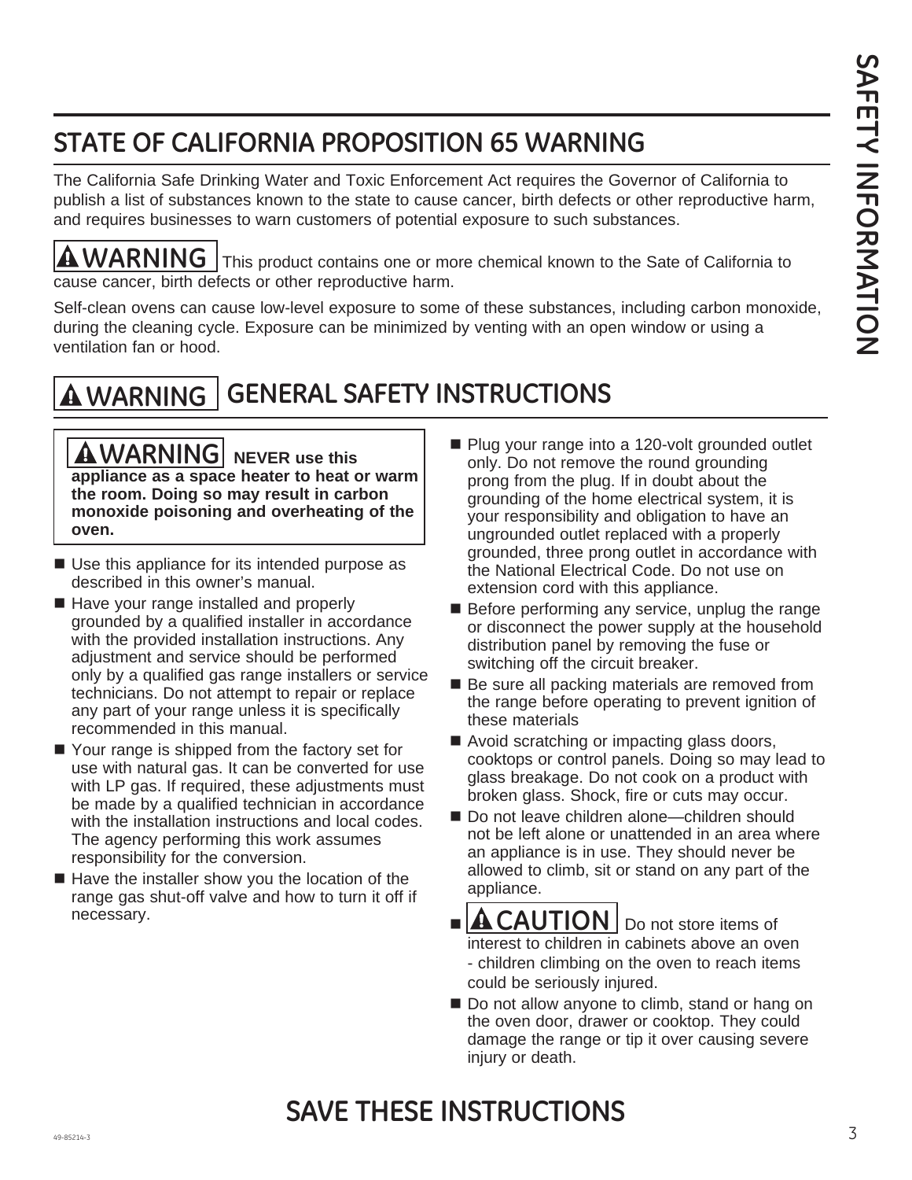## STATE OF CALIFORNIA PROPOSITION 65 WARNING

The California Safe Drinking Water and Toxic Enforcement Act requires the Governor of California to publish a list of substances known to the state to cause cancer, birth defects or other reproductive harm, and requires businesses to warn customers of potential exposure to such substances.

**⚠ WARNING** This product contains one or more chemical known to the Sate of California to cause cancer, birth defects or other reproductive harm.

Self-clean ovens can cause low-level exposure to some of these substances, including carbon monoxide, during the cleaning cycle. Exposure can be minimized by venting with an open window or using a ventilation fan or hood.

## ⚠ WARNING GENERAL SAFETY INSTRUCTIONS

**⚠ WARNING** **NEVER use this appliance as a space heater to heat or warm the room. Doing so may result in carbon monoxide poisoning and overheating of the oven.**

- Use this appliance for its intended purpose as described in this owner's manual.
- Have your range installed and properly grounded by a qualified installer in accordance with the provided installation instructions. Any adjustment and service should be performed only by a qualified gas range installers or service technicians. Do not attempt to repair or replace any part of your range unless it is specifically recommended in this manual.
- Your range is shipped from the factory set for use with natural gas. It can be converted for use with LP gas. If required, these adjustments must be made by a qualified technician in accordance with the installation instructions and local codes. The agency performing this work assumes responsibility for the conversion.
- Have the installer show you the location of the range gas shut-off valve and how to turn it off if necessary.
- Plug your range into a 120-volt grounded outlet only. Do not remove the round grounding prong from the plug. If in doubt about the grounding of the home electrical system, it is your responsibility and obligation to have an ungrounded outlet replaced with a properly grounded, three prong outlet in accordance with the National Electrical Code. Do not use on extension cord with this appliance.
- Before performing any service, unplug the range or disconnect the power supply at the household distribution panel by removing the fuse or switching off the circuit breaker.
- Be sure all packing materials are removed from the range before operating to prevent ignition of these materials
- Avoid scratching or impacting glass doors, cooktops or control panels. Doing so may lead to glass breakage. Do not cook on a product with broken glass. Shock, fire or cuts may occur.
- Do not leave children alone—children should not be left alone or unattended in an area where an appliance is in use. They should never be allowed to climb, sit or stand on any part of the appliance.
- **⚠ CAUTION** Do not store items of interest to children in cabinets above an oven - children climbing on the oven to reach items could be seriously injured.
- Do not allow anyone to climb, stand or hang on the oven door, drawer or cooktop. They could damage the range or tip it over causing severe injury or death.

## SAVE THESE INSTRUCTIONS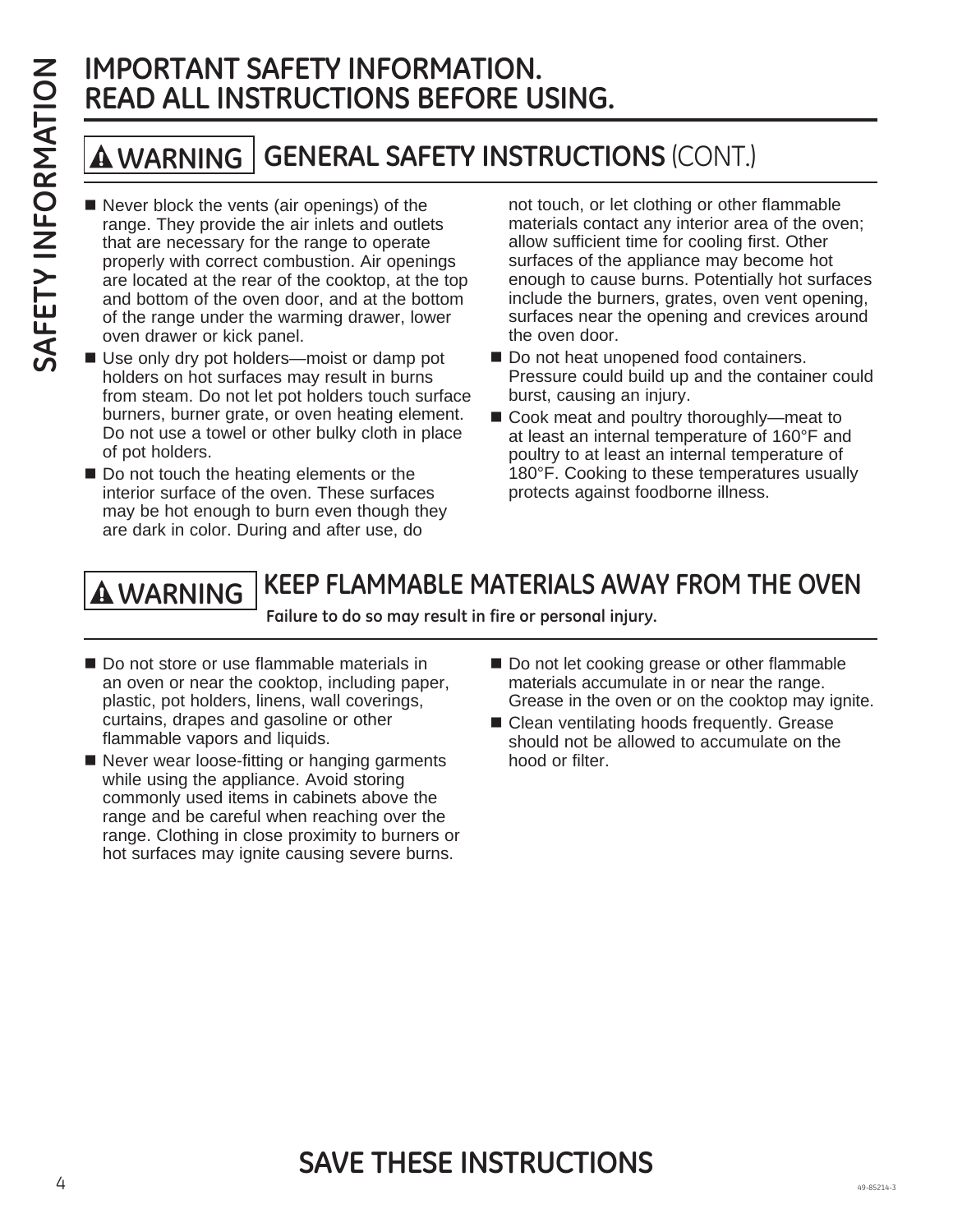# IMPORTANT SAFETY INFORMATION. READ ALL INSTRUCTIONS BEFORE USING.

## ⚠ WARNING GENERAL SAFETY INSTRUCTIONS (CONT.)

- Never block the vents (air openings) of the range. They provide the air inlets and outlets that are necessary for the range to operate properly with correct combustion. Air openings are located at the rear of the cooktop, at the top and bottom of the oven door, and at the bottom of the range under the warming drawer, lower oven drawer or kick panel.
- Use only dry pot holders—moist or damp pot holders on hot surfaces may result in burns from steam. Do not let pot holders touch surface burners, burner grate, or oven heating element. Do not use a towel or other bulky cloth in place of pot holders.
- Do not touch the heating elements or the interior surface of the oven. These surfaces may be hot enough to burn even though they are dark in color. During and after use, do not touch, or let clothing or other flammable materials contact any interior area of the oven; allow sufficient time for cooling first. Other surfaces of the appliance may become hot enough to cause burns. Potentially hot surfaces include the burners, grates, oven vent opening, surfaces near the opening and crevices around the oven door.
- Do not heat unopened food containers. Pressure could build up and the container could burst, causing an injury.
- Cook meat and poultry thoroughly—meat to at least an internal temperature of 160°F and poultry to at least an internal temperature of 180°F. Cooking to these temperatures usually protects against foodborne illness.

## ⚠ WARNING KEEP FLAMMABLE MATERIALS AWAY FROM THE OVEN

**Failure to do so may result in fire or personal injury.**

- Do not store or use flammable materials in an oven or near the cooktop, including paper, plastic, pot holders, linens, wall coverings, curtains, drapes and gasoline or other flammable vapors and liquids.
- Never wear loose-fitting or hanging garments while using the appliance. Avoid storing commonly used items in cabinets above the range and be careful when reaching over the range. Clothing in close proximity to burners or hot surfaces may ignite causing severe burns.
- Do not let cooking grease or other flammable materials accumulate in or near the range. Grease in the oven or on the cooktop may ignite.
- Clean ventilating hoods frequently. Grease should not be allowed to accumulate on the hood or filter.

## SAVE THESE INSTRUCTIONS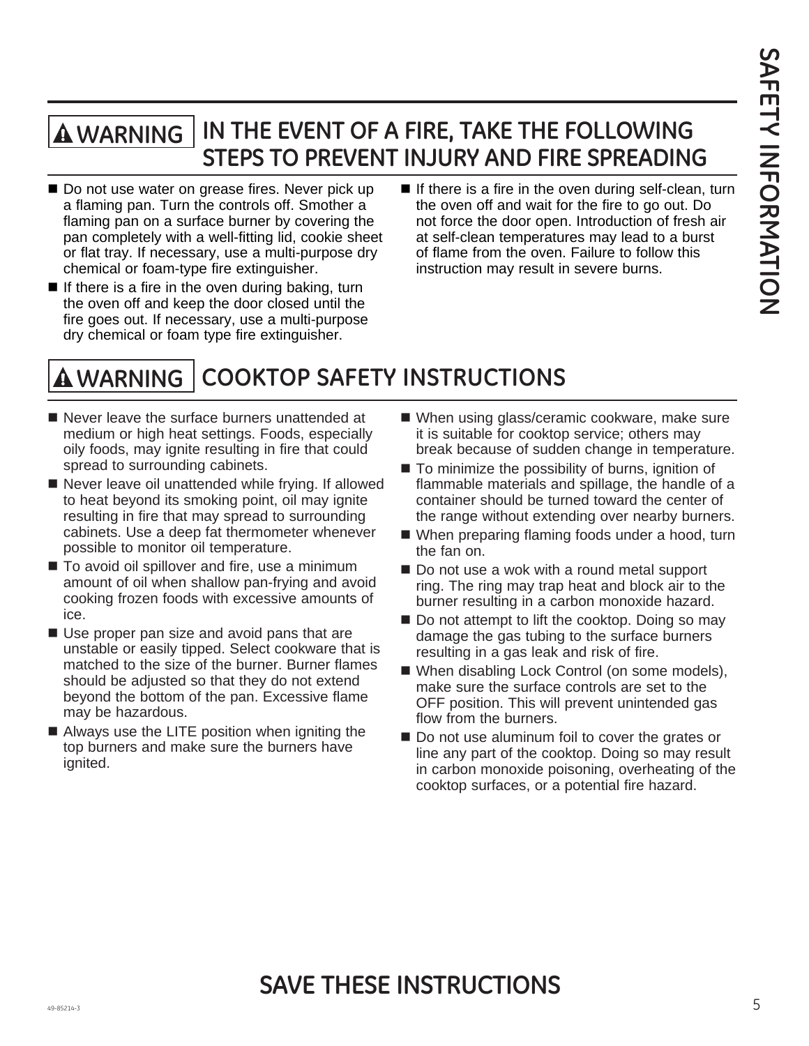## ⚠ WARNING IN THE EVENT OF A FIRE, TAKE THE FOLLOWING STEPS TO PREVENT INJURY AND FIRE SPREADING

- Do not use water on grease fires. Never pick up a flaming pan. Turn the controls off. Smother a flaming pan on a surface burner by covering the pan completely with a well-fitting lid, cookie sheet or flat tray. If necessary, use a multi-purpose dry chemical or foam-type fire extinguisher.
- If there is a fire in the oven during baking, turn the oven off and keep the door closed until the fire goes out. If necessary, use a multi-purpose dry chemical or foam type fire extinguisher.
- If there is a fire in the oven during self-clean, turn the oven off and wait for the fire to go out. Do not force the door open. Introduction of fresh air at self-clean temperatures may lead to a burst of flame from the oven. Failure to follow this instruction may result in severe burns.

## ⚠ WARNING COOKTOP SAFETY INSTRUCTIONS

- Never leave the surface burners unattended at medium or high heat settings. Foods, especially oily foods, may ignite resulting in fire that could spread to surrounding cabinets.
- Never leave oil unattended while frying. If allowed to heat beyond its smoking point, oil may ignite resulting in fire that may spread to surrounding cabinets. Use a deep fat thermometer whenever possible to monitor oil temperature.
- To avoid oil spillover and fire, use a minimum amount of oil when shallow pan-frying and avoid cooking frozen foods with excessive amounts of ice.
- Use proper pan size and avoid pans that are unstable or easily tipped. Select cookware that is matched to the size of the burner. Burner flames should be adjusted so that they do not extend beyond the bottom of the pan. Excessive flame may be hazardous.
- Always use the LITE position when igniting the top burners and make sure the burners have ignited.
- When using glass/ceramic cookware, make sure it is suitable for cooktop service; others may break because of sudden change in temperature.
- To minimize the possibility of burns, ignition of flammable materials and spillage, the handle of a container should be turned toward the center of the range without extending over nearby burners.
- When preparing flaming foods under a hood, turn the fan on.
- Do not use a wok with a round metal support ring. The ring may trap heat and block air to the burner resulting in a carbon monoxide hazard.
- Do not attempt to lift the cooktop. Doing so may damage the gas tubing to the surface burners resulting in a gas leak and risk of fire.
- When disabling Lock Control (on some models), make sure the surface controls are set to the OFF position. This will prevent unintended gas flow from the burners.
- Do not use aluminum foil to cover the grates or line any part of the cooktop. Doing so may result in carbon monoxide poisoning, overheating of the cooktop surfaces, or a potential fire hazard.

## SAVE THESE INSTRUCTIONS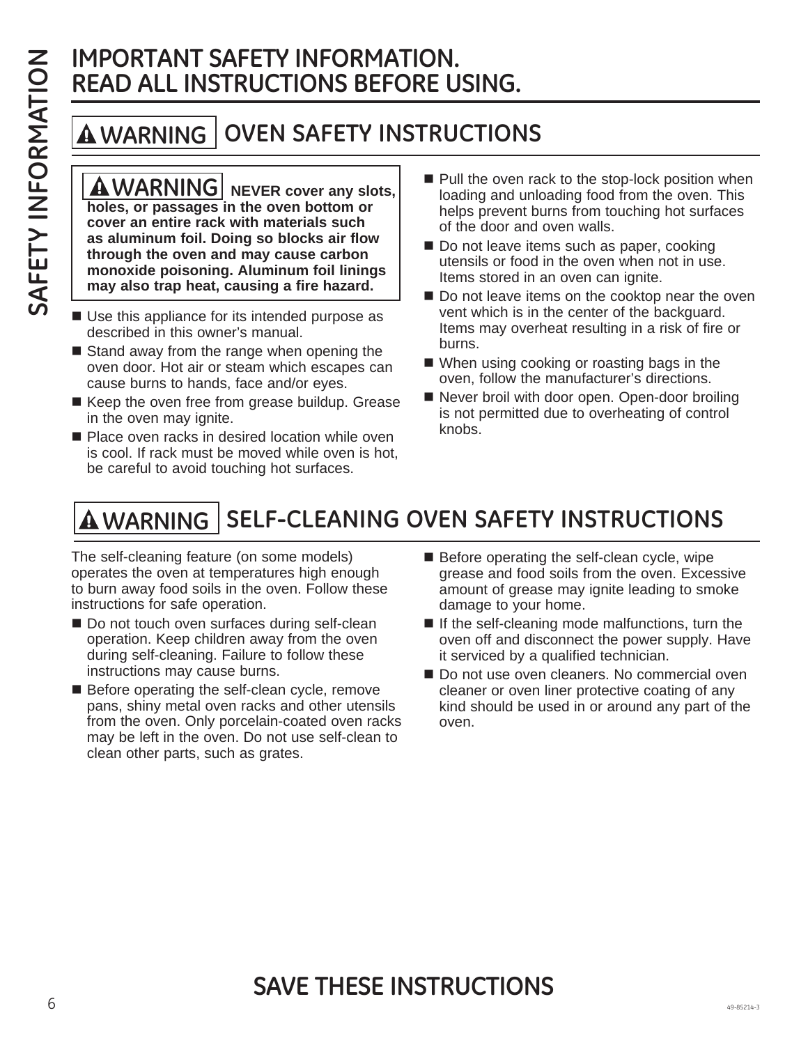# IMPORTANT SAFETY INFORMATION. READ ALL INSTRUCTIONS BEFORE USING.

## ⚠ WARNING OVEN SAFETY INSTRUCTIONS

**⚠ WARNING NEVER cover any slots, holes, or passages in the oven bottom or cover an entire rack with materials such as aluminum foil. Doing so blocks air flow through the oven and may cause carbon monoxide poisoning. Aluminum foil linings may also trap heat, causing a fire hazard.**

- Use this appliance for its intended purpose as described in this owner's manual.
- Stand away from the range when opening the oven door. Hot air or steam which escapes can cause burns to hands, face and/or eyes.
- Keep the oven free from grease buildup. Grease in the oven may ignite.
- Place oven racks in desired location while oven is cool. If rack must be moved while oven is hot, be careful to avoid touching hot surfaces.
- Pull the oven rack to the stop-lock position when loading and unloading food from the oven. This helps prevent burns from touching hot surfaces of the door and oven walls.
- Do not leave items such as paper, cooking utensils or food in the oven when not in use. Items stored in an oven can ignite.
- Do not leave items on the cooktop near the oven vent which is in the center of the backguard. Items may overheat resulting in a risk of fire or burns.
- When using cooking or roasting bags in the oven, follow the manufacturer's directions.
- Never broil with door open. Open-door broiling is not permitted due to overheating of control knobs.

## ⚠ WARNING SELF-CLEANING OVEN SAFETY INSTRUCTIONS

The self-cleaning feature (on some models) operates the oven at temperatures high enough to burn away food soils in the oven. Follow these instructions for safe operation.

- Do not touch oven surfaces during self-clean operation. Keep children away from the oven during self-cleaning. Failure to follow these instructions may cause burns.
- Before operating the self-clean cycle, remove pans, shiny metal oven racks and other utensils from the oven. Only porcelain-coated oven racks may be left in the oven. Do not use self-clean to clean other parts, such as grates.
- Before operating the self-clean cycle, wipe grease and food soils from the oven. Excessive amount of grease may ignite leading to smoke damage to your home.
- If the self-cleaning mode malfunctions, turn the oven off and disconnect the power supply. Have it serviced by a qualified technician.
- Do not use oven cleaners. No commercial oven cleaner or oven liner protective coating of any kind should be used in or around any part of the oven.

## SAVE THESE INSTRUCTIONS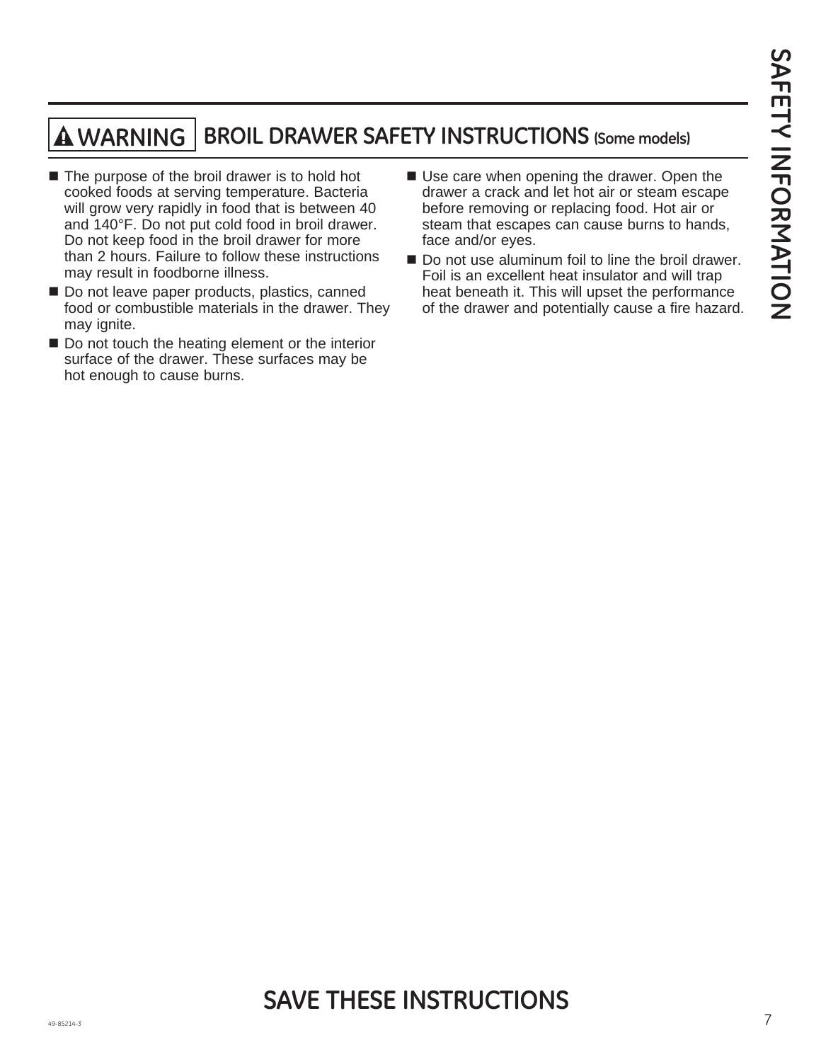## ⚠ WARNING BROIL DRAWER SAFETY INSTRUCTIONS (Some models)

- The purpose of the broil drawer is to hold hot cooked foods at serving temperature. Bacteria will grow very rapidly in food that is between 40 and 140°F. Do not put cold food in broil drawer. Do not keep food in the broil drawer for more than 2 hours. Failure to follow these instructions may result in foodborne illness.
- Do not leave paper products, plastics, canned food or combustible materials in the drawer. They may ignite.
- Do not touch the heating element or the interior surface of the drawer. These surfaces may be hot enough to cause burns.
- Use care when opening the drawer. Open the drawer a crack and let hot air or steam escape before removing or replacing food. Hot air or steam that escapes can cause burns to hands, face and/or eyes.
- Do not use aluminum foil to line the broil drawer. Foil is an excellent heat insulator and will trap heat beneath it. This will upset the performance of the drawer and potentially cause a fire hazard.

## SAVE THESE INSTRUCTIONS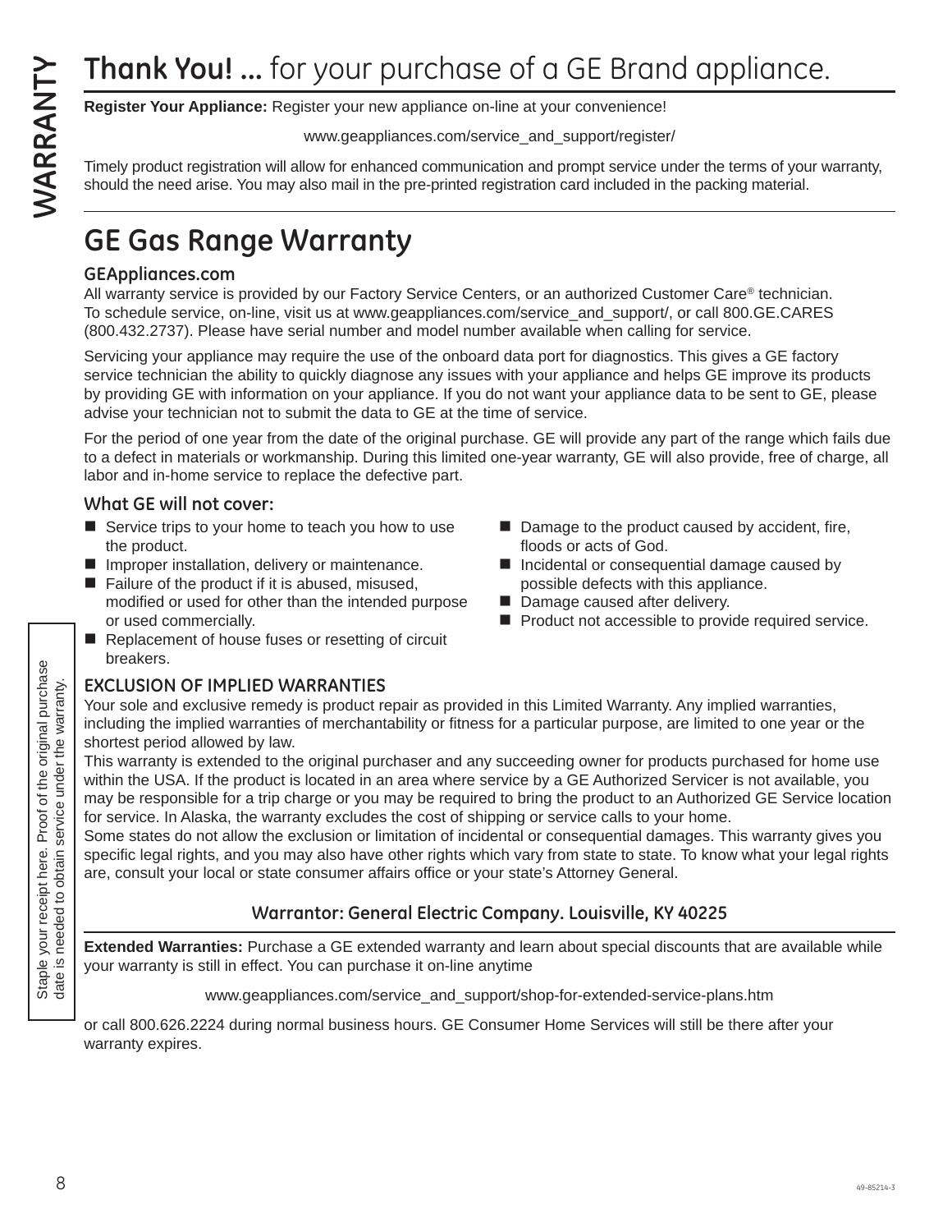# **Thank You! ...** for your purchase of a GE Brand appliance.

**Register Your Appliance:** Register your new appliance on-line at your convenience!

www.geappliances.com/service_and_support/register/

Timely product registration will allow for enhanced communication and prompt service under the terms of your warranty, should the need arise. You may also mail in the pre-printed registration card included in the packing material.

## GE Gas Range Warranty

### GEAppliances.com

All warranty service is provided by our Factory Service Centers, or an authorized Customer Care® technician. To schedule service, on-line, visit us at www.geappliances.com/service_and_support/, or call 800.GE.CARES (800.432.2737). Please have serial number and model number available when calling for service.

Servicing your appliance may require the use of the onboard data port for diagnostics. This gives a GE factory service technician the ability to quickly diagnose any issues with your appliance and helps GE improve its products by providing GE with information on your appliance. If you do not want your appliance data to be sent to GE, please advise your technician not to submit the data to GE at the time of service.

For the period of one year from the date of the original purchase. GE will provide any part of the range which fails due to a defect in materials or workmanship. During this limited one-year warranty, GE will also provide, free of charge, all labor and in-home service to replace the defective part.

### What GE will not cover:

- Service trips to your home to teach you how to use the product.
- Improper installation, delivery or maintenance.
- Failure of the product if it is abused, misused, modified or used for other than the intended purpose or used commercially.
- Replacement of house fuses or resetting of circuit breakers.
- Damage to the product caused by accident, fire, floods or acts of God.
- Incidental or consequential damage caused by possible defects with this appliance.
- Damage caused after delivery.
- Product not accessible to provide required service.

### EXCLUSION OF IMPLIED WARRANTIES

Your sole and exclusive remedy is product repair as provided in this Limited Warranty. Any implied warranties, including the implied warranties of merchantability or fitness for a particular purpose, are limited to one year or the shortest period allowed by law.

This warranty is extended to the original purchaser and any succeeding owner for products purchased for home use within the USA. If the product is located in an area where service by a GE Authorized Servicer is not available, you may be responsible for a trip charge or you may be required to bring the product to an Authorized GE Service location for service. In Alaska, the warranty excludes the cost of shipping or service calls to your home.

Some states do not allow the exclusion or limitation of incidental or consequential damages. This warranty gives you specific legal rights, and you may also have other rights which vary from state to state. To know what your legal rights are, consult your local or state consumer affairs office or your state's Attorney General.

**Warrantor: General Electric Company. Louisville, KY 40225**

Staple your receipt here. Proof of the original purchase date is needed to obtain service under the warranty.

**Extended Warranties:** Purchase a GE extended warranty and learn about special discounts that are available while your warranty is still in effect. You can purchase it on-line anytime

www.geappliances.com/service_and_support/shop-for-extended-service-plans.htm

or call 800.626.2224 during normal business hours. GE Consumer Home Services will still be there after your warranty expires.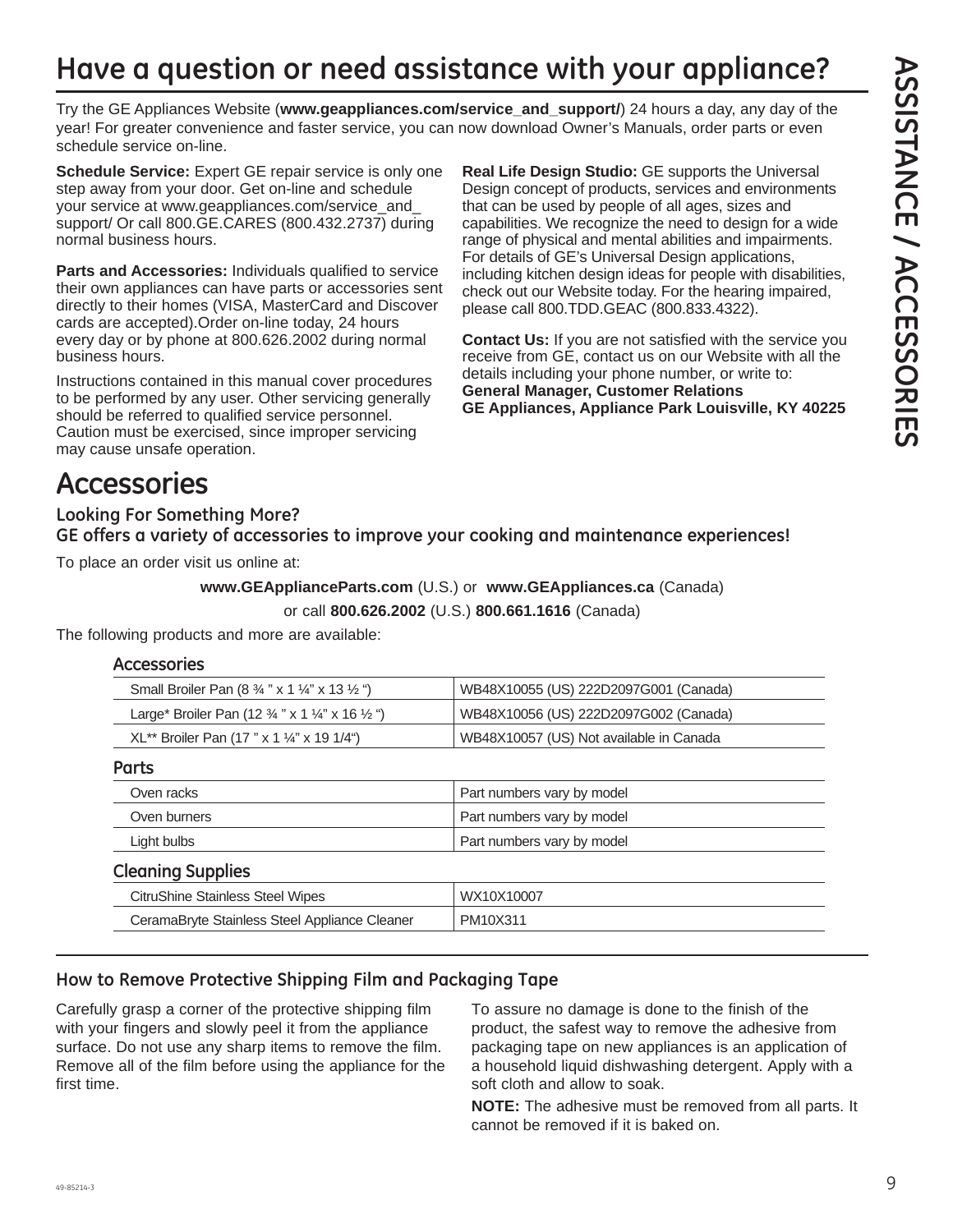# Have a question or need assistance with your appliance?

Try the GE Appliances Website (**www.geappliances.com/service_and_support/**) 24 hours a day, any day of the year! For greater convenience and faster service, you can now download Owner's Manuals, order parts or even schedule service on-line.

**Schedule Service:** Expert GE repair service is only one step away from your door. Get on-line and schedule your service at www.geappliances.com/service_and_support/ Or call 800.GE.CARES (800.432.2737) during normal business hours.

**Parts and Accessories:** Individuals qualified to service their own appliances can have parts or accessories sent directly to their homes (VISA, MasterCard and Discover cards are accepted).Order on-line today, 24 hours every day or by phone at 800.626.2002 during normal business hours.

Instructions contained in this manual cover procedures to be performed by any user. Other servicing generally should be referred to qualified service personnel. Caution must be exercised, since improper servicing may cause unsafe operation.

**Real Life Design Studio:** GE supports the Universal Design concept of products, services and environments that can be used by people of all ages, sizes and capabilities. We recognize the need to design for a wide range of physical and mental abilities and impairments. For details of GE's Universal Design applications, including kitchen design ideas for people with disabilities, check out our Website today. For the hearing impaired, please call 800.TDD.GEAC (800.833.4322).

**Contact Us:** If you are not satisfied with the service you receive from GE, contact us on our Website with all the details including your phone number, or write to:
**General Manager, Customer Relations**
**GE Appliances, Appliance Park Louisville, KY 40225**

# Accessories

### Looking For Something More?
### GE offers a variety of accessories to improve your cooking and maintenance experiences!

To place an order visit us online at:

**www.GEApplianceParts.com** (U.S.) or **www.GEAppliances.ca** (Canada)

or call **800.626.2002** (U.S.) **800.661.1616** (Canada)

The following products and more are available:

**Accessories**

| | |
|---|---|
| Small Broiler Pan (8 ¾ " x 1 ¼" x 13 ½ ") | WB48X10055 (US) 222D2097G001 (Canada) |
| Large* Broiler Pan (12 ¾ " x 1 ¼" x 16 ½ ") | WB48X10056 (US) 222D2097G002 (Canada) |
| XL** Broiler Pan (17 " x 1 ¼" x 19 1/4") | WB48X10057 (US) Not available in Canada |

**Parts**

| | |
|---|---|
| Oven racks | Part numbers vary by model |
| Oven burners | Part numbers vary by model |
| Light bulbs | Part numbers vary by model |

**Cleaning Supplies**

| | |
|---|---|
| CitruShine Stainless Steel Wipes | WX10X10007 |
| CeramaBryte Stainless Steel Appliance Cleaner | PM10X311 |

### How to Remove Protective Shipping Film and Packaging Tape

Carefully grasp a corner of the protective shipping film with your fingers and slowly peel it from the appliance surface. Do not use any sharp items to remove the film. Remove all of the film before using the appliance for the first time.

To assure no damage is done to the finish of the product, the safest way to remove the adhesive from packaging tape on new appliances is an application of a household liquid dishwashing detergent. Apply with a soft cloth and allow to soak.

**NOTE:** The adhesive must be removed from all parts. It cannot be removed if it is baked on.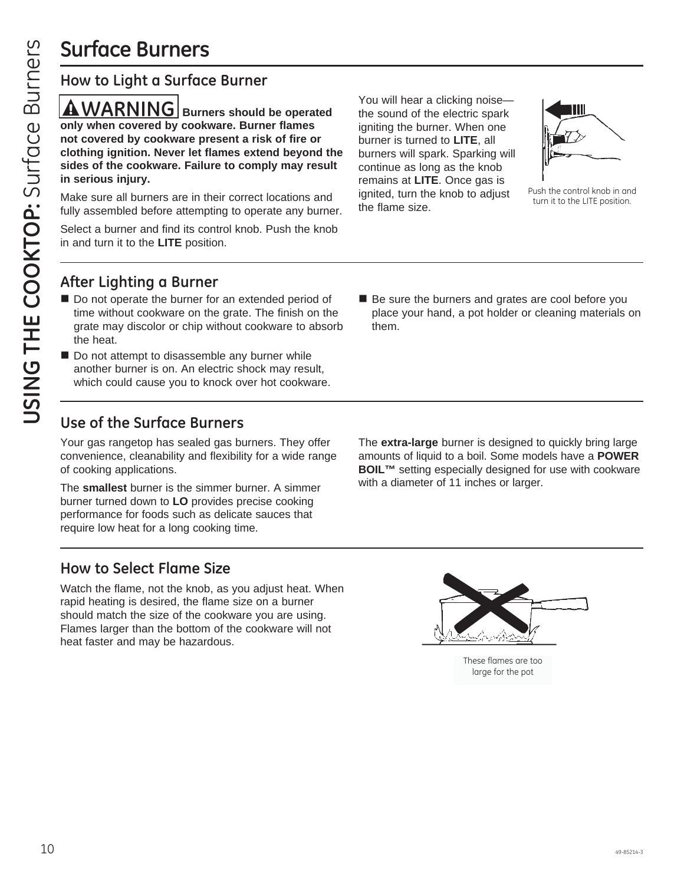# Surface Burners

## How to Light a Surface Burner

**⚠WARNING Burners should be operated only when covered by cookware. Burner flames not covered by cookware present a risk of fire or clothing ignition. Never let flames extend beyond the sides of the cookware. Failure to comply may result in serious injury.**

Make sure all burners are in their correct locations and fully assembled before attempting to operate any burner.

Select a burner and find its control knob. Push the knob in and turn it to the **LITE** position.

You will hear a clicking noise—the sound of the electric spark igniting the burner. When one burner is turned to **LITE**, all burners will spark. Sparking will continue as long as the knob remains at **LITE**. Once gas is ignited, turn the knob to adjust the flame size.

Push the control knob in and turn it to the LITE position.

## After Lighting a Burner

- Do not operate the burner for an extended period of time without cookware on the grate. The finish on the grate may discolor or chip without cookware to absorb the heat.
- Do not attempt to disassemble any burner while another burner is on. An electric shock may result, which could cause you to knock over hot cookware.
- Be sure the burners and grates are cool before you place your hand, a pot holder or cleaning materials on them.

## Use of the Surface Burners

Your gas rangetop has sealed gas burners. They offer convenience, cleanability and flexibility for a wide range of cooking applications.

The **smallest** burner is the simmer burner. A simmer burner turned down to **LO** provides precise cooking performance for foods such as delicate sauces that require low heat for a long cooking time.

The **extra-large** burner is designed to quickly bring large amounts of liquid to a boil. Some models have a **POWER BOIL™** setting especially designed for use with cookware with a diameter of 11 inches or larger.

## How to Select Flame Size

Watch the flame, not the knob, as you adjust heat. When rapid heating is desired, the flame size on a burner should match the size of the cookware you are using. Flames larger than the bottom of the cookware will not heat faster and may be hazardous.

These flames are too large for the pot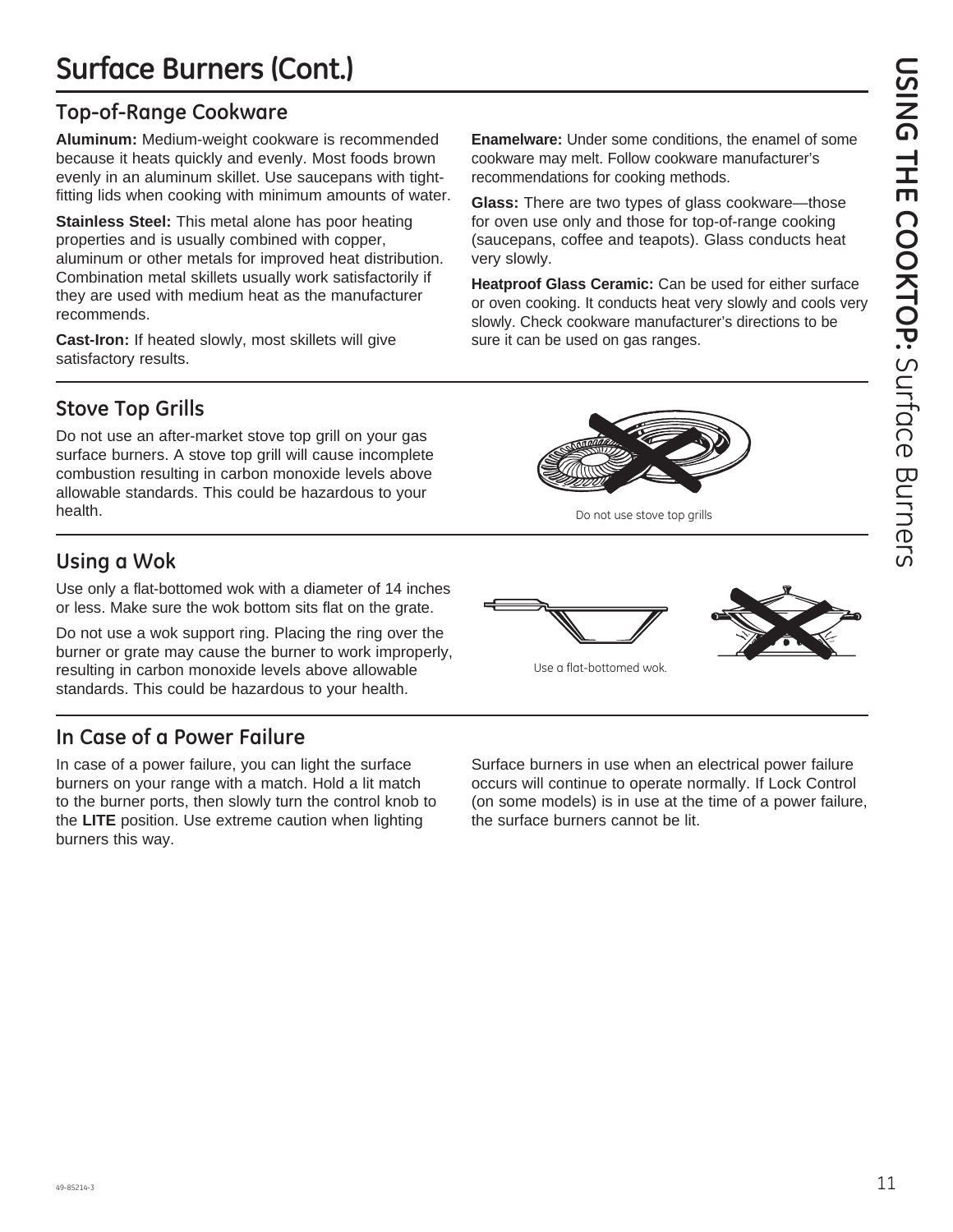# Surface Burners (Cont.)

## Top-of-Range Cookware

**Aluminum:** Medium-weight cookware is recommended because it heats quickly and evenly. Most foods brown evenly in an aluminum skillet. Use saucepans with tight-fitting lids when cooking with minimum amounts of water.

**Stainless Steel:** This metal alone has poor heating properties and is usually combined with copper, aluminum or other metals for improved heat distribution. Combination metal skillets usually work satisfactorily if they are used with medium heat as the manufacturer recommends.

**Cast-Iron:** If heated slowly, most skillets will give satisfactory results.

**Enamelware:** Under some conditions, the enamel of some cookware may melt. Follow cookware manufacturer's recommendations for cooking methods.

**Glass:** There are two types of glass cookware—those for oven use only and those for top-of-range cooking (saucepans, coffee and teapots). Glass conducts heat very slowly.

**Heatproof Glass Ceramic:** Can be used for either surface or oven cooking. It conducts heat very slowly and cools very slowly. Check cookware manufacturer's directions to be sure it can be used on gas ranges.

## Stove Top Grills

Do not use an after-market stove top grill on your gas surface burners. A stove top grill will cause incomplete combustion resulting in carbon monoxide levels above allowable standards. This could be hazardous to your health.

Do not use stove top grills

## Using a Wok

Use only a flat-bottomed wok with a diameter of 14 inches or less. Make sure the wok bottom sits flat on the grate.

Do not use a wok support ring. Placing the ring over the burner or grate may cause the burner to work improperly, resulting in carbon monoxide levels above allowable standards. This could be hazardous to your health.

Use a flat-bottomed wok.

## In Case of a Power Failure

In case of a power failure, you can light the surface burners on your range with a match. Hold a lit match to the burner ports, then slowly turn the control knob to the **LITE** position. Use extreme caution when lighting burners this way.

Surface burners in use when an electrical power failure occurs will continue to operate normally. If Lock Control (on some models) is in use at the time of a power failure, the surface burners cannot be lit.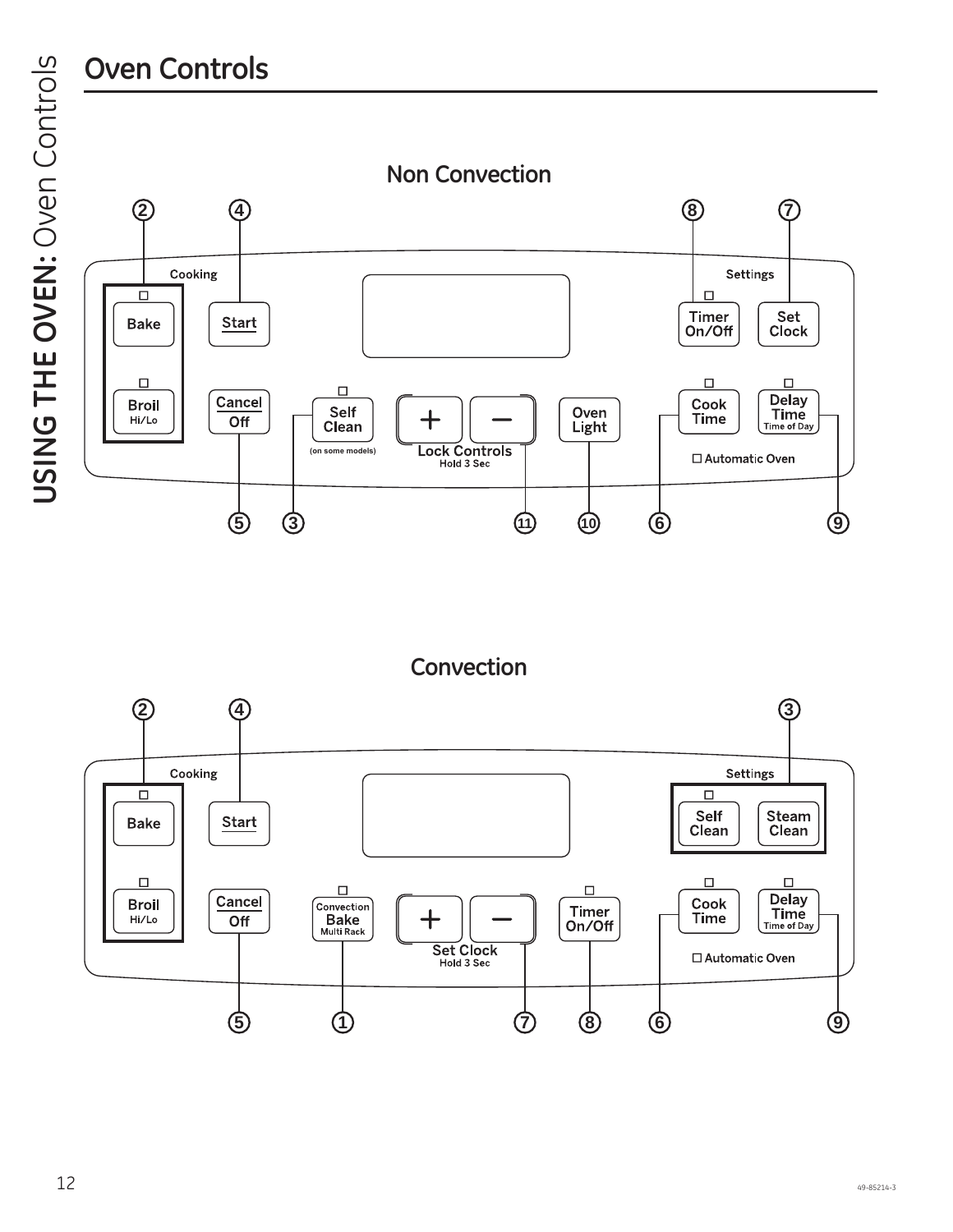## Oven Controls

### Non Convection

Cooking

Bake

Broil Hi/Lo

Start

Cancel Off

Self Clean (on some models)

+ − Lock Controls Hold 3 Sec

Oven Light

Settings

Timer On/Off

Set Clock

Cook Time

Delay Time Time of Day

Automatic Oven

### Convection

Cooking

Bake

Broil Hi/Lo

Start

Cancel Off

Convection Bake Multi Rack

+ − Set Clock Hold 3 Sec

Timer On/Off

Settings

Self Clean

Steam Clean

Cook Time

Delay Time Time of Day

Automatic Oven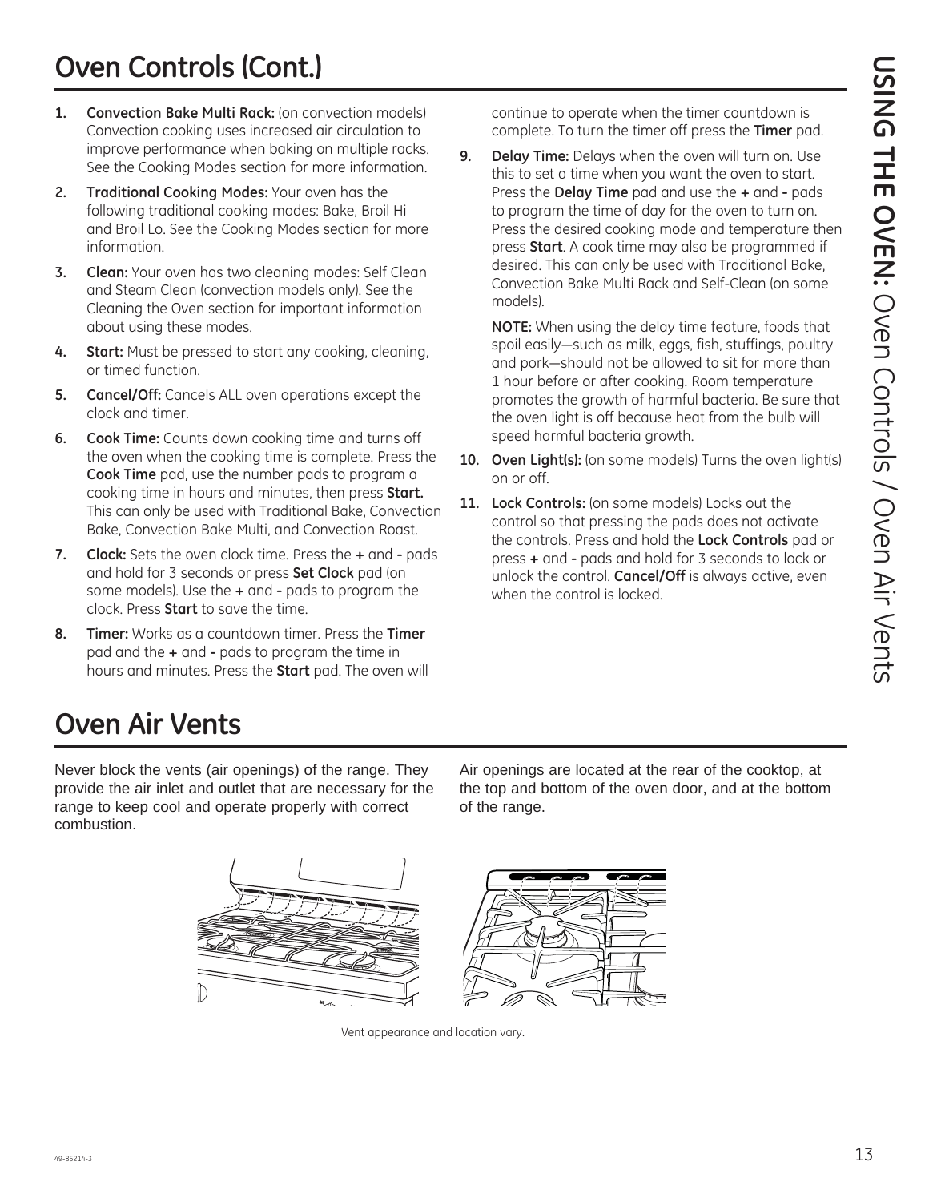# Oven Controls (Cont.)

1. **Convection Bake Multi Rack:** (on convection models) Convection cooking uses increased air circulation to improve performance when baking on multiple racks. See the Cooking Modes section for more information.
2. **Traditional Cooking Modes:** Your oven has the following traditional cooking modes: Bake, Broil Hi and Broil Lo. See the Cooking Modes section for more information.
3. **Clean:** Your oven has two cleaning modes: Self Clean and Steam Clean (convection models only). See the Cleaning the Oven section for important information about using these modes.
4. **Start:** Must be pressed to start any cooking, cleaning, or timed function.
5. **Cancel/Off:** Cancels ALL oven operations except the clock and timer.
6. **Cook Time:** Counts down cooking time and turns off the oven when the cooking time is complete. Press the **Cook Time** pad, use the number pads to program a cooking time in hours and minutes, then press **Start.** This can only be used with Traditional Bake, Convection Bake, Convection Bake Multi, and Convection Roast.
7. **Clock:** Sets the oven clock time. Press the **+** and **-** pads and hold for 3 seconds or press **Set Clock** pad (on some models). Use the **+** and **-** pads to program the clock. Press **Start** to save the time.
8. **Timer:** Works as a countdown timer. Press the **Timer** pad and the **+** and **-** pads to program the time in hours and minutes. Press the **Start** pad. The oven will continue to operate when the timer countdown is complete. To turn the timer off press the **Timer** pad.
9. **Delay Time:** Delays when the oven will turn on. Use this to set a time when you want the oven to start. Press the **Delay Time** pad and use the **+** and **-** pads to program the time of day for the oven to turn on. Press the desired cooking mode and temperature then press **Start**. A cook time may also be programmed if desired. This can only be used with Traditional Bake, Convection Bake Multi Rack and Self-Clean (on some models).

   **NOTE:** When using the delay time feature, foods that spoil easily—such as milk, eggs, fish, stuffings, poultry and pork—should not be allowed to sit for more than 1 hour before or after cooking. Room temperature promotes the growth of harmful bacteria. Be sure that the oven light is off because heat from the bulb will speed harmful bacteria growth.
10. **Oven Light(s):** (on some models) Turns the oven light(s) on or off.
11. **Lock Controls:** (on some models) Locks out the control so that pressing the pads does not activate the controls. Press and hold the **Lock Controls** pad or press **+** and **-** pads and hold for 3 seconds to lock or unlock the control. **Cancel/Off** is always active, even when the control is locked.

# Oven Air Vents

Never block the vents (air openings) of the range. They provide the air inlet and outlet that are necessary for the range to keep cool and operate properly with correct combustion.

Air openings are located at the rear of the cooktop, at the top and bottom of the oven door, and at the bottom of the range.

Vent appearance and location vary.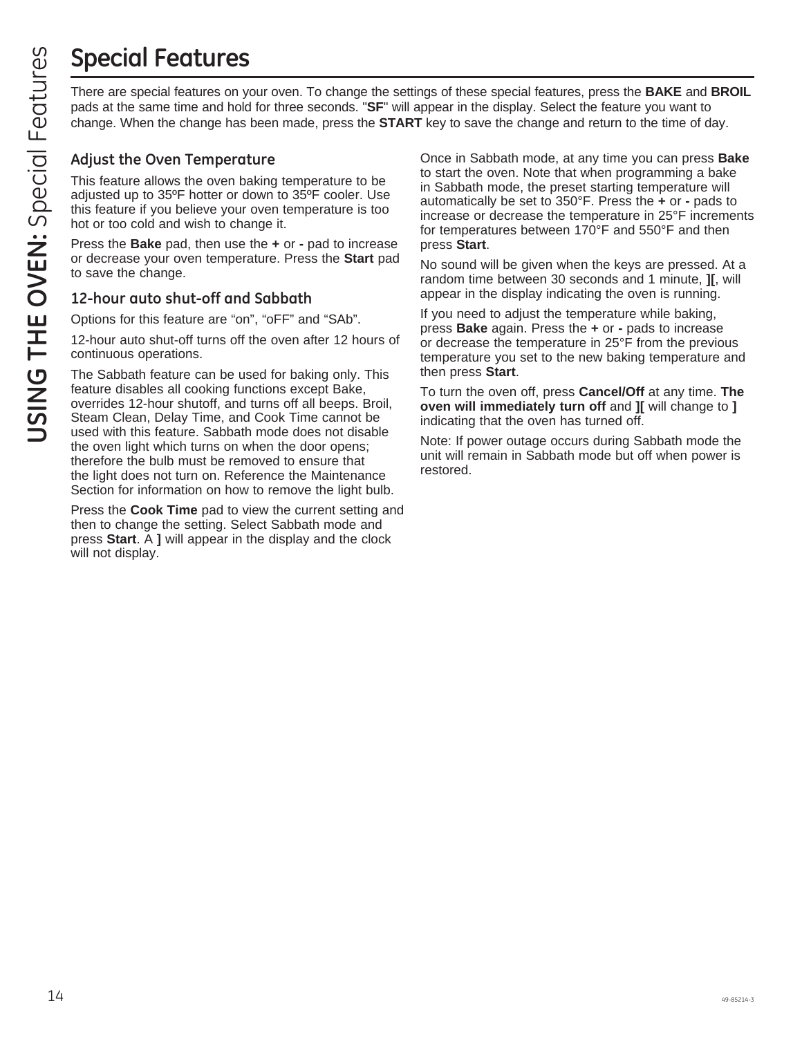# Special Features

There are special features on your oven. To change the settings of these special features, press the **BAKE** and **BROIL** pads at the same time and hold for three seconds. "**SF**" will appear in the display. Select the feature you want to change. When the change has been made, press the **START** key to save the change and return to the time of day.

## Adjust the Oven Temperature

This feature allows the oven baking temperature to be adjusted up to 35ºF hotter or down to 35ºF cooler. Use this feature if you believe your oven temperature is too hot or too cold and wish to change it.

Press the **Bake** pad, then use the **+** or **-** pad to increase or decrease your oven temperature. Press the **Start** pad to save the change.

## 12-hour auto shut-off and Sabbath

Options for this feature are “on”, “oFF” and “SAb”.

12-hour auto shut-off turns off the oven after 12 hours of continuous operations.

The Sabbath feature can be used for baking only. This feature disables all cooking functions except Bake, overrides 12-hour shutoff, and turns off all beeps. Broil, Steam Clean, Delay Time, and Cook Time cannot be used with this feature. Sabbath mode does not disable the oven light which turns on when the door opens; therefore the bulb must be removed to ensure that the light does not turn on. Reference the Maintenance Section for information on how to remove the light bulb.

Press the **Cook Time** pad to view the current setting and then to change the setting. Select Sabbath mode and press **Start**. A **]** will appear in the display and the clock will not display.

Once in Sabbath mode, at any time you can press **Bake** to start the oven. Note that when programming a bake in Sabbath mode, the preset starting temperature will automatically be set to 350°F. Press the **+** or **-** pads to increase or decrease the temperature in 25°F increments for temperatures between 170°F and 550°F and then press **Start**.

No sound will be given when the keys are pressed. At a random time between 30 seconds and 1 minute, **][**, will appear in the display indicating the oven is running.

If you need to adjust the temperature while baking, press **Bake** again. Press the **+** or **-** pads to increase or decrease the temperature in 25°F from the previous temperature you set to the new baking temperature and then press **Start**.

To turn the oven off, press **Cancel/Off** at any time. **The oven will immediately turn off** and **][** will change to **]** indicating that the oven has turned off.

Note: If power outage occurs during Sabbath mode the unit will remain in Sabbath mode but off when power is restored.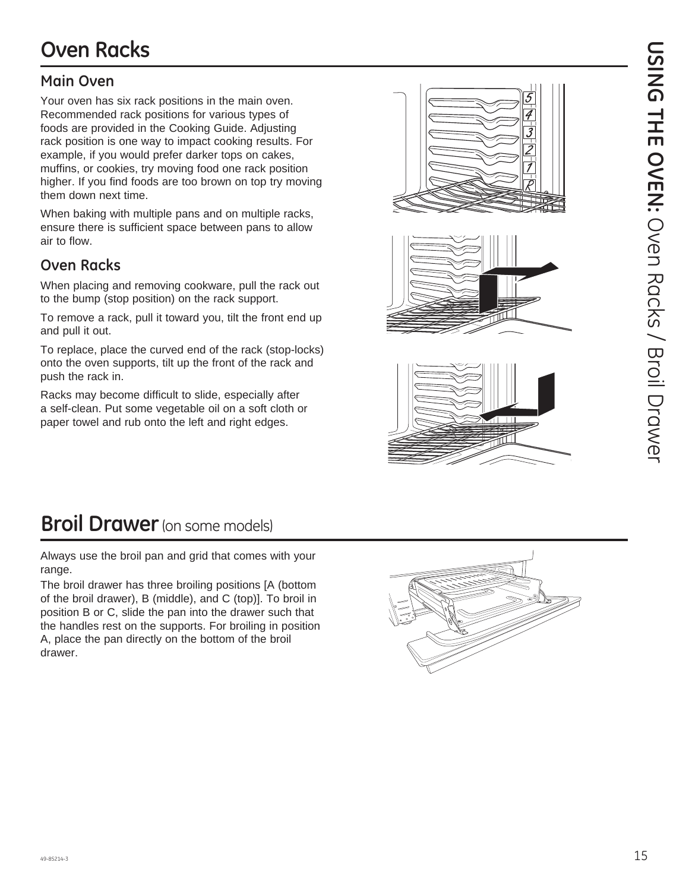# Oven Racks

## Main Oven

Your oven has six rack positions in the main oven. Recommended rack positions for various types of foods are provided in the Cooking Guide. Adjusting rack position is one way to impact cooking results. For example, if you would prefer darker tops on cakes, muffins, or cookies, try moving food one rack position higher. If you find foods are too brown on top try moving them down next time.

When baking with multiple pans and on multiple racks, ensure there is sufficient space between pans to allow air to flow.

## Oven Racks

When placing and removing cookware, pull the rack out to the bump (stop position) on the rack support.

To remove a rack, pull it toward you, tilt the front end up and pull it out.

To replace, place the curved end of the rack (stop-locks) onto the oven supports, tilt up the front of the rack and push the rack in.

Racks may become difficult to slide, especially after a self-clean. Put some vegetable oil on a soft cloth or paper towel and rub onto the left and right edges.

# Broil Drawer (on some models)

Always use the broil pan and grid that comes with your range.

The broil drawer has three broiling positions [A (bottom of the broil drawer), B (middle), and C (top)]. To broil in position B or C, slide the pan into the drawer such that the handles rest on the supports. For broiling in position A, place the pan directly on the bottom of the broil drawer.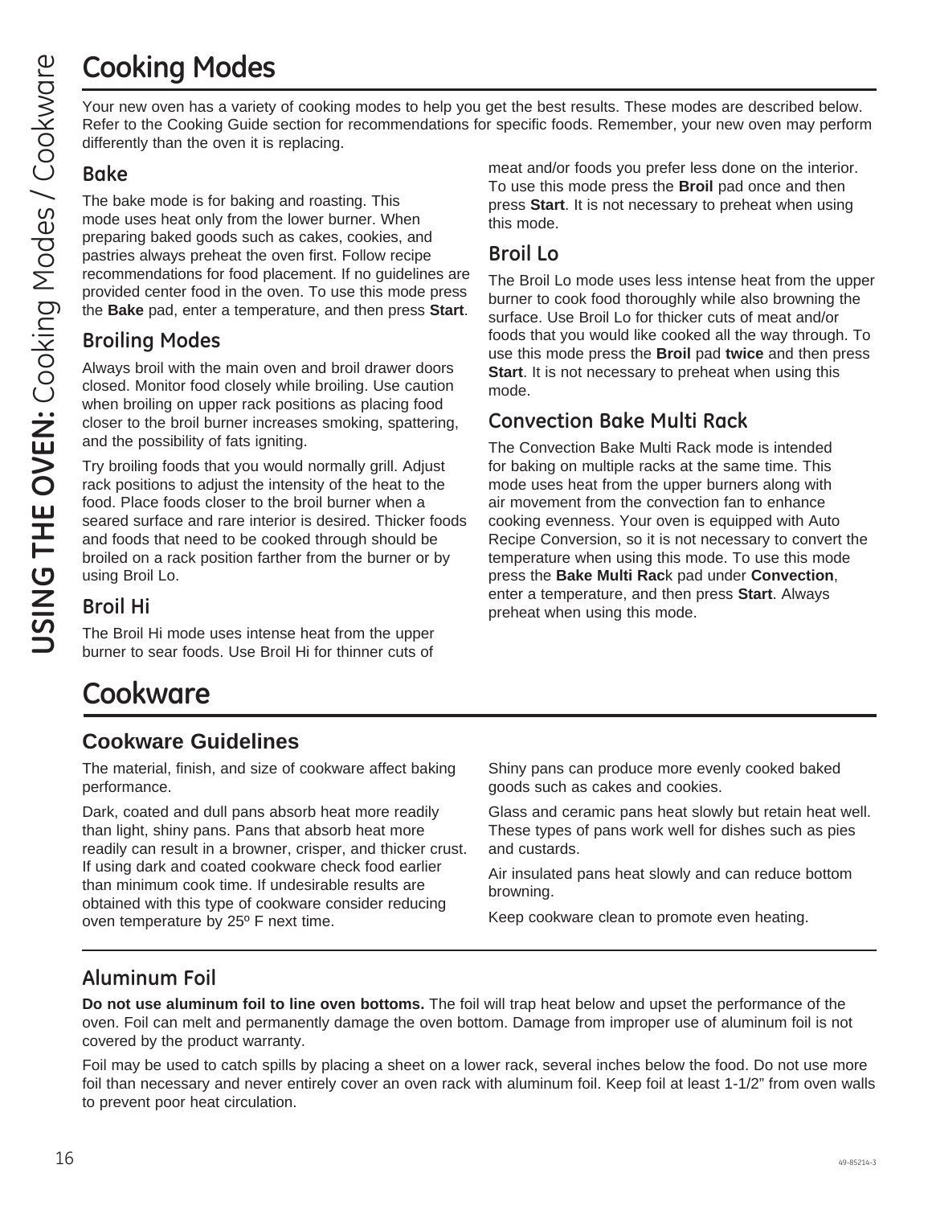# Cooking Modes

Your new oven has a variety of cooking modes to help you get the best results. These modes are described below. Refer to the Cooking Guide section for recommendations for specific foods. Remember, your new oven may perform differently than the oven it is replacing.

## Bake

The bake mode is for baking and roasting. This mode uses heat only from the lower burner. When preparing baked goods such as cakes, cookies, and pastries always preheat the oven first. Follow recipe recommendations for food placement. If no guidelines are provided center food in the oven. To use this mode press the **Bake** pad, enter a temperature, and then press **Start**.

## Broiling Modes

Always broil with the main oven and broil drawer doors closed. Monitor food closely while broiling. Use caution when broiling on upper rack positions as placing food closer to the broil burner increases smoking, spattering, and the possibility of fats igniting.

Try broiling foods that you would normally grill. Adjust rack positions to adjust the intensity of the heat to the food. Place foods closer to the broil burner when a seared surface and rare interior is desired. Thicker foods and foods that need to be cooked through should be broiled on a rack position farther from the burner or by using Broil Lo.

## Broil Hi

The Broil Hi mode uses intense heat from the upper burner to sear foods. Use Broil Hi for thinner cuts of meat and/or foods you prefer less done on the interior. To use this mode press the **Broil** pad once and then press **Start**. It is not necessary to preheat when using this mode.

## Broil Lo

The Broil Lo mode uses less intense heat from the upper burner to cook food thoroughly while also browning the surface. Use Broil Lo for thicker cuts of meat and/or foods that you would like cooked all the way through. To use this mode press the **Broil** pad **twice** and then press **Start**. It is not necessary to preheat when using this mode.

## Convection Bake Multi Rack

The Convection Bake Multi Rack mode is intended for baking on multiple racks at the same time. This mode uses heat from the upper burners along with air movement from the convection fan to enhance cooking evenness. Your oven is equipped with Auto Recipe Conversion, so it is not necessary to convert the temperature when using this mode. To use this mode press the **Bake Multi Rac**k pad under **Convection**, enter a temperature, and then press **Start**. Always preheat when using this mode.

# Cookware

## Cookware Guidelines

The material, finish, and size of cookware affect baking performance.

Dark, coated and dull pans absorb heat more readily than light, shiny pans. Pans that absorb heat more readily can result in a browner, crisper, and thicker crust. If using dark and coated cookware check food earlier than minimum cook time. If undesirable results are obtained with this type of cookware consider reducing oven temperature by 25º F next time.

Shiny pans can produce more evenly cooked baked goods such as cakes and cookies.

Glass and ceramic pans heat slowly but retain heat well. These types of pans work well for dishes such as pies and custards.

Air insulated pans heat slowly and can reduce bottom browning.

Keep cookware clean to promote even heating.

## Aluminum Foil

**Do not use aluminum foil to line oven bottoms.** The foil will trap heat below and upset the performance of the oven. Foil can melt and permanently damage the oven bottom. Damage from improper use of aluminum foil is not covered by the product warranty.

Foil may be used to catch spills by placing a sheet on a lower rack, several inches below the food. Do not use more foil than necessary and never entirely cover an oven rack with aluminum foil. Keep foil at least 1-1/2" from oven walls to prevent poor heat circulation.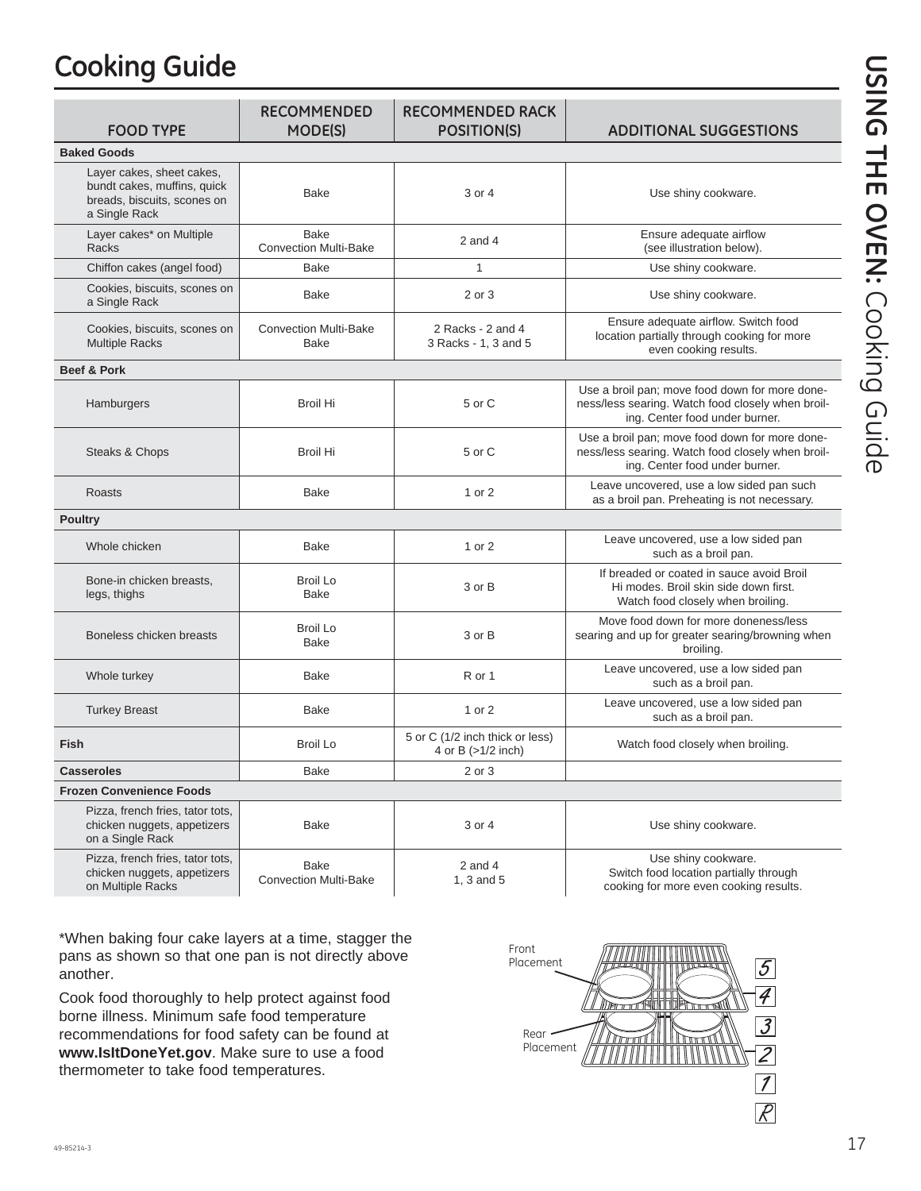# Cooking Guide

| FOOD TYPE | RECOMMENDED MODE(S) | RECOMMENDED RACK POSITION(S) | ADDITIONAL SUGGESTIONS |
|---|---|---|---|
| **Baked Goods** | | | |
| Layer cakes, sheet cakes, bundt cakes, muffins, quick breads, biscuits, scones on a Single Rack | Bake | 3 or 4 | Use shiny cookware. |
| Layer cakes* on Multiple Racks | Bake<br>Convection Multi-Bake | 2 and 4 | Ensure adequate airflow (see illustration below). |
| Chiffon cakes (angel food) | Bake | 1 | Use shiny cookware. |
| Cookies, biscuits, scones on a Single Rack | Bake | 2 or 3 | Use shiny cookware. |
| Cookies, biscuits, scones on Multiple Racks | Convection Multi-Bake<br>Bake | 2 Racks - 2 and 4<br>3 Racks - 1, 3 and 5 | Ensure adequate airflow. Switch food location partially through cooking for more even cooking results. |
| **Beef & Pork** | | | |
| Hamburgers | Broil Hi | 5 or C | Use a broil pan; move food down for more doneness/less searing. Watch food closely when broiling. Center food under burner. |
| Steaks & Chops | Broil Hi | 5 or C | Use a broil pan; move food down for more doneness/less searing. Watch food closely when broiling. Center food under burner. |
| Roasts | Bake | 1 or 2 | Leave uncovered, use a low sided pan such as a broil pan. Preheating is not necessary. |
| **Poultry** | | | |
| Whole chicken | Bake | 1 or 2 | Leave uncovered, use a low sided pan such as a broil pan. |
| Bone-in chicken breasts, legs, thighs | Broil Lo<br>Bake | 3 or B | If breaded or coated in sauce avoid Broil Hi modes. Broil skin side down first. Watch food closely when broiling. |
| Boneless chicken breasts | Broil Lo<br>Bake | 3 or B | Move food down for more doneness/less searing and up for greater searing/browning when broiling. |
| Whole turkey | Bake | R or 1 | Leave uncovered, use a low sided pan such as a broil pan. |
| Turkey Breast | Bake | 1 or 2 | Leave uncovered, use a low sided pan such as a broil pan. |
| **Fish** | Broil Lo | 5 or C (1/2 inch thick or less)<br>4 or B (>1/2 inch) | Watch food closely when broiling. |
| **Casseroles** | Bake | 2 or 3 | |
| **Frozen Convenience Foods** | | | |
| Pizza, french fries, tator tots, chicken nuggets, appetizers on a Single Rack | Bake | 3 or 4 | Use shiny cookware. |
| Pizza, french fries, tator tots, chicken nuggets, appetizers on Multiple Racks | Bake<br>Convection Multi-Bake | 2 and 4<br>1, 3 and 5 | Use shiny cookware. Switch food location partially through cooking for more even cooking results. |

*When baking four cake layers at a time, stagger the pans as shown so that one pan is not directly above another.

Cook food thoroughly to help protect against food borne illness. Minimum safe food temperature recommendations for food safety can be found at **www.IsItDoneYet.gov**. Make sure to use a food thermometer to take food temperatures.

Front Placement

Rear Placement

5
4
3
2
1
R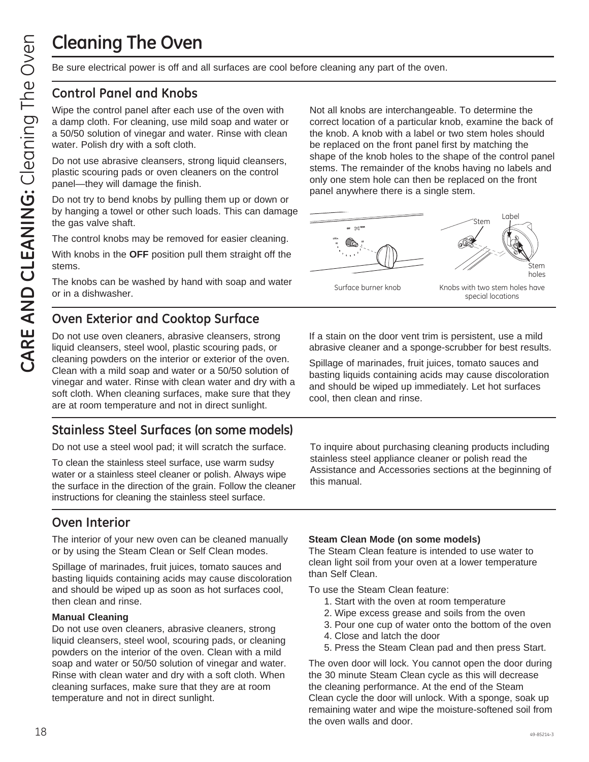# Cleaning The Oven

Be sure electrical power is off and all surfaces are cool before cleaning any part of the oven.

## Control Panel and Knobs

Wipe the control panel after each use of the oven with a damp cloth. For cleaning, use mild soap and water or a 50/50 solution of vinegar and water. Rinse with clean water. Polish dry with a soft cloth.

Do not use abrasive cleansers, strong liquid cleansers, plastic scouring pads or oven cleaners on the control panel—they will damage the finish.

Do not try to bend knobs by pulling them up or down or by hanging a towel or other such loads. This can damage the gas valve shaft.

The control knobs may be removed for easier cleaning.

With knobs in the **OFF** position pull them straight off the stems.

The knobs can be washed by hand with soap and water or in a dishwasher.

Not all knobs are interchangeable. To determine the correct location of a particular knob, examine the back of the knob. A knob with a label or two stem holes should be replaced on the front panel first by matching the shape of the knob holes to the shape of the control panel stems. The remainder of the knobs having no labels and only one stem hole can then be replaced on the front panel anywhere there is a single stem.

Surface burner knob

Knobs with two stem holes have special locations

## Oven Exterior and Cooktop Surface

Do not use oven cleaners, abrasive cleansers, strong liquid cleansers, steel wool, plastic scouring pads, or cleaning powders on the interior or exterior of the oven. Clean with a mild soap and water or a 50/50 solution of vinegar and water. Rinse with clean water and dry with a soft cloth. When cleaning surfaces, make sure that they are at room temperature and not in direct sunlight.

If a stain on the door vent trim is persistent, use a mild abrasive cleaner and a sponge-scrubber for best results.

Spillage of marinades, fruit juices, tomato sauces and basting liquids containing acids may cause discoloration and should be wiped up immediately. Let hot surfaces cool, then clean and rinse.

## Stainless Steel Surfaces (on some models)

Do not use a steel wool pad; it will scratch the surface.

To clean the stainless steel surface, use warm sudsy water or a stainless steel cleaner or polish. Always wipe the surface in the direction of the grain. Follow the cleaner instructions for cleaning the stainless steel surface.

To inquire about purchasing cleaning products including stainless steel appliance cleaner or polish read the Assistance and Accessories sections at the beginning of this manual.

## Oven Interior

The interior of your new oven can be cleaned manually or by using the Steam Clean or Self Clean modes.

Spillage of marinades, fruit juices, tomato sauces and basting liquids containing acids may cause discoloration and should be wiped up as soon as hot surfaces cool, then clean and rinse.

**Manual Cleaning**

Do not use oven cleaners, abrasive cleaners, strong liquid cleansers, steel wool, scouring pads, or cleaning powders on the interior of the oven. Clean with a mild soap and water or 50/50 solution of vinegar and water. Rinse with clean water and dry with a soft cloth. When cleaning surfaces, make sure that they are at room temperature and not in direct sunlight.

**Steam Clean Mode (on some models)**

The Steam Clean feature is intended to use water to clean light soil from your oven at a lower temperature than Self Clean.

To use the Steam Clean feature:

1. Start with the oven at room temperature
2. Wipe excess grease and soils from the oven
3. Pour one cup of water onto the bottom of the oven
4. Close and latch the door
5. Press the Steam Clean pad and then press Start.

The oven door will lock. You cannot open the door during the 30 minute Steam Clean cycle as this will decrease the cleaning performance. At the end of the Steam Clean cycle the door will unlock. With a sponge, soak up remaining water and wipe the moisture-softened soil from the oven walls and door.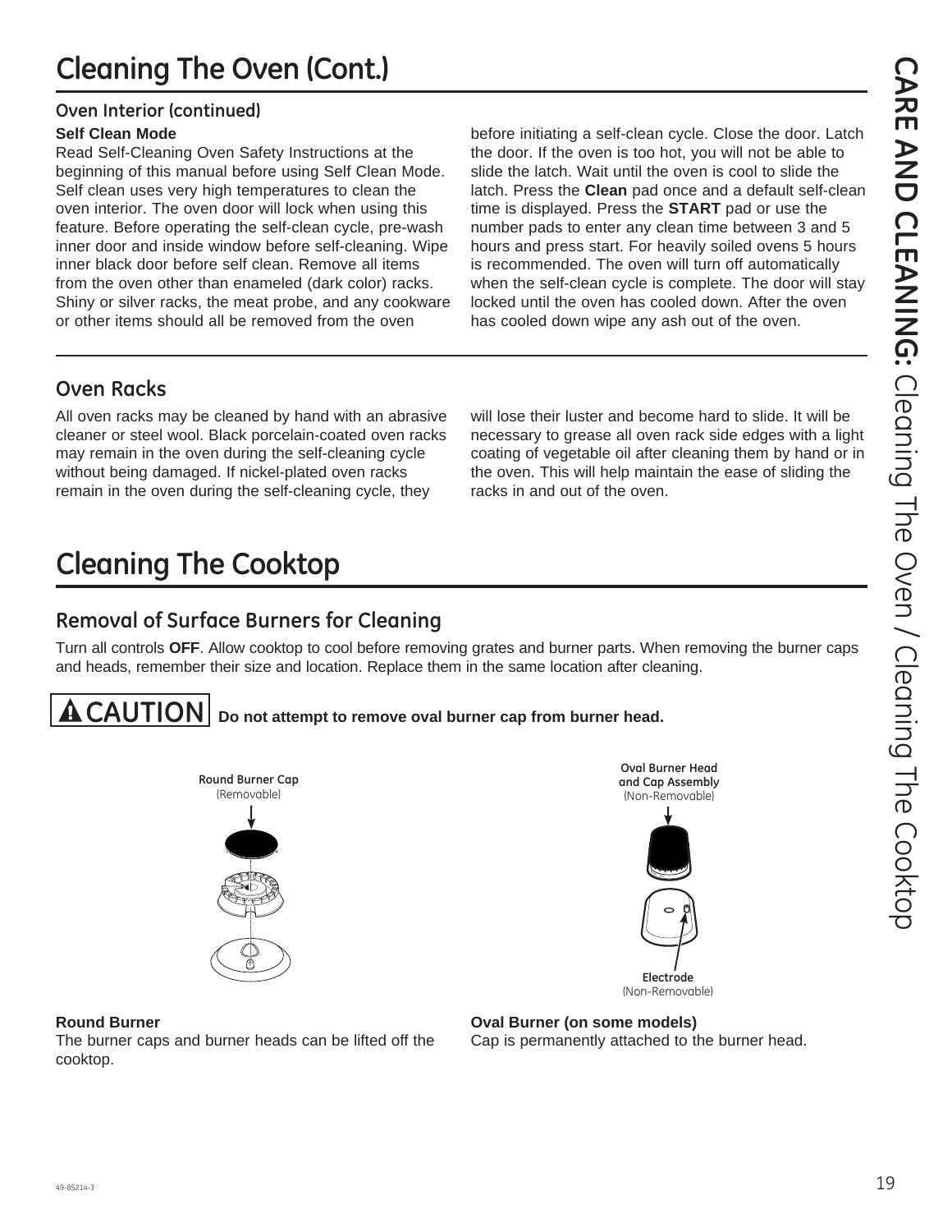# Cleaning The Oven (Cont.)

### Oven Interior (continued)

**Self Clean Mode**

Read Self-Cleaning Oven Safety Instructions at the beginning of this manual before using Self Clean Mode. Self clean uses very high temperatures to clean the oven interior. The oven door will lock when using this feature. Before operating the self-clean cycle, pre-wash inner door and inside window before self-cleaning. Wipe inner black door before self clean. Remove all items from the oven other than enameled (dark color) racks. Shiny or silver racks, the meat probe, and any cookware or other items should all be removed from the oven before initiating a self-clean cycle. Close the door. Latch the door. If the oven is too hot, you will not be able to slide the latch. Wait until the oven is cool to slide the latch. Press the **Clean** pad once and a default self-clean time is displayed. Press the **START** pad or use the number pads to enter any clean time between 3 and 5 hours and press start. For heavily soiled ovens 5 hours is recommended. The oven will turn off automatically when the self-clean cycle is complete. The door will stay locked until the oven has cooled down. After the oven has cooled down wipe any ash out of the oven.

## Oven Racks

All oven racks may be cleaned by hand with an abrasive cleaner or steel wool. Black porcelain-coated oven racks may remain in the oven during the self-cleaning cycle without being damaged. If nickel-plated oven racks remain in the oven during the self-cleaning cycle, they will lose their luster and become hard to slide. It will be necessary to grease all oven rack side edges with a light coating of vegetable oil after cleaning them by hand or in the oven. This will help maintain the ease of sliding the racks in and out of the oven.

# Cleaning The Cooktop

## Removal of Surface Burners for Cleaning

Turn all controls **OFF**. Allow cooktop to cool before removing grates and burner parts. When removing the burner caps and heads, remember their size and location. Replace them in the same location after cleaning.

**⚠ CAUTION** **Do not attempt to remove oval burner cap from burner head.**

**Round Burner Cap** (Removable)

**Oval Burner Head and Cap Assembly** (Non-Removable)

**Electrode** (Non-Removable)

**Round Burner**

The burner caps and burner heads can be lifted off the cooktop.

**Oval Burner (on some models)**

Cap is permanently attached to the burner head.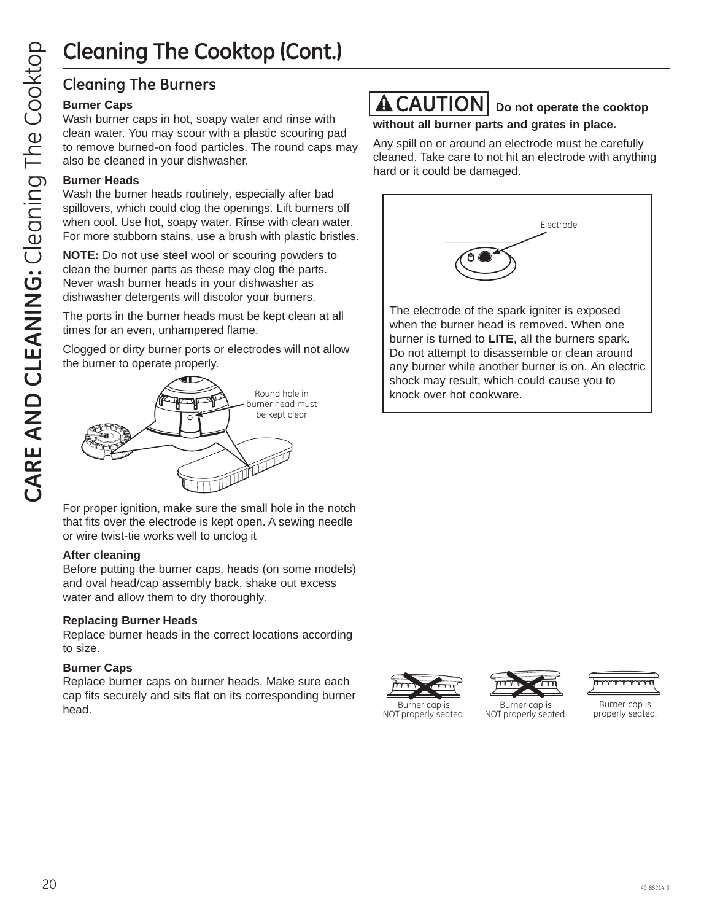# Cleaning The Cooktop (Cont.)

## Cleaning The Burners

**Burner Caps**
Wash burner caps in hot, soapy water and rinse with clean water. You may scour with a plastic scouring pad to remove burned-on food particles. The round caps may also be cleaned in your dishwasher.

**Burner Heads**
Wash the burner heads routinely, especially after bad spillovers, which could clog the openings. Lift burners off when cool. Use hot, soapy water. Rinse with clean water. For more stubborn stains, use a brush with plastic bristles.

**NOTE:** Do not use steel wool or scouring powders to clean the burner parts as these may clog the parts. Never wash burner heads in your dishwasher as dishwasher detergents will discolor your burners.

The ports in the burner heads must be kept clean at all times for an even, unhampered flame.

Clogged or dirty burner ports or electrodes will not allow the burner to operate properly.

Round hole in burner head must be kept clear

For proper ignition, make sure the small hole in the notch that fits over the electrode is kept open. A sewing needle or wire twist-tie works well to unclog it

**After cleaning**
Before putting the burner caps, heads (on some models) and oval head/cap assembly back, shake out excess water and allow them to dry thoroughly.

**Replacing Burner Heads**
Replace burner heads in the correct locations according to size.

**Burner Caps**
Replace burner caps on burner heads. Make sure each cap fits securely and sits flat on its corresponding burner head.

**⚠ CAUTION** **Do not operate the cooktop without all burner parts and grates in place.**

Any spill on or around an electrode must be carefully cleaned. Take care to not hit an electrode with anything hard or it could be damaged.

Electrode

The electrode of the spark igniter is exposed when the burner head is removed. When one burner is turned to **LITE**, all the burners spark. Do not attempt to disassemble or clean around any burner while another burner is on. An electric shock may result, which could cause you to knock over hot cookware.

Burner cap is NOT properly seated.

Burner cap is NOT properly seated.

Burner cap is properly seated.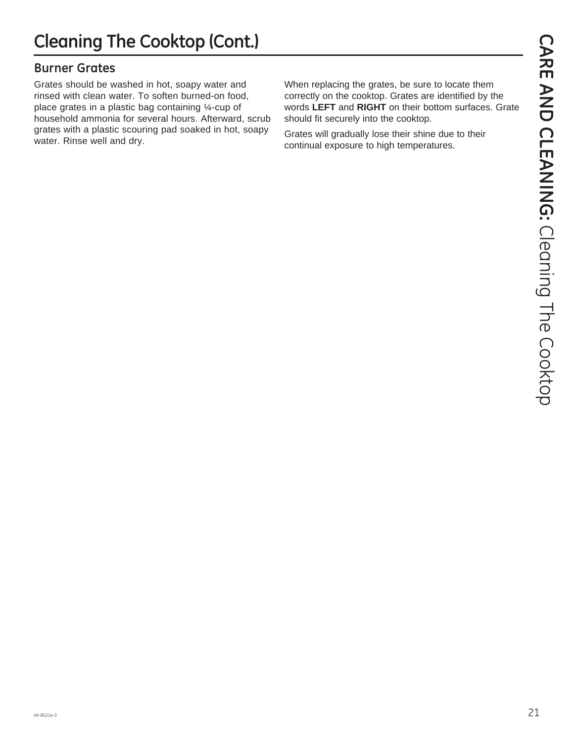# Cleaning The Cooktop (Cont.)

## Burner Grates

Grates should be washed in hot, soapy water and rinsed with clean water. To soften burned-on food, place grates in a plastic bag containing ¼-cup of household ammonia for several hours. Afterward, scrub grates with a plastic scouring pad soaked in hot, soapy water. Rinse well and dry.

When replacing the grates, be sure to locate them correctly on the cooktop. Grates are identified by the words **LEFT** and **RIGHT** on their bottom surfaces. Grate should fit securely into the cooktop.

Grates will gradually lose their shine due to their continual exposure to high temperatures.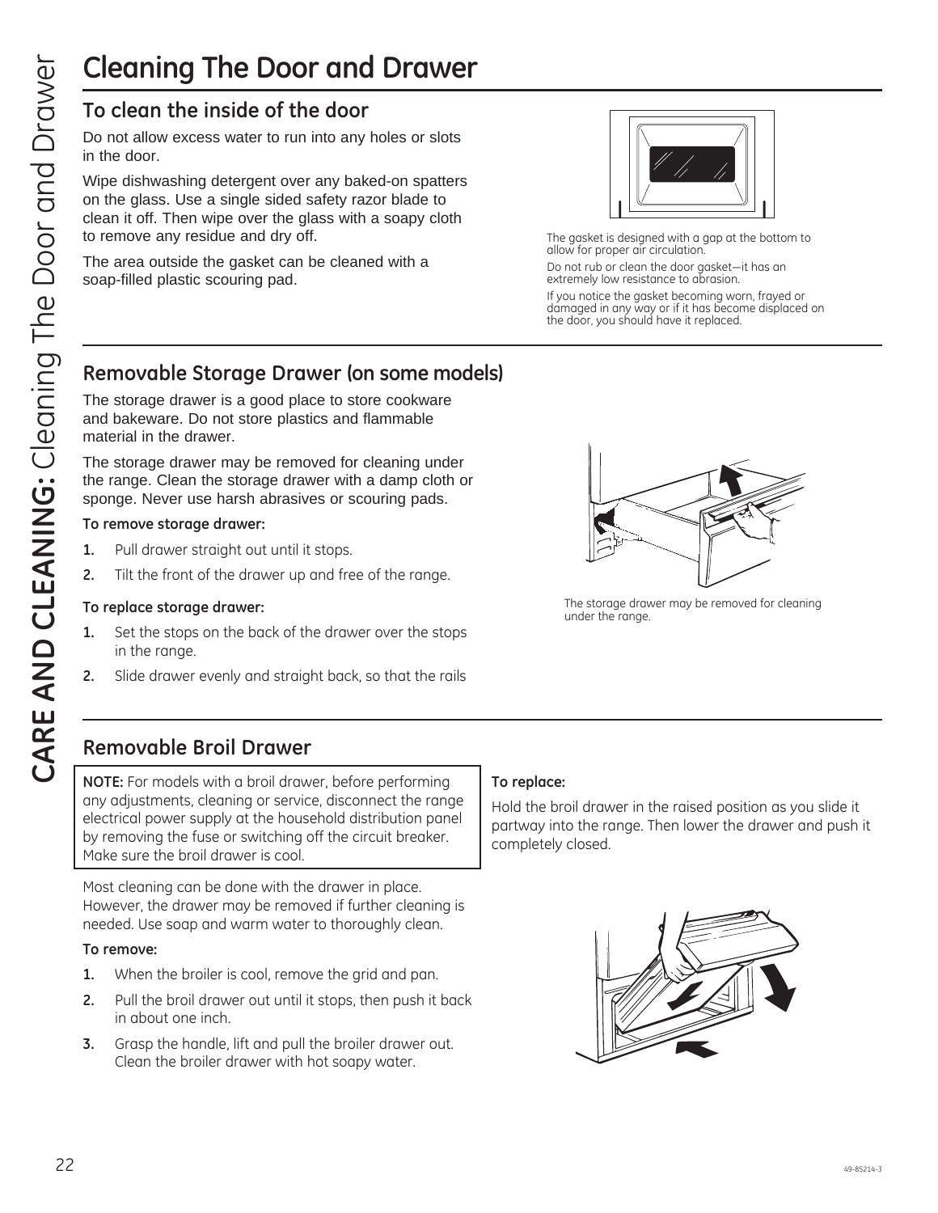# Cleaning The Door and Drawer

## To clean the inside of the door

Do not allow excess water to run into any holes or slots in the door.

Wipe dishwashing detergent over any baked-on spatters on the glass. Use a single sided safety razor blade to clean it off. Then wipe over the glass with a soapy cloth to remove any residue and dry off.

The area outside the gasket can be cleaned with a soap-filled plastic scouring pad.

The gasket is designed with a gap at the bottom to allow for proper air circulation.

Do not rub or clean the door gasket—it has an extremely low resistance to abrasion.

If you notice the gasket becoming worn, frayed or damaged in any way or if it has become displaced on the door, you should have it replaced.

## Removable Storage Drawer (on some models)

The storage drawer is a good place to store cookware and bakeware. Do not store plastics and flammable material in the drawer.

The storage drawer may be removed for cleaning under the range. Clean the storage drawer with a damp cloth or sponge. Never use harsh abrasives or scouring pads.

**To remove storage drawer:**

1. Pull drawer straight out until it stops.
2. Tilt the front of the drawer up and free of the range.

**To replace storage drawer:**

1. Set the stops on the back of the drawer over the stops in the range.
2. Slide drawer evenly and straight back, so that the rails

The storage drawer may be removed for cleaning under the range.

## Removable Broil Drawer

**NOTE:** For models with a broil drawer, before performing any adjustments, cleaning or service, disconnect the range electrical power supply at the household distribution panel by removing the fuse or switching off the circuit breaker. Make sure the broil drawer is cool.

Most cleaning can be done with the drawer in place. However, the drawer may be removed if further cleaning is needed. Use soap and warm water to thoroughly clean.

**To remove:**

1. When the broiler is cool, remove the grid and pan.
2. Pull the broil drawer out until it stops, then push it back in about one inch.
3. Grasp the handle, lift and pull the broiler drawer out. Clean the broiler drawer with hot soapy water.

**To replace:**

Hold the broil drawer in the raised position as you slide it partway into the range. Then lower the drawer and push it completely closed.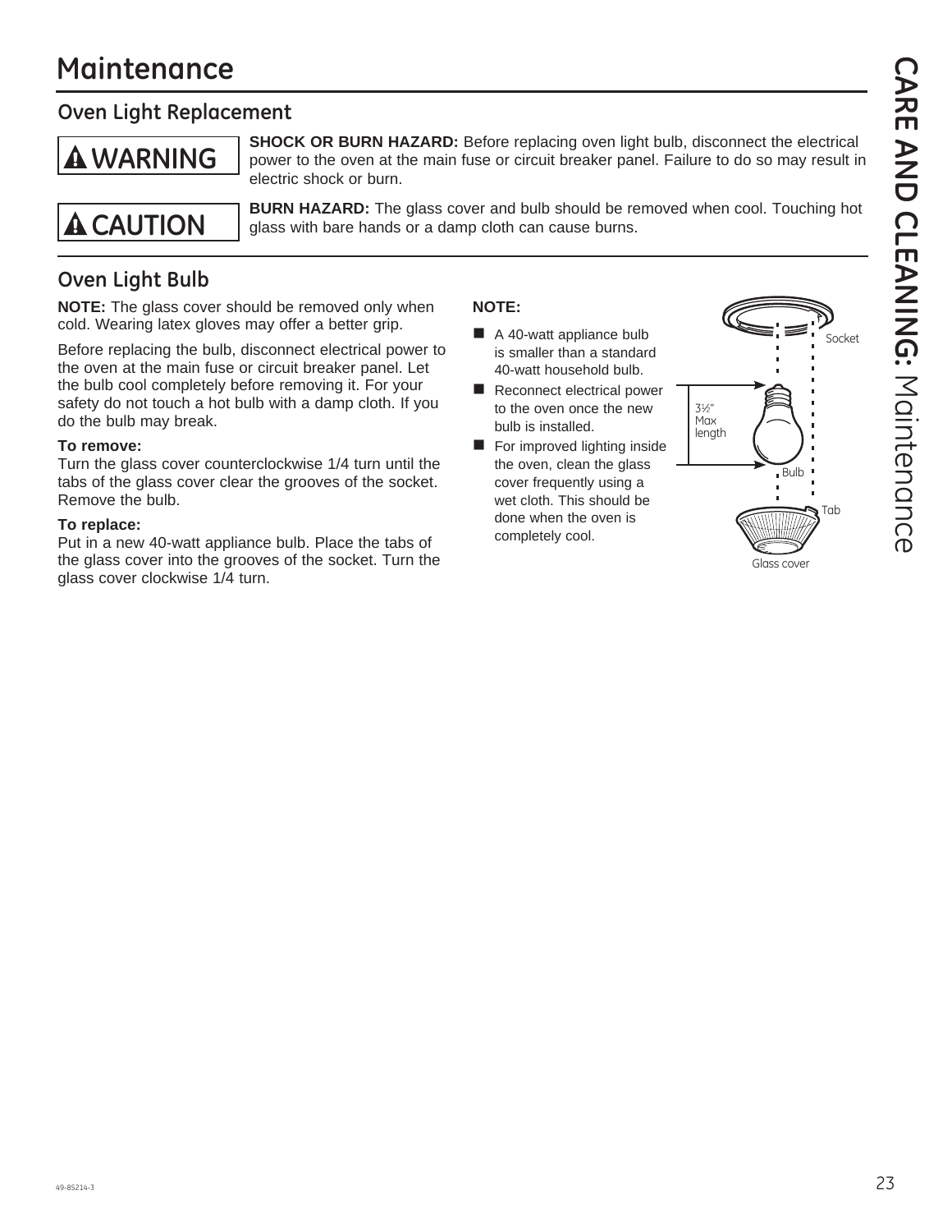# Maintenance

## Oven Light Replacement

**⚠ WARNING** **SHOCK OR BURN HAZARD:** Before replacing oven light bulb, disconnect the electrical power to the oven at the main fuse or circuit breaker panel. Failure to do so may result in electric shock or burn.

**⚠ CAUTION** **BURN HAZARD:** The glass cover and bulb should be removed when cool. Touching hot glass with bare hands or a damp cloth can cause burns.

## Oven Light Bulb

**NOTE:** The glass cover should be removed only when cold. Wearing latex gloves may offer a better grip.

Before replacing the bulb, disconnect electrical power to the oven at the main fuse or circuit breaker panel. Let the bulb cool completely before removing it. For your safety do not touch a hot bulb with a damp cloth. If you do the bulb may break.

**To remove:**
Turn the glass cover counterclockwise 1/4 turn until the tabs of the glass cover clear the grooves of the socket. Remove the bulb.

**To replace:**
Put in a new 40-watt appliance bulb. Place the tabs of the glass cover into the grooves of the socket. Turn the glass cover clockwise 1/4 turn.

**NOTE:**

- A 40-watt appliance bulb is smaller than a standard 40-watt household bulb.
- Reconnect electrical power to the oven once the new bulb is installed.
- For improved lighting inside the oven, clean the glass cover frequently using a wet cloth. This should be done when the oven is completely cool.

Socket
3½" Max length
Bulb
Tab
Glass cover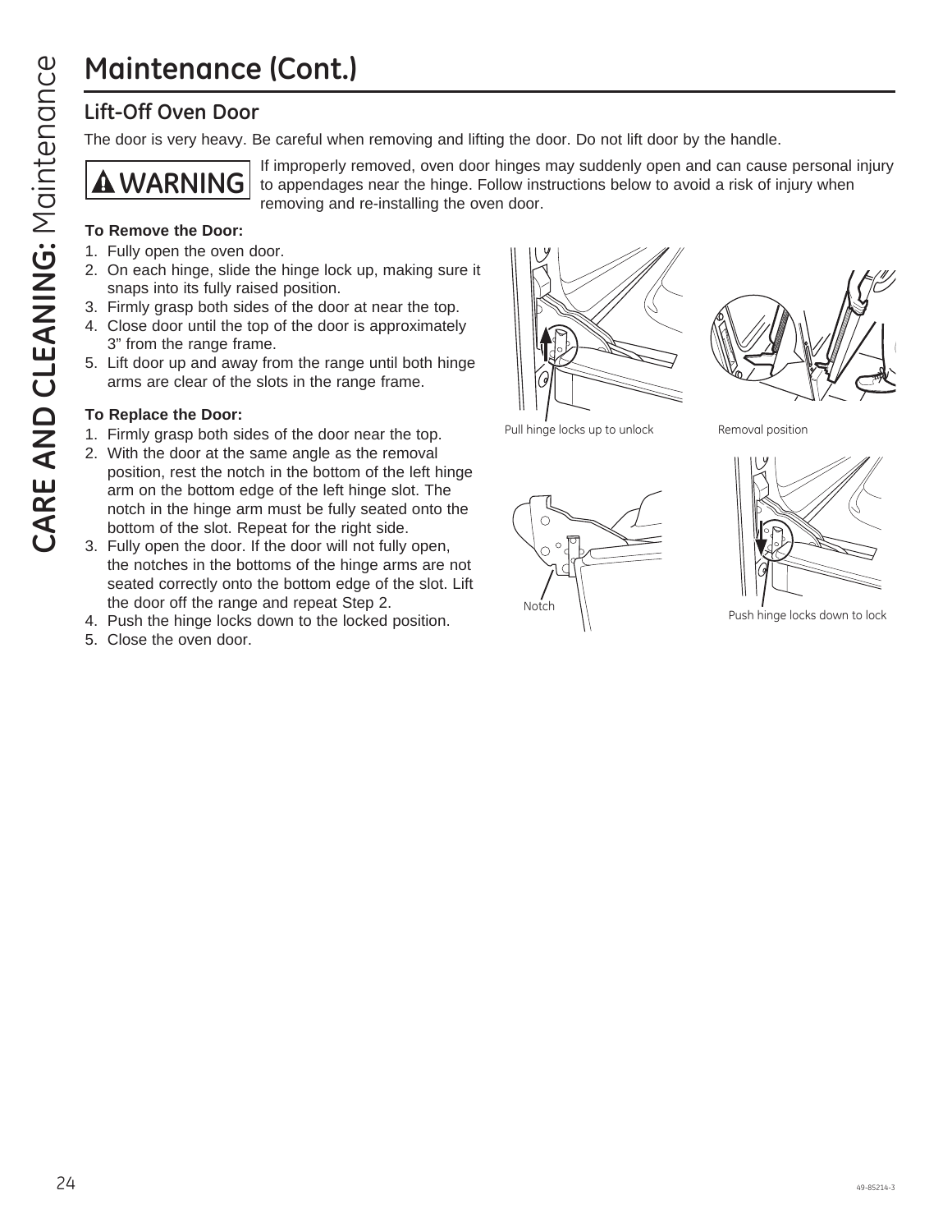# Maintenance (Cont.)

## Lift-Off Oven Door

The door is very heavy. Be careful when removing and lifting the door. Do not lift door by the handle.

**WARNING** If improperly removed, oven door hinges may suddenly open and can cause personal injury to appendages near the hinge. Follow instructions below to avoid a risk of injury when removing and re-installing the oven door.

**To Remove the Door:**

1. Fully open the oven door.
2. On each hinge, slide the hinge lock up, making sure it snaps into its fully raised position.
3. Firmly grasp both sides of the door at near the top.
4. Close door until the top of the door is approximately 3" from the range frame.
5. Lift door up and away from the range until both hinge arms are clear of the slots in the range frame.

**To Replace the Door:**

1. Firmly grasp both sides of the door near the top.
2. With the door at the same angle as the removal position, rest the notch in the bottom of the left hinge arm on the bottom edge of the left hinge slot. The notch in the hinge arm must be fully seated onto the bottom of the slot. Repeat for the right side.
3. Fully open the door. If the door will not fully open, the notches in the bottoms of the hinge arms are not seated correctly onto the bottom edge of the slot. Lift the door off the range and repeat Step 2.
4. Push the hinge locks down to the locked position.
5. Close the oven door.

Pull hinge locks up to unlock

Removal position

Notch

Push hinge locks down to lock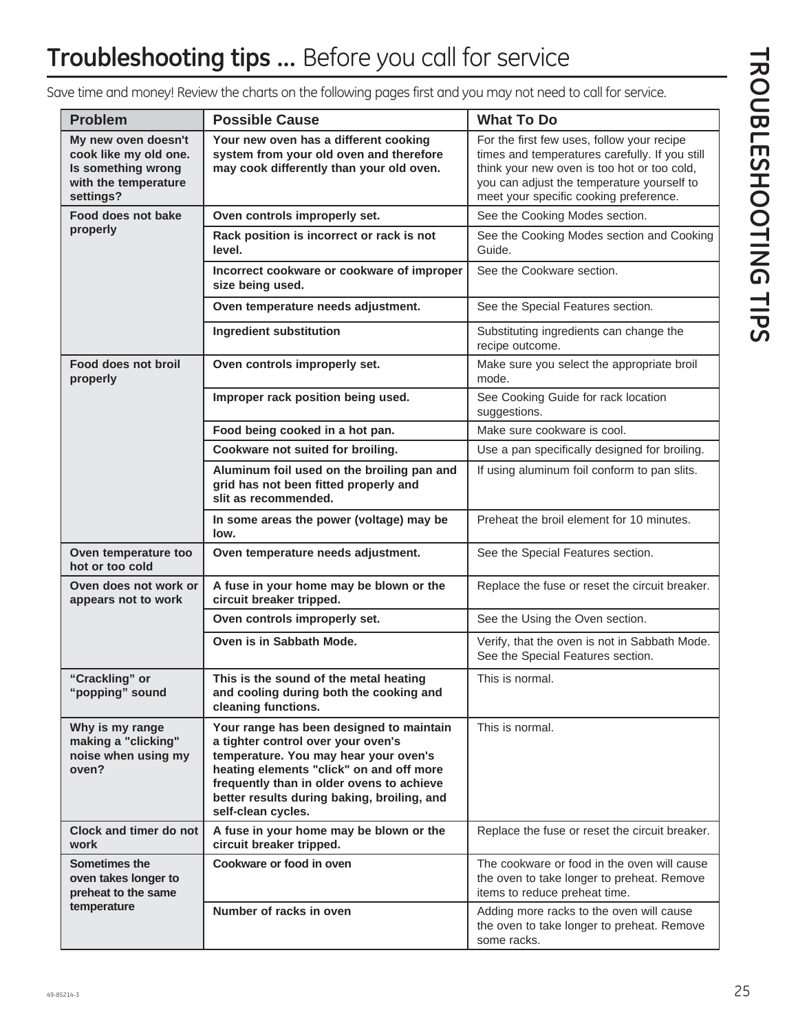# **Troubleshooting tips ...** Before you call for service

Save time and money! Review the charts on the following pages first and you may not need to call for service.

| Problem | Possible Cause | What To Do |
|---|---|---|
| **My new oven doesn't cook like my old one. Is something wrong with the temperature settings?** | **Your new oven has a different cooking system from your old oven and therefore may cook differently than your old oven.** | For the first few uses, follow your recipe times and temperatures carefully. If you still think your new oven is too hot or too cold, you can adjust the temperature yourself to meet your specific cooking preference. |
| **Food does not bake properly** | **Oven controls improperly set.** | See the Cooking Modes section. |
| | **Rack position is incorrect or rack is not level.** | See the Cooking Modes section and Cooking Guide. |
| | **Incorrect cookware or cookware of improper size being used.** | See the Cookware section. |
| | **Oven temperature needs adjustment.** | See the Special Features section. |
| | **Ingredient substitution** | Substituting ingredients can change the recipe outcome. |
| **Food does not broil properly** | **Oven controls improperly set.** | Make sure you select the appropriate broil mode. |
| | **Improper rack position being used.** | See Cooking Guide for rack location suggestions. |
| | **Food being cooked in a hot pan.** | Make sure cookware is cool. |
| | **Cookware not suited for broiling.** | Use a pan specifically designed for broiling. |
| | **Aluminum foil used on the broiling pan and grid has not been fitted properly and slit as recommended.** | If using aluminum foil conform to pan slits. |
| | **In some areas the power (voltage) may be low.** | Preheat the broil element for 10 minutes. |
| **Oven temperature too hot or too cold** | **Oven temperature needs adjustment.** | See the Special Features section. |
| **Oven does not work or appears not to work** | **A fuse in your home may be blown or the circuit breaker tripped.** | Replace the fuse or reset the circuit breaker. |
| | **Oven controls improperly set.** | See the Using the Oven section. |
| | **Oven is in Sabbath Mode.** | Verify, that the oven is not in Sabbath Mode. See the Special Features section. |
| **"Crackling" or "popping" sound** | **This is the sound of the metal heating and cooling during both the cooking and cleaning functions.** | This is normal. |
| **Why is my range making a "clicking" noise when using my oven?** | **Your range has been designed to maintain a tighter control over your oven's temperature. You may hear your oven's heating elements "click" on and off more frequently than in older ovens to achieve better results during baking, broiling, and self-clean cycles.** | This is normal. |
| **Clock and timer do not work** | **A fuse in your home may be blown or the circuit breaker tripped.** | Replace the fuse or reset the circuit breaker. |
| **Sometimes the oven takes longer to preheat to the same temperature** | **Cookware or food in oven** | The cookware or food in the oven will cause the oven to take longer to preheat. Remove items to reduce preheat time. |
| | **Number of racks in oven** | Adding more racks to the oven will cause the oven to take longer to preheat. Remove some racks. |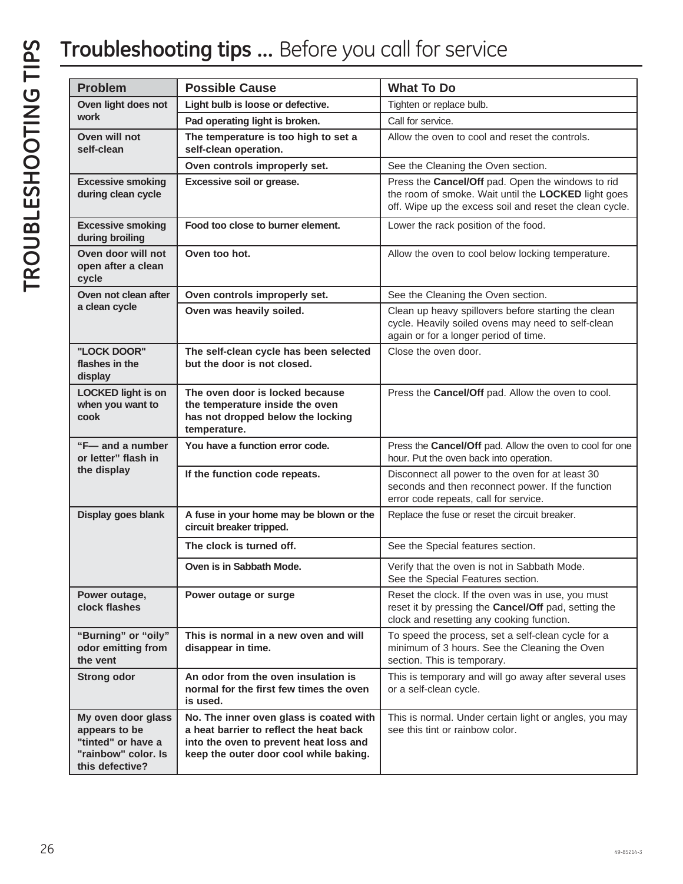# Troubleshooting tips ... Before you call for service

| Problem | Possible Cause | What To Do |
|---|---|---|
| **Oven light does not work** | **Light bulb is loose or defective.** | Tighten or replace bulb. |
| | **Pad operating light is broken.** | Call for service. |
| **Oven will not self-clean** | **The temperature is too high to set a self-clean operation.** | Allow the oven to cool and reset the controls. |
| | **Oven controls improperly set.** | See the Cleaning the Oven section. |
| **Excessive smoking during clean cycle** | **Excessive soil or grease.** | Press the **Cancel/Off** pad. Open the windows to rid the room of smoke. Wait until the **LOCKED** light goes off. Wipe up the excess soil and reset the clean cycle. |
| **Excessive smoking during broiling** | **Food too close to burner element.** | Lower the rack position of the food. |
| **Oven door will not open after a clean cycle** | **Oven too hot.** | Allow the oven to cool below locking temperature. |
| **Oven not clean after a clean cycle** | **Oven controls improperly set.** | See the Cleaning the Oven section. |
| | **Oven was heavily soiled.** | Clean up heavy spillovers before starting the clean cycle. Heavily soiled ovens may need to self-clean again or for a longer period of time. |
| **"LOCK DOOR" flashes in the display** | **The self-clean cycle has been selected but the door is not closed.** | Close the oven door. |
| **LOCKED light is on when you want to cook** | **The oven door is locked because the temperature inside the oven has not dropped below the locking temperature.** | Press the **Cancel/Off** pad. Allow the oven to cool. |
| **"F— and a number or letter" flash in the display** | **You have a function error code.** | Press the **Cancel/Off** pad. Allow the oven to cool for one hour. Put the oven back into operation. |
| | **If the function code repeats.** | Disconnect all power to the oven for at least 30 seconds and then reconnect power. If the function error code repeats, call for service. |
| **Display goes blank** | **A fuse in your home may be blown or the circuit breaker tripped.** | Replace the fuse or reset the circuit breaker. |
| | **The clock is turned off.** | See the Special features section. |
| | **Oven is in Sabbath Mode.** | Verify that the oven is not in Sabbath Mode. See the Special Features section. |
| **Power outage, clock flashes** | **Power outage or surge** | Reset the clock. If the oven was in use, you must reset it by pressing the **Cancel/Off** pad, setting the clock and resetting any cooking function. |
| **"Burning" or "oily" odor emitting from the vent** | **This is normal in a new oven and will disappear in time.** | To speed the process, set a self-clean cycle for a minimum of 3 hours. See the Cleaning the Oven section. This is temporary. |
| **Strong odor** | **An odor from the oven insulation is normal for the first few times the oven is used.** | This is temporary and will go away after several uses or a self-clean cycle. |
| **My oven door glass appears to be "tinted" or have a "rainbow" color. Is this defective?** | **No. The inner oven glass is coated with a heat barrier to reflect the heat back into the oven to prevent heat loss and keep the outer door cool while baking.** | This is normal. Under certain light or angles, you may see this tint or rainbow color. |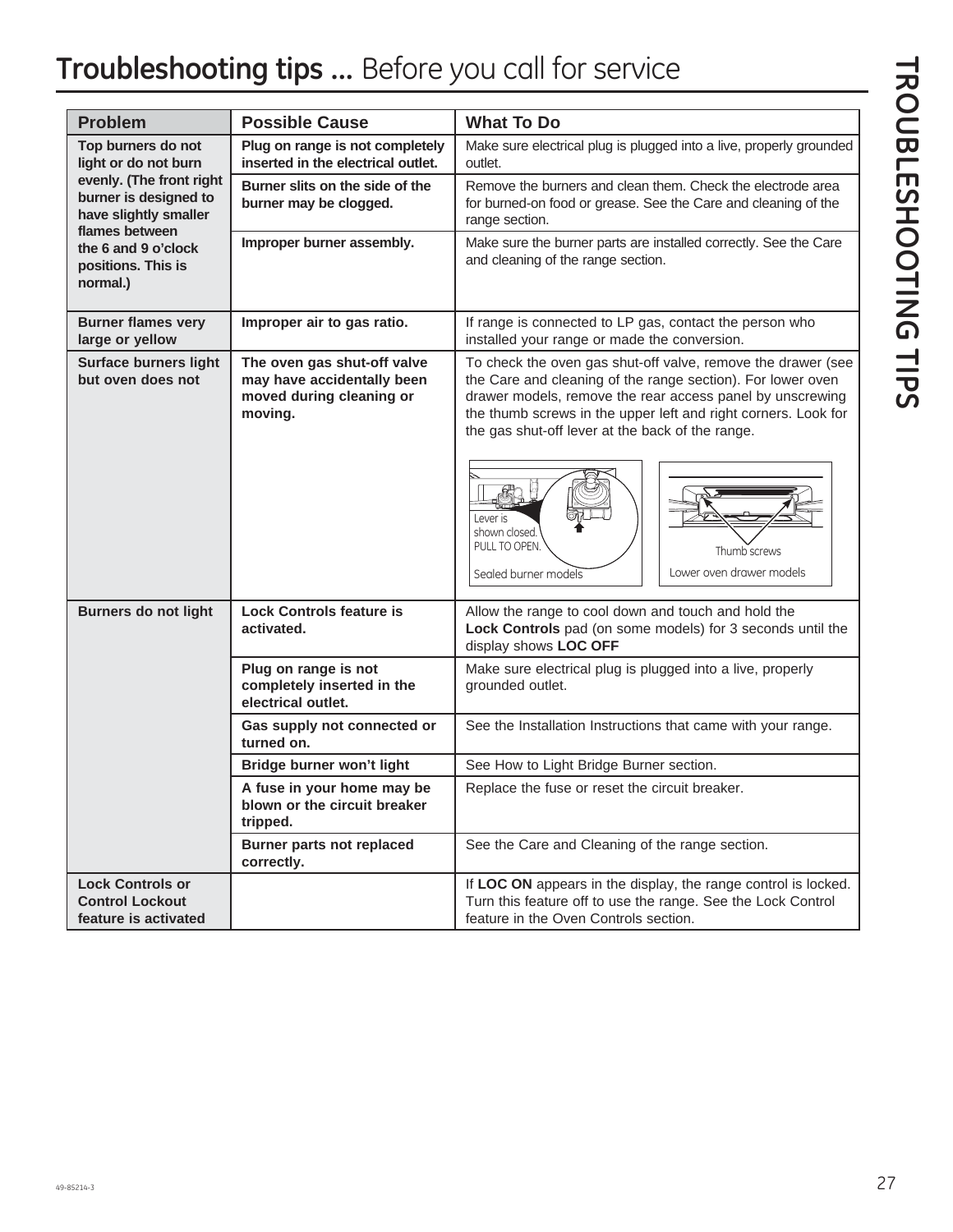# **Troubleshooting tips ...** Before you call for service

| Problem | Possible Cause | What To Do |
| --- | --- | --- |
| **Top burners do not light or do not burn evenly. (The front right burner is designed to have slightly smaller flames between the 6 and 9 o'clock positions. This is normal.)** | **Plug on range is not completely inserted in the electrical outlet.** | Make sure electrical plug is plugged into a live, properly grounded outlet. |
| | **Burner slits on the side of the burner may be clogged.** | Remove the burners and clean them. Check the electrode area for burned-on food or grease. See the Care and cleaning of the range section. |
| | **Improper burner assembly.** | Make sure the burner parts are installed correctly. See the Care and cleaning of the range section. |
| **Burner flames very large or yellow** | **Improper air to gas ratio.** | If range is connected to LP gas, contact the person who installed your range or made the conversion. |
| **Surface burners light but oven does not** | **The oven gas shut-off valve may have accidentally been moved during cleaning or moving.** | To check the oven gas shut-off valve, remove the drawer (see the Care and cleaning of the range section). For lower oven drawer models, remove the rear access panel by unscrewing the thumb screws in the upper left and right corners. Look for the gas shut-off lever at the back of the range. Lever is shown closed. PULL TO OPEN. Sealed burner models. Thumb screws. Lower oven drawer models. |
| **Burners do not light** | **Lock Controls feature is activated.** | Allow the range to cool down and touch and hold the **Lock Controls** pad (on some models) for 3 seconds until the display shows **LOC OFF** |
| | **Plug on range is not completely inserted in the electrical outlet.** | Make sure electrical plug is plugged into a live, properly grounded outlet. |
| | **Gas supply not connected or turned on.** | See the Installation Instructions that came with your range. |
| | **Bridge burner won't light** | See How to Light Bridge Burner section. |
| | **A fuse in your home may be blown or the circuit breaker tripped.** | Replace the fuse or reset the circuit breaker. |
| | **Burner parts not replaced correctly.** | See the Care and Cleaning of the range section. |
| **Lock Controls or Control Lockout feature is activated** | | If **LOC ON** appears in the display, the range control is locked. Turn this feature off to use the range. See the Lock Control feature in the Oven Controls section. |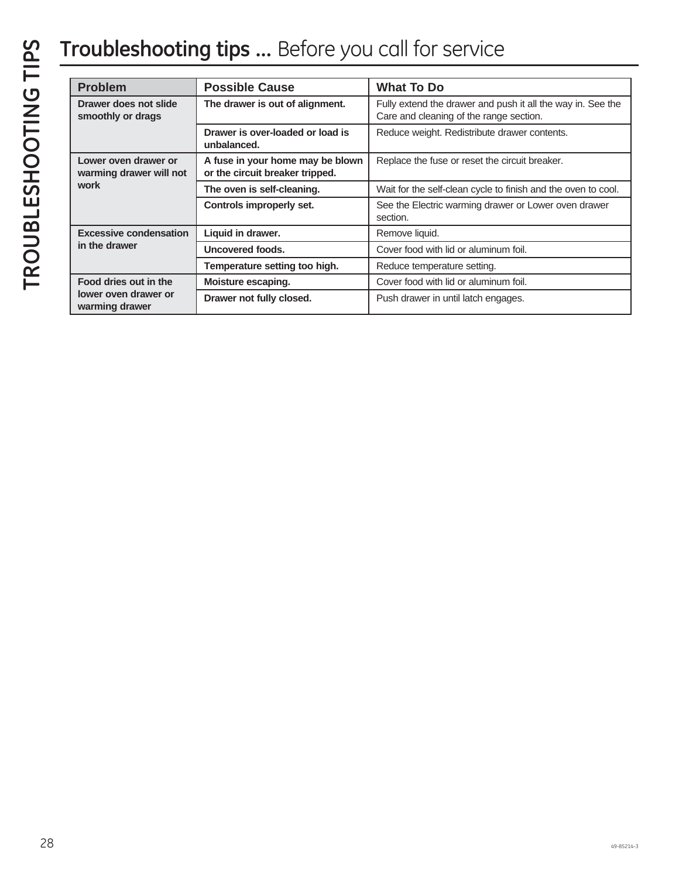# Troubleshooting tips ... Before you call for service

| Problem | Possible Cause | What To Do |
|---|---|---|
| **Drawer does not slide smoothly or drags** | **The drawer is out of alignment.** | Fully extend the drawer and push it all the way in. See the Care and cleaning of the range section. |
| | **Drawer is over-loaded or load is unbalanced.** | Reduce weight. Redistribute drawer contents. |
| **Lower oven drawer or warming drawer will not work** | **A fuse in your home may be blown or the circuit breaker tripped.** | Replace the fuse or reset the circuit breaker. |
| | **The oven is self-cleaning.** | Wait for the self-clean cycle to finish and the oven to cool. |
| | **Controls improperly set.** | See the Electric warming drawer or Lower oven drawer section. |
| **Excessive condensation in the drawer** | **Liquid in drawer.** | Remove liquid. |
| | **Uncovered foods.** | Cover food with lid or aluminum foil. |
| | **Temperature setting too high.** | Reduce temperature setting. |
| **Food dries out in the lower oven drawer or warming drawer** | **Moisture escaping.** | Cover food with lid or aluminum foil. |
| | **Drawer not fully closed.** | Push drawer in until latch engages. |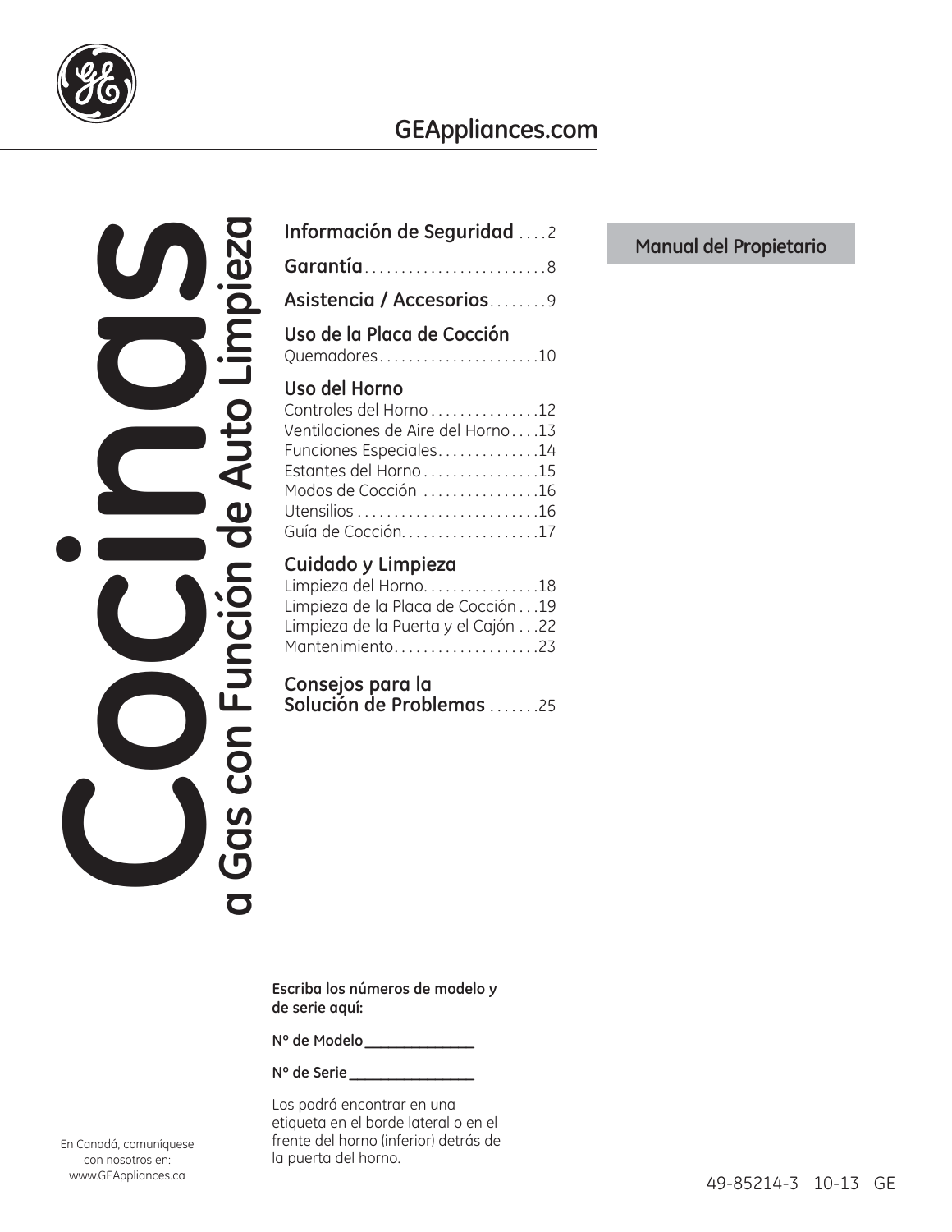GEAppliances.com

# Cocinas a Gas con Función de Auto Limpieza

**Información de Seguridad** . . . . 2

**Garantía** . . . . . . . . . . . . . . . . . . . . . . . . . 8

**Asistencia / Accesorios** . . . . . . . . 9

**Uso de la Placa de Cocción**
Quemadores . . . . . . . . . . . . . . . . . . . . . . 10

**Uso del Horno**
Controles del Horno . . . . . . . . . . . . . . . 12
Ventilaciones de Aire del Horno . . . . 13
Funciones Especiales . . . . . . . . . . . . . 14
Estantes del Horno . . . . . . . . . . . . . . . . 15
Modos de Cocción . . . . . . . . . . . . . . . . 16
Utensilios . . . . . . . . . . . . . . . . . . . . . . . . . 16
Guía de Cocción . . . . . . . . . . . . . . . . . . . 17

**Cuidado y Limpieza**
Limpieza del Horno . . . . . . . . . . . . . . . . 18
Limpieza de la Placa de Cocción . . . 19
Limpieza de la Puerta y el Cajón . . . 22
Mantenimiento . . . . . . . . . . . . . . . . . . . . 23

**Consejos para la Solución de Problemas** . . . . . . . 25

**Manual del Propietario**

**Escriba los números de modelo y de serie aquí:**

**Nº de Modelo** _______________

**Nº de Serie** _________________

Los podrá encontrar en una etiqueta en el borde lateral o en el frente del horno (inferior) detrás de la puerta del horno.

En Canadá, comuníquese con nosotros en: www.GEAppliances.ca

49-85214-3 10-13 GE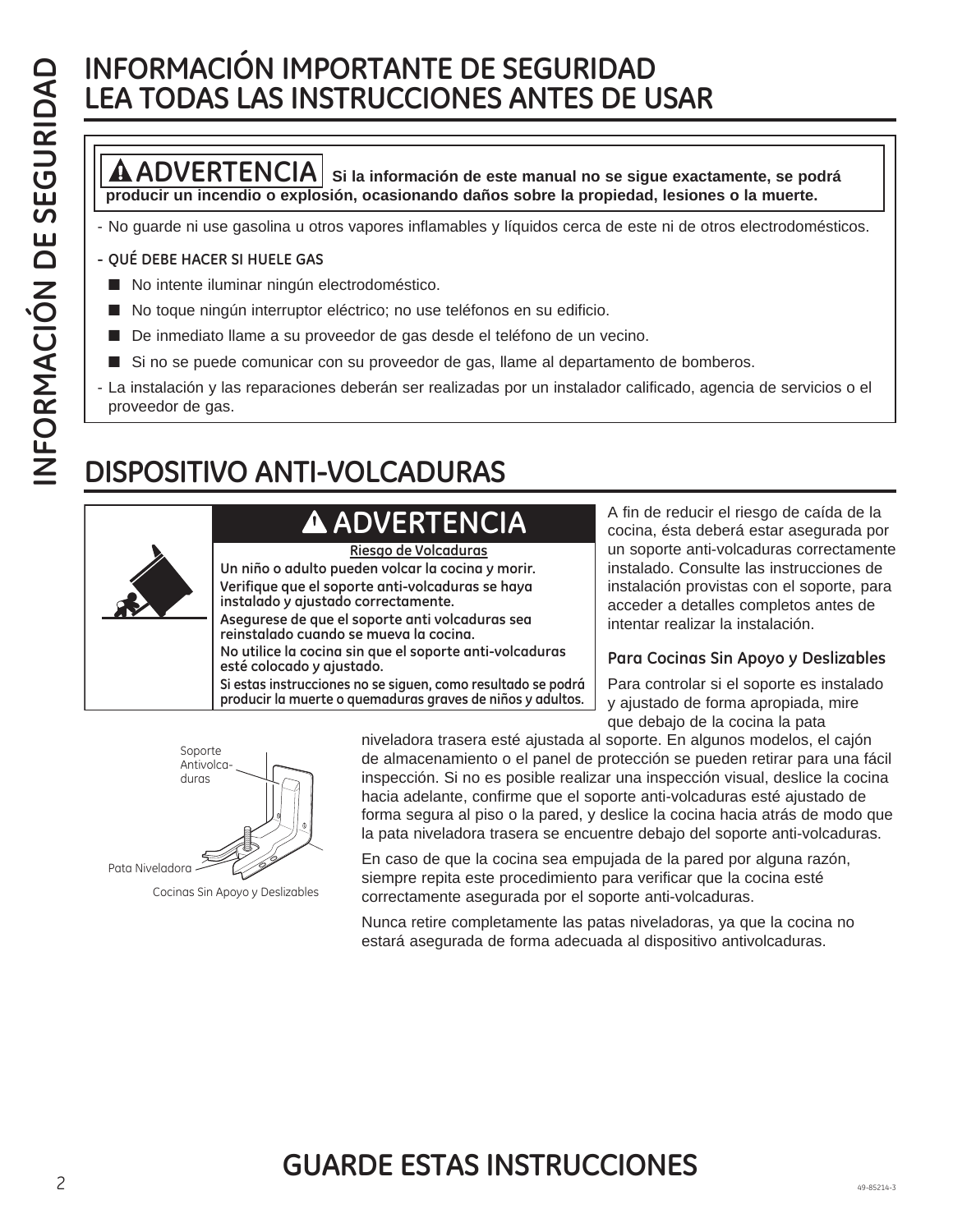# INFORMACIÓN IMPORTANTE DE SEGURIDAD
# LEA TODAS LAS INSTRUCCIONES ANTES DE USAR

**⚠ ADVERTENCIA** **Si la información de este manual no se sigue exactamente, se podrá producir un incendio o explosión, ocasionando daños sobre la propiedad, lesiones o la muerte.**

- No guarde ni use gasolina u otros vapores inflamables y líquidos cerca de este ni de otros electrodomésticos.
- **QUÉ DEBE HACER SI HUELE GAS**
  - No intente iluminar ningún electrodoméstico.
  - No toque ningún interruptor eléctrico; no use teléfonos en su edificio.
  - De inmediato llame a su proveedor de gas desde el teléfono de un vecino.
  - Si no se puede comunicar con su proveedor de gas, llame al departamento de bomberos.
- La instalación y las reparaciones deberán ser realizadas por un instalador calificado, agencia de servicios o el proveedor de gas.

## DISPOSITIVO ANTI-VOLCADURAS

**⚠ ADVERTENCIA**

**Riesgo de Volcaduras**

**Un niño o adulto pueden volcar la cocina y morir.**

**Verifique que el soporte anti-volcaduras se haya instalado y ajustado correctamente.**

**Asegurese de que el soporte anti volcaduras sea reinstalado cuando se mueva la cocina.**

**No utilice la cocina sin que el soporte anti-volcaduras esté colocado y ajustado.**

**Si estas instrucciones no se siguen, como resultado se podrá producir la muerte o quemaduras graves de niños y adultos.**

A fin de reducir el riesgo de caída de la cocina, ésta deberá estar asegurada por un soporte anti-volcaduras correctamente instalado. Consulte las instrucciones de instalación provistas con el soporte, para acceder a detalles completos antes de intentar realizar la instalación.

### Para Cocinas Sin Apoyo y Deslizables

Para controlar si el soporte es instalado y ajustado de forma apropiada, mire que debajo de la cocina la pata niveladora trasera esté ajustada al soporte. En algunos modelos, el cajón de almacenamiento o el panel de protección se pueden retirar para una fácil inspección. Si no es posible realizar una inspección visual, deslice la cocina hacia adelante, confirme que el soporte anti-volcaduras esté ajustado de forma segura al piso o la pared, y deslice la cocina hacia atrás de modo que la pata niveladora trasera se encuentre debajo del soporte anti-volcaduras.

En caso de que la cocina sea empujada de la pared por alguna razón, siempre repita este procedimiento para verificar que la cocina esté correctamente asegurada por el soporte anti-volcaduras.

Nunca retire completamente las patas niveladoras, ya que la cocina no estará asegurada de forma adecuada al dispositivo antivolcaduras.

Soporte Antivolca-duras

Pata Niveladora

Cocinas Sin Apoyo y Deslizables

## GUARDE ESTAS INSTRUCCIONES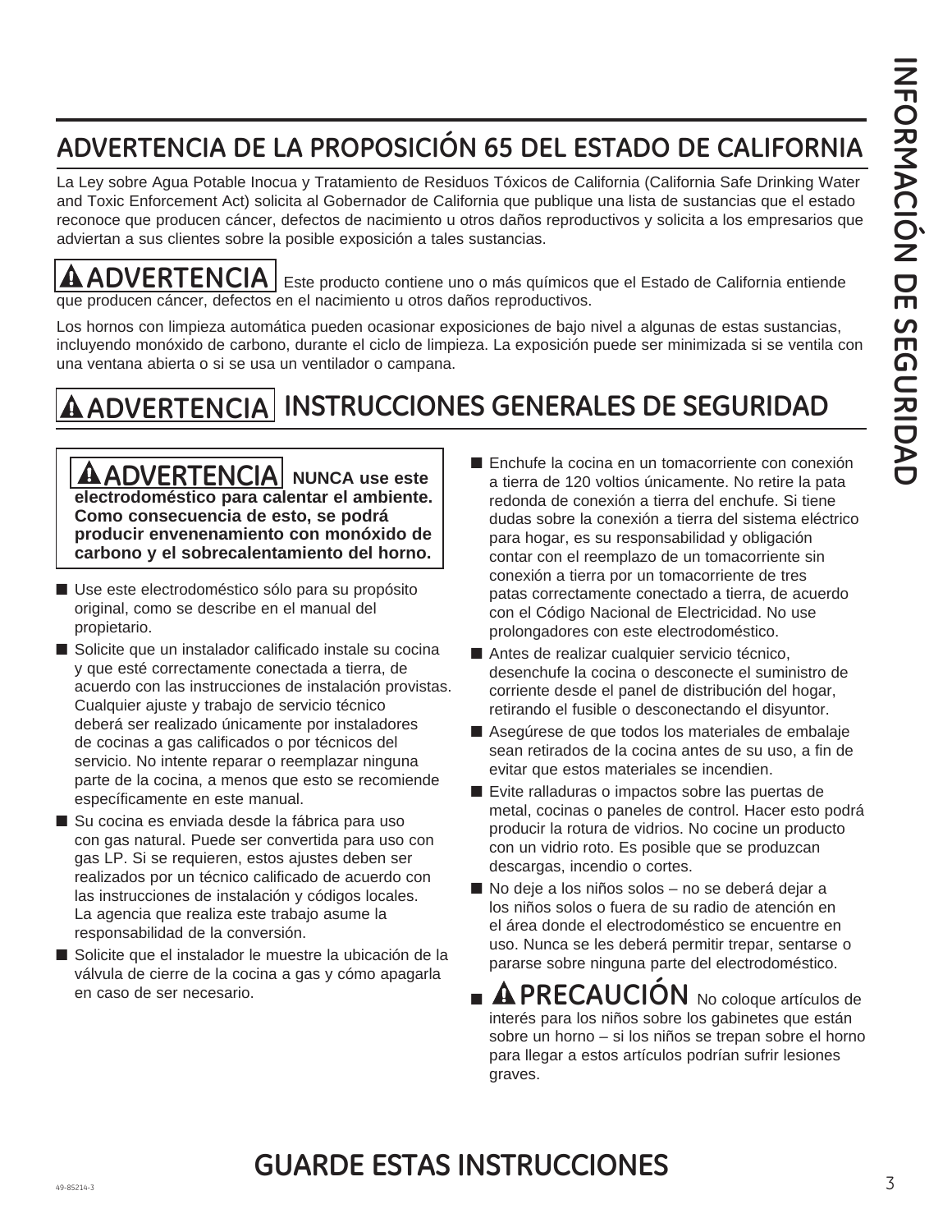## ADVERTENCIA DE LA PROPOSICIÓN 65 DEL ESTADO DE CALIFORNIA

La Ley sobre Agua Potable Inocua y Tratamiento de Residuos Tóxicos de California (California Safe Drinking Water and Toxic Enforcement Act) solicita al Gobernador de California que publique una lista de sustancias que el estado reconoce que producen cáncer, defectos de nacimiento u otros daños reproductivos y solicita a los empresarios que adviertan a sus clientes sobre la posible exposición a tales sustancias.

**⚠ADVERTENCIA** Este producto contiene uno o más químicos que el Estado de California entiende que producen cáncer, defectos en el nacimiento u otros daños reproductivos.

Los hornos con limpieza automática pueden ocasionar exposiciones de bajo nivel a algunas de estas sustancias, incluyendo monóxido de carbono, durante el ciclo de limpieza. La exposición puede ser minimizada si se ventila con una ventana abierta o si se usa un ventilador o campana.

## ⚠ADVERTENCIA INSTRUCCIONES GENERALES DE SEGURIDAD

**⚠ADVERTENCIA NUNCA use este electrodoméstico para calentar el ambiente. Como consecuencia de esto, se podrá producir envenenamiento con monóxido de carbono y el sobrecalentamiento del horno.**

- Use este electrodoméstico sólo para su propósito original, como se describe en el manual del propietario.
- Solicite que un instalador calificado instale su cocina y que esté correctamente conectada a tierra, de acuerdo con las instrucciones de instalación provistas. Cualquier ajuste y trabajo de servicio técnico deberá ser realizado únicamente por instaladores de cocinas a gas calificados o por técnicos del servicio. No intente reparar o reemplazar ninguna parte de la cocina, a menos que esto se recomiende específicamente en este manual.
- Su cocina es enviada desde la fábrica para uso con gas natural. Puede ser convertida para uso con gas LP. Si se requieren, estos ajustes deben ser realizados por un técnico calificado de acuerdo con las instrucciones de instalación y códigos locales. La agencia que realiza este trabajo asume la responsabilidad de la conversión.
- Solicite que el instalador le muestre la ubicación de la válvula de cierre de la cocina a gas y cómo apagarla en caso de ser necesario.
- Enchufe la cocina en un tomacorriente con conexión a tierra de 120 voltios únicamente. No retire la pata redonda de conexión a tierra del enchufe. Si tiene dudas sobre la conexión a tierra del sistema eléctrico para hogar, es su responsabilidad y obligación contar con el reemplazo de un tomacorriente sin conexión a tierra por un tomacorriente de tres patas correctamente conectado a tierra, de acuerdo con el Código Nacional de Electricidad. No use prolongadores con este electrodoméstico.
- Antes de realizar cualquier servicio técnico, desenchufe la cocina o desconecte el suministro de corriente desde el panel de distribución del hogar, retirando el fusible o desconectando el disyuntor.
- Asegúrese de que todos los materiales de embalaje sean retirados de la cocina antes de su uso, a fin de evitar que estos materiales se incendien.
- Evite ralladuras o impactos sobre las puertas de metal, cocinas o paneles de control. Hacer esto podrá producir la rotura de vidrios. No cocine un producto con un vidrio roto. Es posible que se produzcan descargas, incendio o cortes.
- No deje a los niños solos – no se deberá dejar a los niños solos o fuera de su radio de atención en el área donde el electrodoméstico se encuentre en uso. Nunca se les deberá permitir trepar, sentarse o pararse sobre ninguna parte del electrodoméstico.
- **⚠PRECAUCIÓN** No coloque artículos de interés para los niños sobre los gabinetes que están sobre un horno – si los niños se trepan sobre el horno para llegar a estos artículos podrían sufrir lesiones graves.

## GUARDE ESTAS INSTRUCCIONES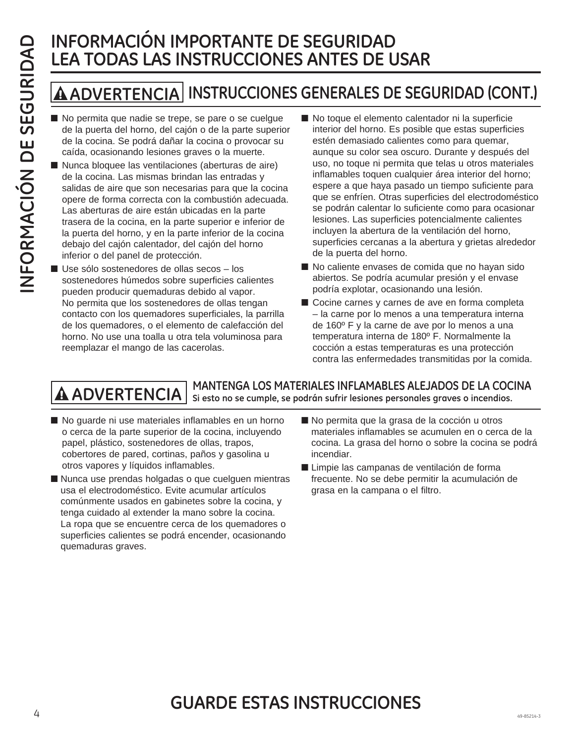# INFORMACIÓN IMPORTANTE DE SEGURIDAD
# LEA TODAS LAS INSTRUCCIONES ANTES DE USAR

## ⚠ADVERTENCIA INSTRUCCIONES GENERALES DE SEGURIDAD (CONT.)

- No permita que nadie se trepe, se pare o se cuelgue de la puerta del horno, del cajón o de la parte superior de la cocina. Se podrá dañar la cocina o provocar su caída, ocasionando lesiones graves o la muerte.
- Nunca bloquee las ventilaciones (aberturas de aire) de la cocina. Las mismas brindan las entradas y salidas de aire que son necesarias para que la cocina opere de forma correcta con la combustión adecuada. Las aberturas de aire están ubicadas en la parte trasera de la cocina, en la parte superior e inferior de la puerta del horno, y en la parte inferior de la cocina debajo del cajón calentador, del cajón del horno inferior o del panel de protección.
- Use sólo sostenedores de ollas secos – los sostenedores húmedos sobre superficies calientes pueden producir quemaduras debido al vapor. No permita que los sostenedores de ollas tengan contacto con los quemadores superficiales, la parrilla de los quemadores, o el elemento de calefacción del horno. No use una toalla u otra tela voluminosa para reemplazar el mango de las cacerolas.
- No toque el elemento calentador ni la superficie interior del horno. Es posible que estas superficies estén demasiado calientes como para quemar, aunque su color sea oscuro. Durante y después del uso, no toque ni permita que telas u otros materiales inflamables toquen cualquier área interior del horno; espere a que haya pasado un tiempo suficiente para que se enfríen. Otras superficies del electrodoméstico se podrán calentar lo suficiente como para ocasionar lesiones. Las superficies potencialmente calientes incluyen la abertura de la ventilación del horno, superficies cercanas a la abertura y grietas alrededor de la puerta del horno.
- No caliente envases de comida que no hayan sido abiertos. Se podría acumular presión y el envase podría explotar, ocasionando una lesión.
- Cocine carnes y carnes de ave en forma completa – la carne por lo menos a una temperatura interna de 160º F y la carne de ave por lo menos a una temperatura interna de 180º F. Normalmente la cocción a estas temperaturas es una protección contra las enfermedades transmitidas por la comida.

## ⚠ADVERTENCIA MANTENGA LOS MATERIALES INFLAMABLES ALEJADOS DE LA COCINA

**Si esto no se cumple, se podrán sufrir lesiones personales graves o incendios.**

- No guarde ni use materiales inflamables en un horno o cerca de la parte superior de la cocina, incluyendo papel, plástico, sostenedores de ollas, trapos, cobertores de pared, cortinas, paños y gasolina u otros vapores y líquidos inflamables.
- Nunca use prendas holgadas o que cuelguen mientras usa el electrodoméstico. Evite acumular artículos comúnmente usados en gabinetes sobre la cocina, y tenga cuidado al extender la mano sobre la cocina. La ropa que se encuentre cerca de los quemadores o superficies calientes se podrá encender, ocasionando quemaduras graves.
- No permita que la grasa de la cocción u otros materiales inflamables se acumulen en o cerca de la cocina. La grasa del horno o sobre la cocina se podrá incendiar.
- Limpie las campanas de ventilación de forma frecuente. No se debe permitir la acumulación de grasa en la campana o el filtro.

# GUARDE ESTAS INSTRUCCIONES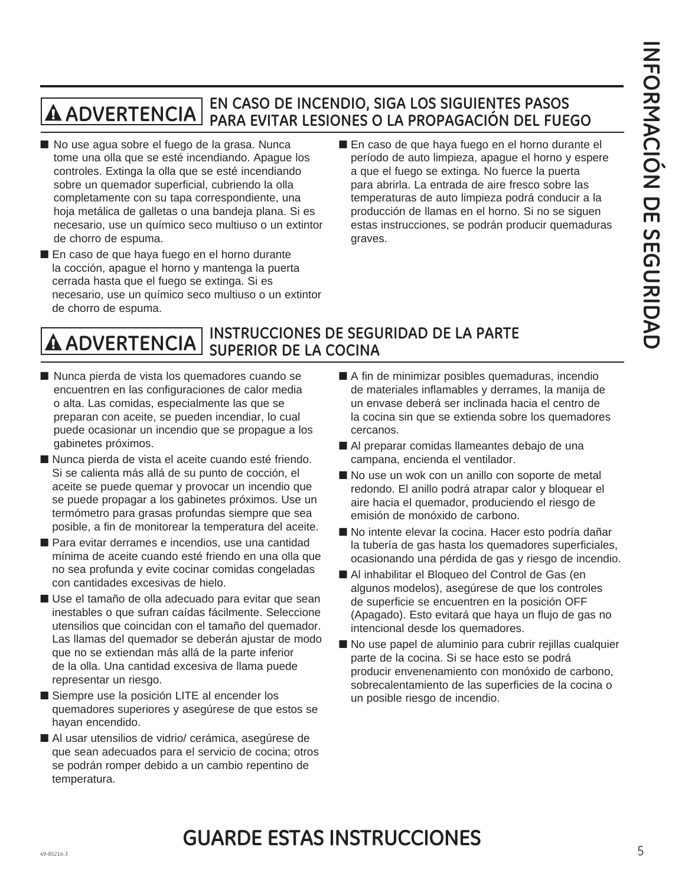## ⚠ ADVERTENCIA EN CASO DE INCENDIO, SIGA LOS SIGUIENTES PASOS PARA EVITAR LESIONES O LA PROPAGACIÓN DEL FUEGO

- No use agua sobre el fuego de la grasa. Nunca tome una olla que se esté incendiando. Apague los controles. Extinga la olla que se esté incendiando sobre un quemador superficial, cubriendo la olla completamente con su tapa correspondiente, una hoja metálica de galletas o una bandeja plana. Si es necesario, use un químico seco multiuso o un extintor de chorro de espuma.
- En caso de que haya fuego en el horno durante la cocción, apague el horno y mantenga la puerta cerrada hasta que el fuego se extinga. Si es necesario, use un químico seco multiuso o un extintor de chorro de espuma.
- En caso de que haya fuego en el horno durante el período de auto limpieza, apague el horno y espere a que el fuego se extinga. No fuerce la puerta para abrirla. La entrada de aire fresco sobre las temperaturas de auto limpieza podrá conducir a la producción de llamas en el horno. Si no se siguen estas instrucciones, se podrán producir quemaduras graves.

## ⚠ ADVERTENCIA INSTRUCCIONES DE SEGURIDAD DE LA PARTE SUPERIOR DE LA COCINA

- Nunca pierda de vista los quemadores cuando se encuentren en las configuraciones de calor media o alta. Las comidas, especialmente las que se preparan con aceite, se pueden incendiar, lo cual puede ocasionar un incendio que se propague a los gabinetes próximos.
- Nunca pierda de vista el aceite cuando esté friendo. Si se calienta más allá de su punto de cocción, el aceite se puede quemar y provocar un incendio que se puede propagar a los gabinetes próximos. Use un termómetro para grasas profundas siempre que sea posible, a fin de monitorear la temperatura del aceite.
- Para evitar derrames e incendios, use una cantidad mínima de aceite cuando esté friendo en una olla que no sea profunda y evite cocinar comidas congeladas con cantidades excesivas de hielo.
- Use el tamaño de olla adecuado para evitar que sean inestables o que sufran caídas fácilmente. Seleccione utensilios que coincidan con el tamaño del quemador. Las llamas del quemador se deberán ajustar de modo que no se extiendan más allá de la parte inferior de la olla. Una cantidad excesiva de llama puede representar un riesgo.
- Siempre use la posición LITE al encender los quemadores superiores y asegúrese de que estos se hayan encendido.
- Al usar utensilios de vidrio/ cerámica, asegúrese de que sean adecuados para el servicio de cocina; otros se podrán romper debido a un cambio repentino de temperatura.
- A fin de minimizar posibles quemaduras, incendio de materiales inflamables y derrames, la manija de un envase deberá ser inclinada hacia el centro de la cocina sin que se extienda sobre los quemadores cercanos.
- Al preparar comidas llameantes debajo de una campana, encienda el ventilador.
- No use un wok con un anillo con soporte de metal redondo. El anillo podrá atrapar calor y bloquear el aire hacia el quemador, produciendo el riesgo de emisión de monóxido de carbono.
- No intente elevar la cocina. Hacer esto podría dañar la tubería de gas hasta los quemadores superficiales, ocasionando una pérdida de gas y riesgo de incendio.
- Al inhabilitar el Bloqueo del Control de Gas (en algunos modelos), asegúrese de que los controles de superficie se encuentren en la posición OFF (Apagado). Esto evitará que haya un flujo de gas no intencional desde los quemadores.
- No use papel de aluminio para cubrir rejillas cualquier parte de la cocina. Si se hace esto se podrá producir envenenamiento con monóxido de carbono, sobrecalentamiento de las superficies de la cocina o un posible riesgo de incendio.

# GUARDE ESTAS INSTRUCCIONES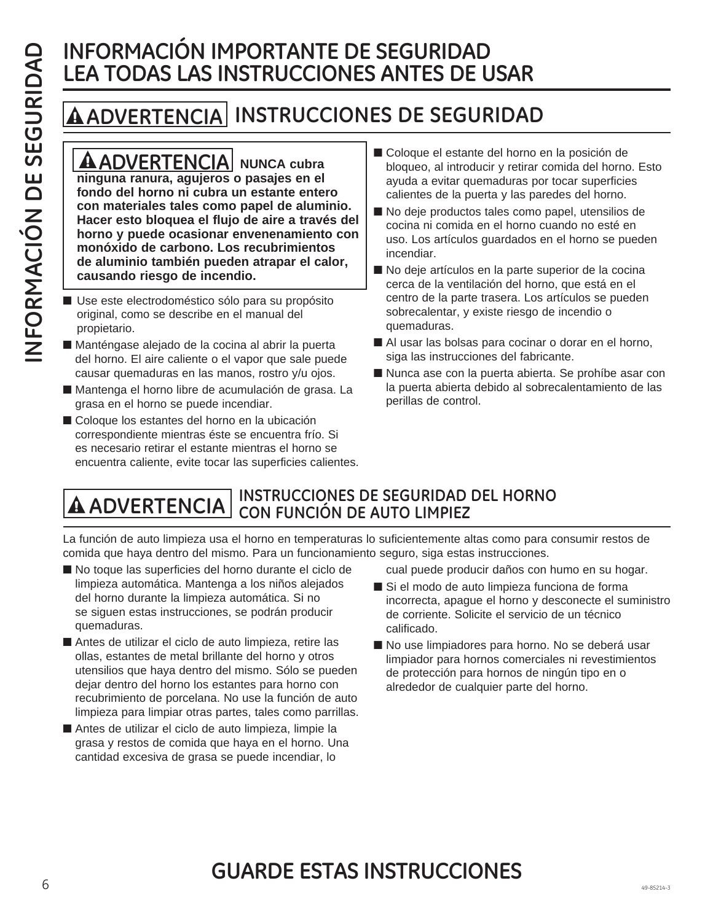# INFORMACIÓN IMPORTANTE DE SEGURIDAD LEA TODAS LAS INSTRUCCIONES ANTES DE USAR

## ⚠ ADVERTENCIA INSTRUCCIONES DE SEGURIDAD

**⚠ ADVERTENCIA NUNCA cubra ninguna ranura, agujeros o pasajes en el fondo del horno ni cubra un estante entero con materiales tales como papel de aluminio. Hacer esto bloquea el flujo de aire a través del horno y puede ocasionar envenenamiento con monóxido de carbono. Los recubrimientos de aluminio también pueden atrapar el calor, causando riesgo de incendio.**

- Use este electrodoméstico sólo para su propósito original, como se describe en el manual del propietario.
- Manténgase alejado de la cocina al abrir la puerta del horno. El aire caliente o el vapor que sale puede causar quemaduras en las manos, rostro y/u ojos.
- Mantenga el horno libre de acumulación de grasa. La grasa en el horno se puede incendiar.
- Coloque los estantes del horno en la ubicación correspondiente mientras éste se encuentra frío. Si es necesario retirar el estante mientras el horno se encuentra caliente, evite tocar las superficies calientes.
- Coloque el estante del horno en la posición de bloqueo, al introducir y retirar comida del horno. Esto ayuda a evitar quemaduras por tocar superficies calientes de la puerta y las paredes del horno.
- No deje productos tales como papel, utensilios de cocina ni comida en el horno cuando no esté en uso. Los artículos guardados en el horno se pueden incendiar.
- No deje artículos en la parte superior de la cocina cerca de la ventilación del horno, que está en el centro de la parte trasera. Los artículos se pueden sobrecalentar, y existe riesgo de incendio o quemaduras.
- Al usar las bolsas para cocinar o dorar en el horno, siga las instrucciones del fabricante.
- Nunca ase con la puerta abierta. Se prohíbe asar con la puerta abierta debido al sobrecalentamiento de las perillas de control.

## ⚠ ADVERTENCIA INSTRUCCIONES DE SEGURIDAD DEL HORNO CON FUNCIÓN DE AUTO LIMPIEZ

La función de auto limpieza usa el horno en temperaturas lo suficientemente altas como para consumir restos de comida que haya dentro del mismo. Para un funcionamiento seguro, siga estas instrucciones.

- No toque las superficies del horno durante el ciclo de limpieza automática. Mantenga a los niños alejados del horno durante la limpieza automática. Si no se siguen estas instrucciones, se podrán producir quemaduras.
- Antes de utilizar el ciclo de auto limpieza, retire las ollas, estantes de metal brillante del horno y otros utensilios que haya dentro del mismo. Sólo se pueden dejar dentro del horno los estantes para horno con recubrimiento de porcelana. No use la función de auto limpieza para limpiar otras partes, tales como parrillas.
- Antes de utilizar el ciclo de auto limpieza, limpie la grasa y restos de comida que haya en el horno. Una cantidad excesiva de grasa se puede incendiar, lo cual puede producir daños con humo en su hogar.
- Si el modo de auto limpieza funciona de forma incorrecta, apague el horno y desconecte el suministro de corriente. Solicite el servicio de un técnico calificado.
- No use limpiadores para horno. No se deberá usar limpiador para hornos comerciales ni revestimientos de protección para hornos de ningún tipo en o alrededor de cualquier parte del horno.

# GUARDE ESTAS INSTRUCCIONES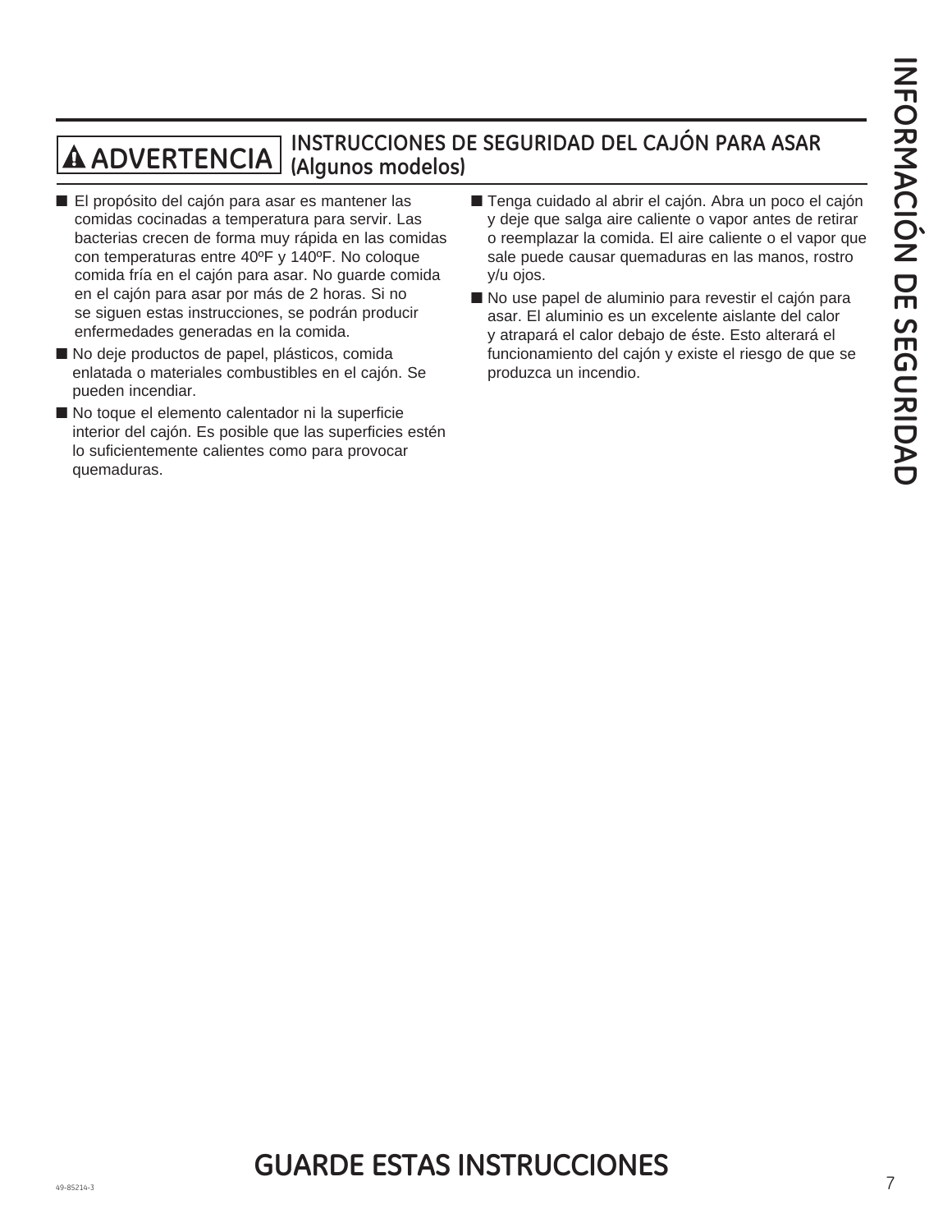## ⚠ ADVERTENCIA INSTRUCCIONES DE SEGURIDAD DEL CAJÓN PARA ASAR (Algunos modelos)

- El propósito del cajón para asar es mantener las comidas cocinadas a temperatura para servir. Las bacterias crecen de forma muy rápida en las comidas con temperaturas entre 40ºF y 140ºF. No coloque comida fría en el cajón para asar. No guarde comida en el cajón para asar por más de 2 horas. Si no se siguen estas instrucciones, se podrán producir enfermedades generadas en la comida.
- No deje productos de papel, plásticos, comida enlatada o materiales combustibles en el cajón. Se pueden incendiar.
- No toque el elemento calentador ni la superficie interior del cajón. Es posible que las superficies estén lo suficientemente calientes como para provocar quemaduras.
- Tenga cuidado al abrir el cajón. Abra un poco el cajón y deje que salga aire caliente o vapor antes de retirar o reemplazar la comida. El aire caliente o el vapor que sale puede causar quemaduras en las manos, rostro y/u ojos.
- No use papel de aluminio para revestir el cajón para asar. El aluminio es un excelente aislante del calor y atrapará el calor debajo de éste. Esto alterará el funcionamiento del cajón y existe el riesgo de que se produzca un incendio.

## GUARDE ESTAS INSTRUCCIONES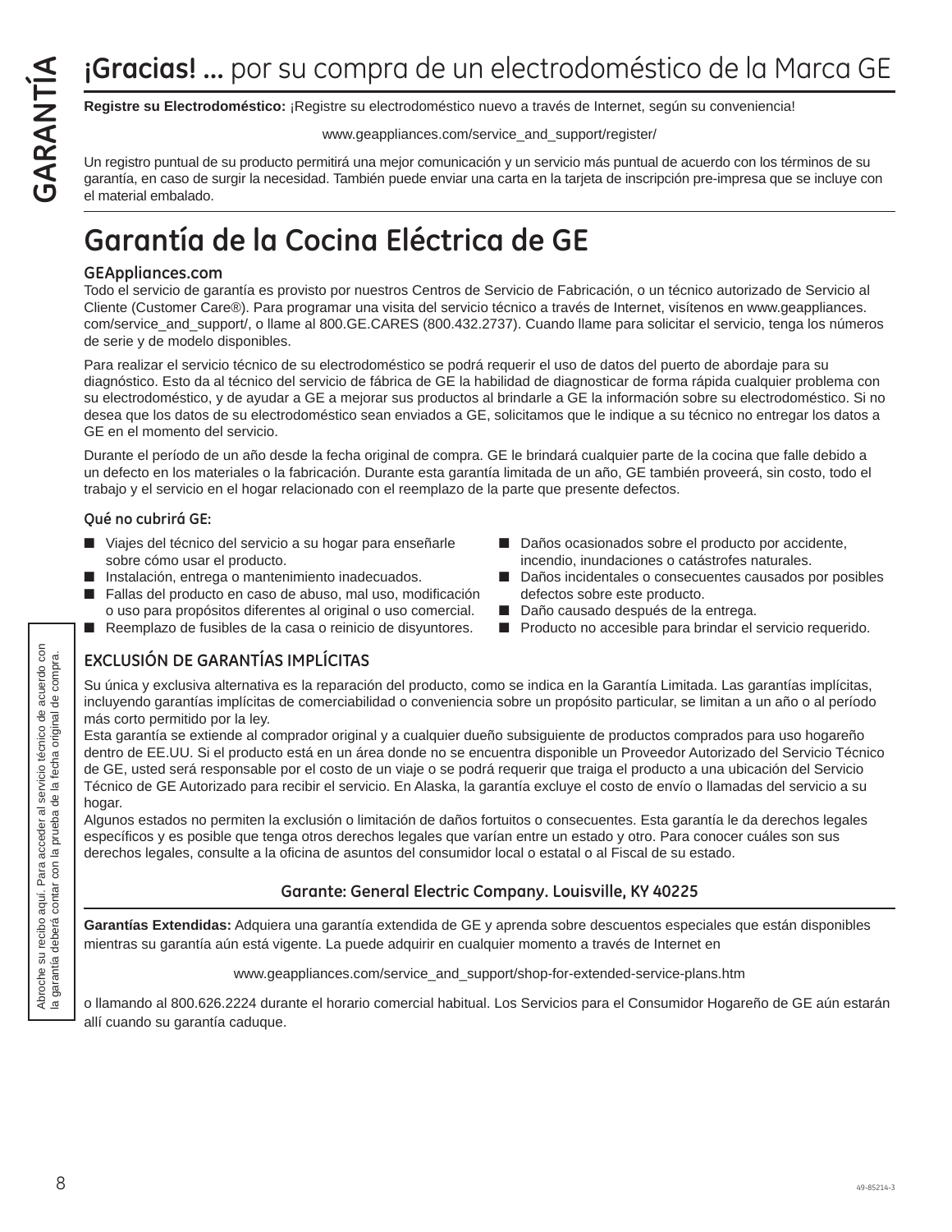GARANTÍA

# ¡Gracias! ... por su compra de un electrodoméstico de la Marca GE

**Registre su Electrodoméstico:** ¡Registre su electrodoméstico nuevo a través de Internet, según su conveniencia!

www.geappliances.com/service_and_support/register/

Un registro puntual de su producto permitirá una mejor comunicación y un servicio más puntual de acuerdo con los términos de su garantía, en caso de surgir la necesidad. También puede enviar una carta en la tarjeta de inscripción pre-impresa que se incluye con el material embalado.

# Garantía de la Cocina Eléctrica de GE

### GEAppliances.com

Todo el servicio de garantía es provisto por nuestros Centros de Servicio de Fabricación, o un técnico autorizado de Servicio al Cliente (Customer Care®). Para programar una visita del servicio técnico a través de Internet, visítenos en www.geappliances.com/service_and_support/, o llame al 800.GE.CARES (800.432.2737). Cuando llame para solicitar el servicio, tenga los números de serie y de modelo disponibles.

Para realizar el servicio técnico de su electrodoméstico se podrá requerir el uso de datos del puerto de abordaje para su diagnóstico. Esto da al técnico del servicio de fábrica de GE la habilidad de diagnosticar de forma rápida cualquier problema con su electrodoméstico, y de ayudar a GE a mejorar sus productos al brindarle a GE la información sobre su electrodoméstico. Si no desea que los datos de su electrodoméstico sean enviados a GE, solicitamos que le indique a su técnico no entregar los datos a GE en el momento del servicio.

Durante el período de un año desde la fecha original de compra. GE le brindará cualquier parte de la cocina que falle debido a un defecto en los materiales o la fabricación. Durante esta garantía limitada de un año, GE también proveerá, sin costo, todo el trabajo y el servicio en el hogar relacionado con el reemplazo de la parte que presente defectos.

### Qué no cubrirá GE:

- Viajes del técnico del servicio a su hogar para enseñarle sobre cómo usar el producto.
- Instalación, entrega o mantenimiento inadecuados.
- Fallas del producto en caso de abuso, mal uso, modificación o uso para propósitos diferentes al original o uso comercial.
- Reemplazo de fusibles de la casa o reinicio de disyuntores.
- Daños ocasionados sobre el producto por accidente, incendio, inundaciones o catástrofes naturales.
- Daños incidentales o consecuentes causados por posibles defectos sobre este producto.
- Daño causado después de la entrega.
- Producto no accesible para brindar el servicio requerido.

### EXCLUSIÓN DE GARANTÍAS IMPLÍCITAS

Su única y exclusiva alternativa es la reparación del producto, como se indica en la Garantía Limitada. Las garantías implícitas, incluyendo garantías implícitas de comerciabilidad o conveniencia sobre un propósito particular, se limitan a un año o al período más corto permitido por la ley.

Esta garantía se extiende al comprador original y a cualquier dueño subsiguiente de productos comprados para uso hogareño dentro de EE.UU. Si el producto está en un área donde no se encuentra disponible un Proveedor Autorizado del Servicio Técnico de GE, usted será responsable por el costo de un viaje o se podrá requerir que traiga el producto a una ubicación del Servicio Técnico de GE Autorizado para recibir el servicio. En Alaska, la garantía excluye el costo de envío o llamadas del servicio a su hogar.

Algunos estados no permiten la exclusión o limitación de daños fortuitos o consecuentes. Esta garantía le da derechos legales específicos y es posible que tenga otros derechos legales que varían entre un estado y otro. Para conocer cuáles son sus derechos legales, consulte a la oficina de asuntos del consumidor local o estatal o al Fiscal de su estado.

**Garante: General Electric Company. Louisville, KY 40225**

Abroche su recibo aquí. Para acceder al servicio técnico de acuerdo con la garantía deberá contar con la prueba de la fecha original de compra.

**Garantías Extendidas:** Adquiera una garantía extendida de GE y aprenda sobre descuentos especiales que están disponibles mientras su garantía aún está vigente. La puede adquirir en cualquier momento a través de Internet en

www.geappliances.com/service_and_support/shop-for-extended-service-plans.htm

o llamando al 800.626.2224 durante el horario comercial habitual. Los Servicios para el Consumidor Hogareño de GE aún estarán allí cuando su garantía caduque.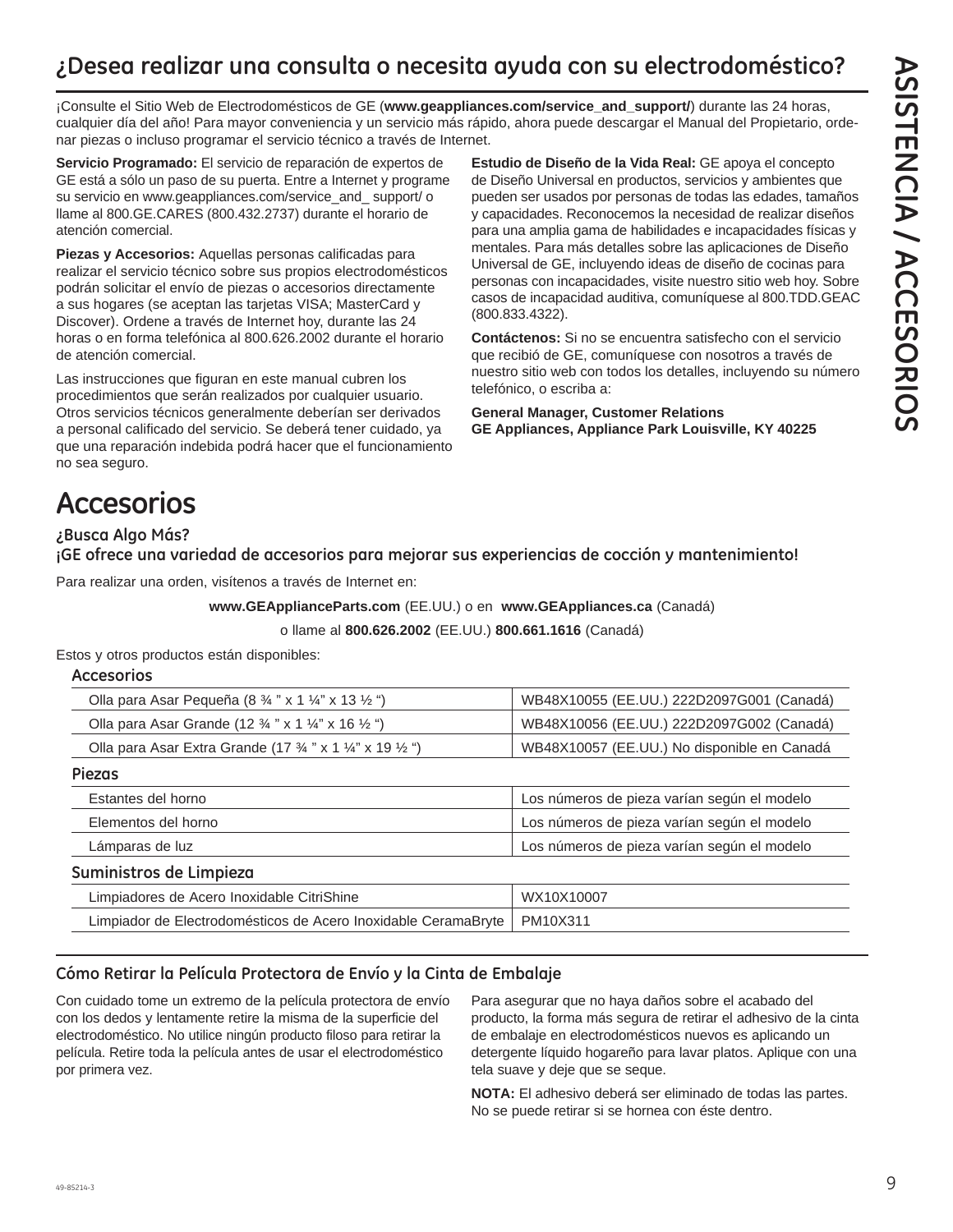## ¿Desea realizar una consulta o necesita ayuda con su electrodoméstico?

¡Consulte el Sitio Web de Electrodomésticos de GE (**www.geappliances.com/service_and_support/**) durante las 24 horas, cualquier día del año! Para mayor conveniencia y un servicio más rápido, ahora puede descargar el Manual del Propietario, ordenar piezas o incluso programar el servicio técnico a través de Internet.

**Servicio Programado:** El servicio de reparación de expertos de GE está a sólo un paso de su puerta. Entre a Internet y programe su servicio en www.geappliances.com/service_and_ support/ o llame al 800.GE.CARES (800.432.2737) durante el horario de atención comercial.

**Piezas y Accesorios:** Aquellas personas calificadas para realizar el servicio técnico sobre sus propios electrodomésticos podrán solicitar el envío de piezas o accesorios directamente a sus hogares (se aceptan las tarjetas VISA; MasterCard y Discover). Ordene a través de Internet hoy, durante las 24 horas o en forma telefónica al 800.626.2002 durante el horario de atención comercial.

Las instrucciones que figuran en este manual cubren los procedimientos que serán realizados por cualquier usuario. Otros servicios técnicos generalmente deberían ser derivados a personal calificado del servicio. Se deberá tener cuidado, ya que una reparación indebida podrá hacer que el funcionamiento no sea seguro.

**Estudio de Diseño de la Vida Real:** GE apoya el concepto de Diseño Universal en productos, servicios y ambientes que pueden ser usados por personas de todas las edades, tamaños y capacidades. Reconocemos la necesidad de realizar diseños para una amplia gama de habilidades e incapacidades físicas y mentales. Para más detalles sobre las aplicaciones de Diseño Universal de GE, incluyendo ideas de diseño de cocinas para personas con incapacidades, visite nuestro sitio web hoy. Sobre casos de incapacidad auditiva, comuníquese al 800.TDD.GEAC (800.833.4322).

**Contáctenos:** Si no se encuentra satisfecho con el servicio que recibió de GE, comuníquese con nosotros a través de nuestro sitio web con todos los detalles, incluyendo su número telefónico, o escriba a:

**General Manager, Customer Relations**
**GE Appliances, Appliance Park Louisville, KY 40225**

# Accesorios

### ¿Busca Algo Más?
### ¡GE ofrece una variedad de accesorios para mejorar sus experiencias de cocción y mantenimiento!

Para realizar una orden, visítenos a través de Internet en:

**www.GEApplianceParts.com** (EE.UU.) o en **www.GEAppliances.ca** (Canadá)

o llame al **800.626.2002** (EE.UU.) **800.661.1616** (Canadá)

Estos y otros productos están disponibles:

| Accesorios | |
|---|---|
| Olla para Asar Pequeña (8 ¾ ” x 1 ¼” x 13 ½ “) | WB48X10055 (EE.UU.) 222D2097G001 (Canadá) |
| Olla para Asar Grande (12 ¾ ” x 1 ¼” x 16 ½ “) | WB48X10056 (EE.UU.) 222D2097G002 (Canadá) |
| Olla para Asar Extra Grande (17 ¾ ” x 1 ¼” x 19 ½ “) | WB48X10057 (EE.UU.) No disponible en Canadá |
| **Piezas** | |
| Estantes del horno | Los números de pieza varían según el modelo |
| Elementos del horno | Los números de pieza varían según el modelo |
| Lámparas de luz | Los números de pieza varían según el modelo |
| **Suministros de Limpieza** | |
| Limpiadores de Acero Inoxidable CitriShine | WX10X10007 |
| Limpiador de Electrodomésticos de Acero Inoxidable CeramaBryte | PM10X311 |

### Cómo Retirar la Película Protectora de Envío y la Cinta de Embalaje

Con cuidado tome un extremo de la película protectora de envío con los dedos y lentamente retire la misma de la superficie del electrodoméstico. No utilice ningún producto filoso para retirar la película. Retire toda la película antes de usar el electrodoméstico por primera vez.

Para asegurar que no haya daños sobre el acabado del producto, la forma más segura de retirar el adhesivo de la cinta de embalaje en electrodomésticos nuevos es aplicando un detergente líquido hogareño para lavar platos. Aplique con una tela suave y deje que se seque.

**NOTA:** El adhesivo deberá ser eliminado de todas las partes. No se puede retirar si se hornea con éste dentro.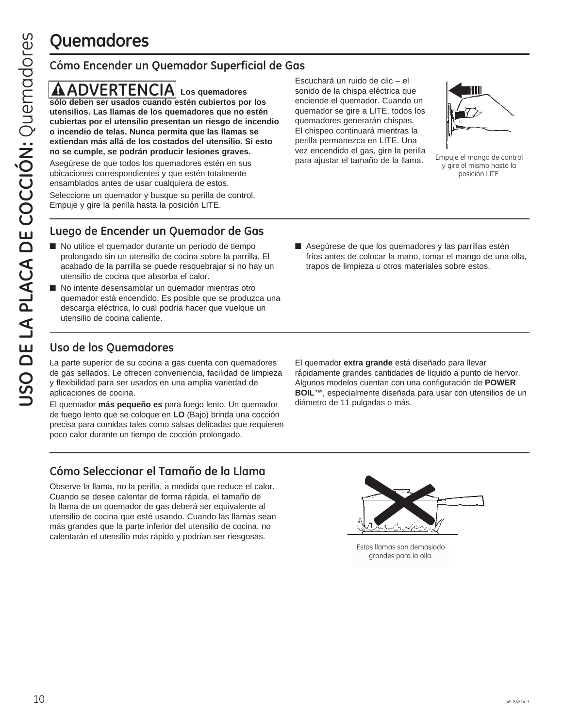# Quemadores

## Cómo Encender un Quemador Superficial de Gas

**⚠ADVERTENCIA Los quemadores sólo deben ser usados cuando estén cubiertos por los utensilios. Las llamas de los quemadores que no estén cubiertas por el utensilio presentan un riesgo de incendio o incendio de telas. Nunca permita que las llamas se extiendan más allá de los costados del utensilio. Si esto no se cumple, se podrán producir lesiones graves.**

Asegúrese de que todos los quemadores estén en sus ubicaciones correspondientes y que estén totalmente ensamblados antes de usar cualquiera de estos.

Seleccione un quemador y busque su perilla de control. Empuje y gire la perilla hasta la posición LITE.

Escuchará un ruido de clic – el sonido de la chispa eléctrica que enciende el quemador. Cuando un quemador se gire a LITE, todos los quemadores generarán chispas. El chispeo continuará mientras la perilla permanezca en LITE. Una vez encendido el gas, gire la perilla para ajustar el tamaño de la llama.

Empuje el mango de control y gire el mismo hasta la posición LITE.

## Luego de Encender un Quemador de Gas

- No utilice el quemador durante un período de tiempo prolongado sin un utensilio de cocina sobre la parrilla. El acabado de la parrilla se puede resquebrajar si no hay un utensilio de cocina que absorba el calor.
- No intente desensamblar un quemador mientras otro quemador está encendido. Es posible que se produzca una descarga eléctrica, lo cual podría hacer que vuelque un utensilio de cocina caliente.
- Asegúrese de que los quemadores y las parrillas estén fríos antes de colocar la mano, tomar el mango de una olla, trapos de limpieza u otros materiales sobre estos.

## Uso de los Quemadores

La parte superior de su cocina a gas cuenta con quemadores de gas sellados. Le ofrecen conveniencia, facilidad de limpieza y flexibilidad para ser usados en una amplia variedad de aplicaciones de cocina.

El quemador **más pequeño es** para fuego lento. Un quemador de fuego lento que se coloque en **LO** (Bajo) brinda una cocción precisa para comidas tales como salsas delicadas que requieren poco calor durante un tiempo de cocción prolongado.

El quemador **extra grande** está diseñado para llevar rápidamente grandes cantidades de líquido a punto de hervor. Algunos modelos cuentan con una configuración de **POWER BOIL™**, especialmente diseñada para usar con utensilios de un diámetro de 11 pulgadas o más.

## Cómo Seleccionar el Tamaño de la Llama

Observe la llama, no la perilla, a medida que reduce el calor. Cuando se desee calentar de forma rápida, el tamaño de la llama de un quemador de gas deberá ser equivalente al utensilio de cocina que esté usando. Cuando las llamas sean más grandes que la parte inferior del utensilio de cocina, no calentarán el utensilio más rápido y podrían ser riesgosas.

Estas llamas son demasiado grandes para la olla.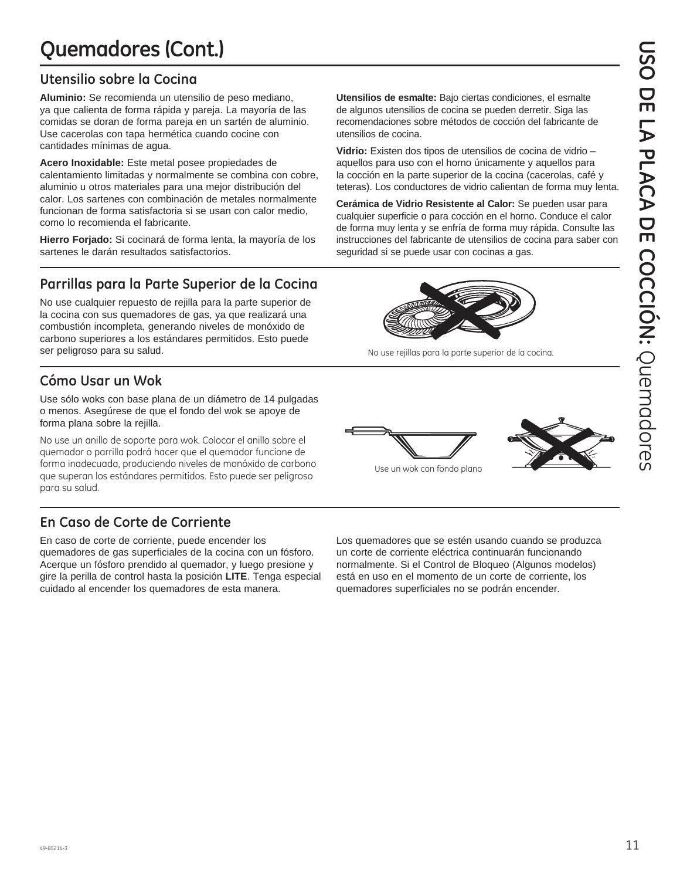# Quemadores (Cont.)

## Utensilio sobre la Cocina

**Aluminio:** Se recomienda un utensilio de peso mediano, ya que calienta de forma rápida y pareja. La mayoría de las comidas se doran de forma pareja en un sartén de aluminio. Use cacerolas con tapa hermética cuando cocine con cantidades mínimas de agua.

**Acero Inoxidable:** Este metal posee propiedades de calentamiento limitadas y normalmente se combina con cobre, aluminio u otros materiales para una mejor distribución del calor. Los sartenes con combinación de metales normalmente funcionan de forma satisfactoria si se usan con calor medio, como lo recomienda el fabricante.

**Hierro Forjado:** Si cocinará de forma lenta, la mayoría de los sartenes le darán resultados satisfactorios.

**Utensilios de esmalte:** Bajo ciertas condiciones, el esmalte de algunos utensilios de cocina se pueden derretir. Siga las recomendaciones sobre métodos de cocción del fabricante de utensilios de cocina.

**Vidrio:** Existen dos tipos de utensilios de cocina de vidrio – aquellos para uso con el horno únicamente y aquellos para la cocción en la parte superior de la cocina (cacerolas, café y teteras). Los conductores de vidrio calientan de forma muy lenta.

**Cerámica de Vidrio Resistente al Calor:** Se pueden usar para cualquier superficie o para cocción en el horno. Conduce el calor de forma muy lenta y se enfría de forma muy rápida. Consulte las instrucciones del fabricante de utensilios de cocina para saber con seguridad si se puede usar con cocinas a gas.

## Parrillas para la Parte Superior de la Cocina

No use cualquier repuesto de rejilla para la parte superior de la cocina con sus quemadores de gas, ya que realizará una combustión incompleta, generando niveles de monóxido de carbono superiores a los estándares permitidos. Esto puede ser peligroso para su salud.

No use rejillas para la parte superior de la cocina.

## Cómo Usar un Wok

Use sólo woks con base plana de un diámetro de 14 pulgadas o menos. Asegúrese de que el fondo del wok se apoye de forma plana sobre la rejilla.

No use un anillo de soporte para wok. Colocar el anillo sobre el quemador o parrilla podrá hacer que el quemador funcione de forma inadecuada, produciendo niveles de monóxido de carbono que superan los estándares permitidos. Esto puede ser peligroso para su salud.

Use un wok con fondo plano

## En Caso de Corte de Corriente

En caso de corte de corriente, puede encender los quemadores de gas superficiales de la cocina con un fósforo. Acerque un fósforo prendido al quemador, y luego presione y gire la perilla de control hasta la posición **LITE**. Tenga especial cuidado al encender los quemadores de esta manera.

Los quemadores que se estén usando cuando se produzca un corte de corriente eléctrica continuarán funcionando normalmente. Si el Control de Bloqueo (Algunos modelos) está en uso en el momento de un corte de corriente, los quemadores superficiales no se podrán encender.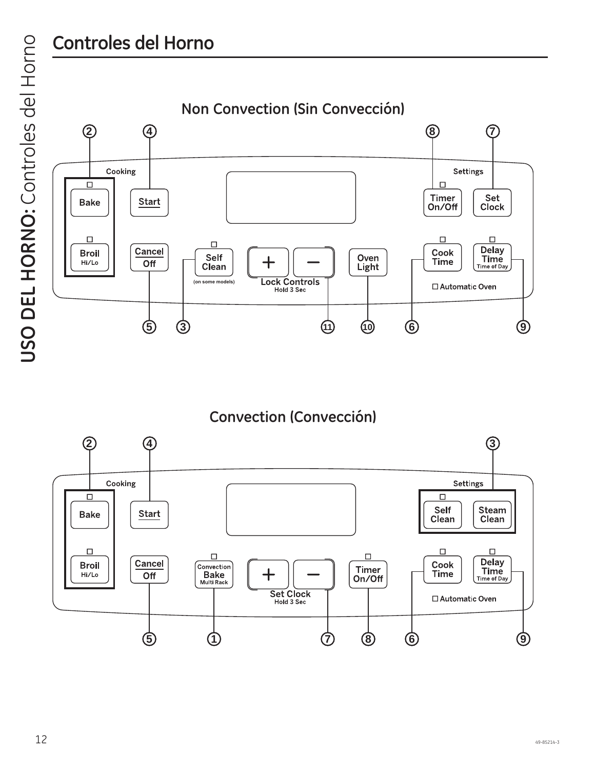# Controles del Horno

## Non Convection (Sin Convección)

Cooking

② Bake

② Broil Hi/Lo

④ Start

⑤ Cancel Off

③ Self Clean (on some models)

+ − Lock Controls Hold 3 Sec ⑪

⑩ Oven Light

Settings

⑧ Timer On/Off

⑦ Set Clock

⑥ Cook Time

⑨ Delay Time Time of Day

☐ Automatic Oven

## Convection (Convección)

Cooking

② Bake

② Broil Hi/Lo

④ Start

⑤ Cancel Off

① Convection Bake Multi Rack

+ − Set Clock Hold 3 Sec ⑦

⑧ Timer On/Off

Settings

③ Self Clean

③ Steam Clean

⑥ Cook Time

⑨ Delay Time Time of Day

☐ Automatic Oven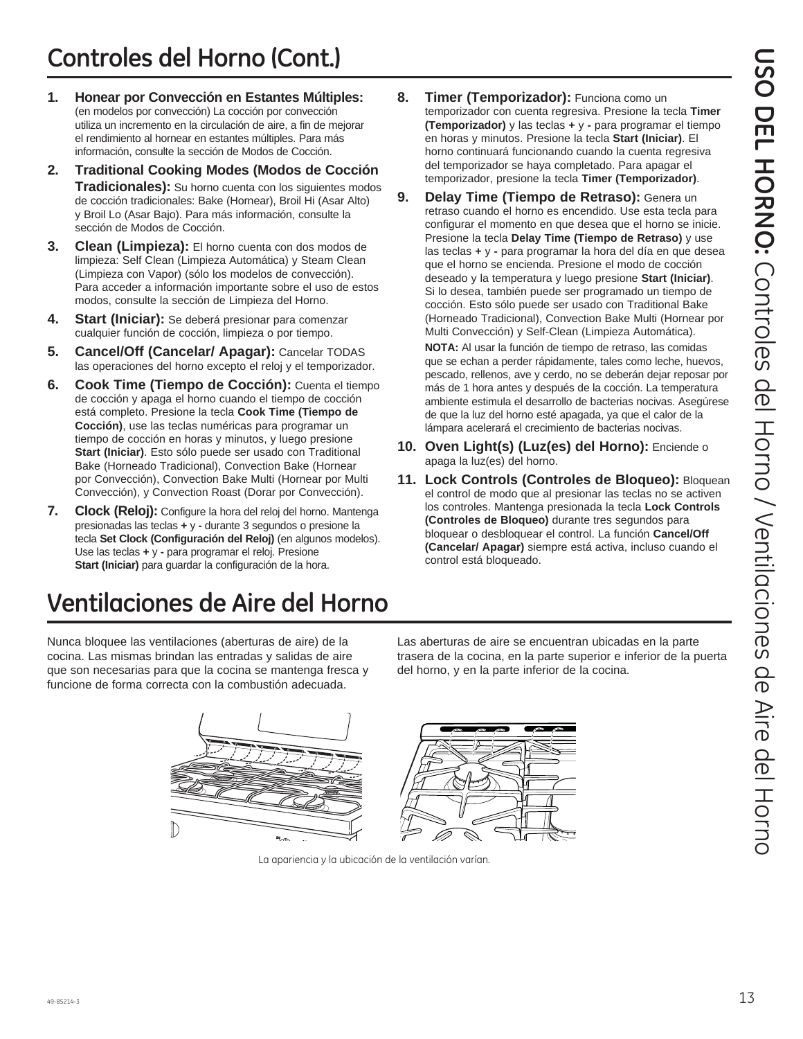## Controles del Horno (Cont.)

1. **Honear por Convección en Estantes Múltiples:** (en modelos por convección) La cocción por convección utiliza un incremento en la circulación de aire, a fin de mejorar el rendimiento al hornear en estantes múltiples. Para más información, consulte la sección de Modos de Cocción.
2. **Traditional Cooking Modes (Modos de Cocción Tradicionales):** Su horno cuenta con los siguientes modos de cocción tradicionales: Bake (Hornear), Broil Hi (Asar Alto) y Broil Lo (Asar Bajo). Para más información, consulte la sección de Modos de Cocción.
3. **Clean (Limpieza):** El horno cuenta con dos modos de limpieza: Self Clean (Limpieza Automática) y Steam Clean (Limpieza con Vapor) (sólo los modelos de convección). Para acceder a información importante sobre el uso de estos modos, consulte la sección de Limpieza del Horno.
4. **Start (Iniciar):** Se deberá presionar para comenzar cualquier función de cocción, limpieza o por tiempo.
5. **Cancel/Off (Cancelar/ Apagar):** Cancelar TODAS las operaciones del horno excepto el reloj y el temporizador.
6. **Cook Time (Tiempo de Cocción):** Cuenta el tiempo de cocción y apaga el horno cuando el tiempo de cocción está completo. Presione la tecla **Cook Time (Tiempo de Cocción)**, use las teclas numéricas para programar un tiempo de cocción en horas y minutos, y luego presione **Start (Iniciar)**. Esto sólo puede ser usado con Traditional Bake (Horneado Tradicional), Convection Bake (Hornear por Convección), Convection Bake Multi (Hornear por Multi Convección), y Convection Roast (Dorar por Convección).
7. **Clock (Reloj):** Configure la hora del reloj del horno. Mantenga presionadas las teclas **+** y **-** durante 3 segundos o presione la tecla **Set Clock (Configuración del Reloj)** (en algunos modelos). Use las teclas **+** y **-** para programar el reloj. Presione **Start (Iniciar)** para guardar la configuración de la hora.
8. **Timer (Temporizador):** Funciona como un temporizador con cuenta regresiva. Presione la tecla **Timer (Temporizador)** y las teclas **+** y **-** para programar el tiempo en horas y minutos. Presione la tecla **Start (Iniciar)**. El horno continuará funcionando cuando la cuenta regresiva del temporizador se haya completado. Para apagar el temporizador, presione la tecla **Timer (Temporizador)**.
9. **Delay Time (Tiempo de Retraso):** Genera un retraso cuando el horno es encendido. Use esta tecla para configurar el momento en que desea que el horno se inicie. Presione la tecla **Delay Time (Tiempo de Retraso)** y use las teclas **+** y **-** para programar la hora del día en que desea que el horno se encienda. Presione el modo de cocción deseado y la temperatura y luego presione **Start (Iniciar)**. Si lo desea, también puede ser programado un tiempo de cocción. Esto sólo puede ser usado con Traditional Bake (Horneado Tradicional), Convection Bake Multi (Hornear por Multi Convección) y Self-Clean (Limpieza Automática).

   **NOTA:** Al usar la función de tiempo de retraso, las comidas que se echan a perder rápidamente, tales como leche, huevos, pescado, rellenos, ave y cerdo, no se deberán dejar reposar por más de 1 hora antes y después de la cocción. La temperatura ambiente estimula el desarrollo de bacterias nocivas. Asegúrese de que la luz del horno esté apagada, ya que el calor de la lámpara acelerará el crecimiento de bacterias nocivas.
10. **Oven Light(s) (Luz(es) del Horno):** Enciende o apaga la luz(es) del horno.
11. **Lock Controls (Controles de Bloqueo):** Bloquean el control de modo que al presionar las teclas no se activen los controles. Mantenga presionada la tecla **Lock Controls (Controles de Bloqueo)** durante tres segundos para bloquear o desbloquear el control. La función **Cancel/Off (Cancelar/ Apagar)** siempre está activa, incluso cuando el control está bloqueado.

## Ventilaciones de Aire del Horno

Nunca bloquee las ventilaciones (aberturas de aire) de la cocina. Las mismas brindan las entradas y salidas de aire que son necesarias para que la cocina se mantenga fresca y funcione de forma correcta con la combustión adecuada.

Las aberturas de aire se encuentran ubicadas en la parte trasera de la cocina, en la parte superior e inferior de la puerta del horno, y en la parte inferior de la cocina.

La apariencia y la ubicación de la ventilación varían.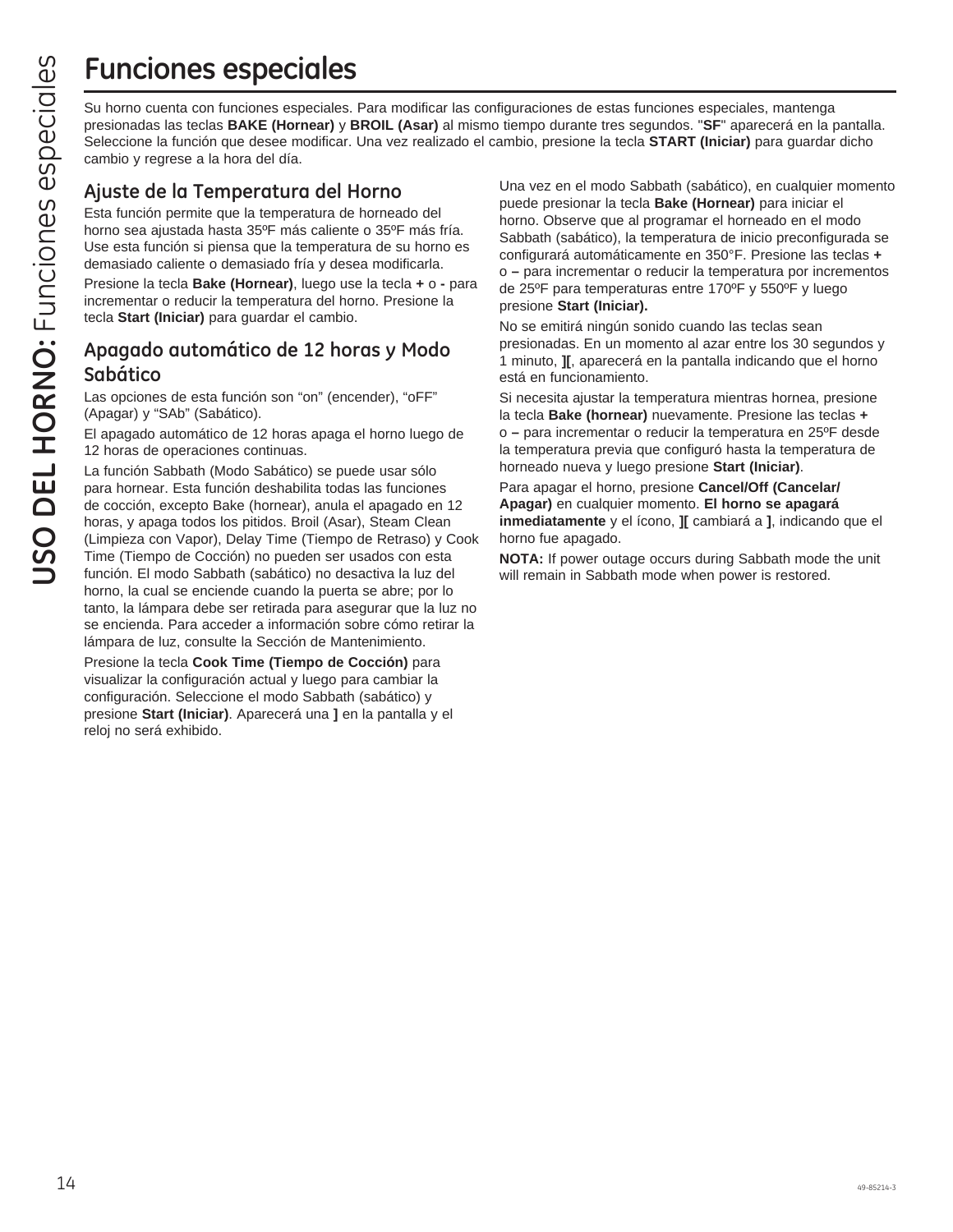# Funciones especiales

Su horno cuenta con funciones especiales. Para modificar las configuraciones de estas funciones especiales, mantenga presionadas las teclas **BAKE (Hornear)** y **BROIL (Asar)** al mismo tiempo durante tres segundos. "**SF**" aparecerá en la pantalla. Seleccione la función que desee modificar. Una vez realizado el cambio, presione la tecla **START (Iniciar)** para guardar dicho cambio y regrese a la hora del día.

## Ajuste de la Temperatura del Horno

Esta función permite que la temperatura de horneado del horno sea ajustada hasta 35ºF más caliente o 35ºF más fría. Use esta función si piensa que la temperatura de su horno es demasiado caliente o demasiado fría y desea modificarla.

Presione la tecla **Bake (Hornear)**, luego use la tecla **+** o **-** para incrementar o reducir la temperatura del horno. Presione la tecla **Start (Iniciar)** para guardar el cambio.

## Apagado automático de 12 horas y Modo Sabático

Las opciones de esta función son “on” (encender), “oFF” (Apagar) y “SAb” (Sabático).

El apagado automático de 12 horas apaga el horno luego de 12 horas de operaciones continuas.

La función Sabbath (Modo Sabático) se puede usar sólo para hornear. Esta función deshabilita todas las funciones de cocción, excepto Bake (hornear), anula el apagado en 12 horas, y apaga todos los pitidos. Broil (Asar), Steam Clean (Limpieza con Vapor), Delay Time (Tiempo de Retraso) y Cook Time (Tiempo de Cocción) no pueden ser usados con esta función. El modo Sabbath (sabático) no desactiva la luz del horno, la cual se enciende cuando la puerta se abre; por lo tanto, la lámpara debe ser retirada para asegurar que la luz no se encienda. Para acceder a información sobre cómo retirar la lámpara de luz, consulte la Sección de Mantenimiento.

Presione la tecla **Cook Time (Tiempo de Cocción)** para visualizar la configuración actual y luego para cambiar la configuración. Seleccione el modo Sabbath (sabático) y presione **Start (Iniciar)**. Aparecerá una **]** en la pantalla y el reloj no será exhibido.

Una vez en el modo Sabbath (sabático), en cualquier momento puede presionar la tecla **Bake (Hornear)** para iniciar el horno. Observe que al programar el horneado en el modo Sabbath (sabático), la temperatura de inicio preconfigurada se configurará automáticamente en 350°F. Presione las teclas **+** o **–** para incrementar o reducir la temperatura por incrementos de 25ºF para temperaturas entre 170ºF y 550ºF y luego presione **Start (Iniciar).**

No se emitirá ningún sonido cuando las teclas sean presionadas. En un momento al azar entre los 30 segundos y 1 minuto, **][**, aparecerá en la pantalla indicando que el horno está en funcionamiento.

Si necesita ajustar la temperatura mientras hornea, presione la tecla **Bake (hornear)** nuevamente. Presione las teclas **+** o **–** para incrementar o reducir la temperatura en 25ºF desde la temperatura previa que configuró hasta la temperatura de horneado nueva y luego presione **Start (Iniciar)**.

Para apagar el horno, presione **Cancel/Off (Cancelar/Apagar)** en cualquier momento. **El horno se apagará inmediatamente** y el ícono, **][** cambiará a **]**, indicando que el horno fue apagado.

**NOTA:** If power outage occurs during Sabbath mode the unit will remain in Sabbath mode when power is restored.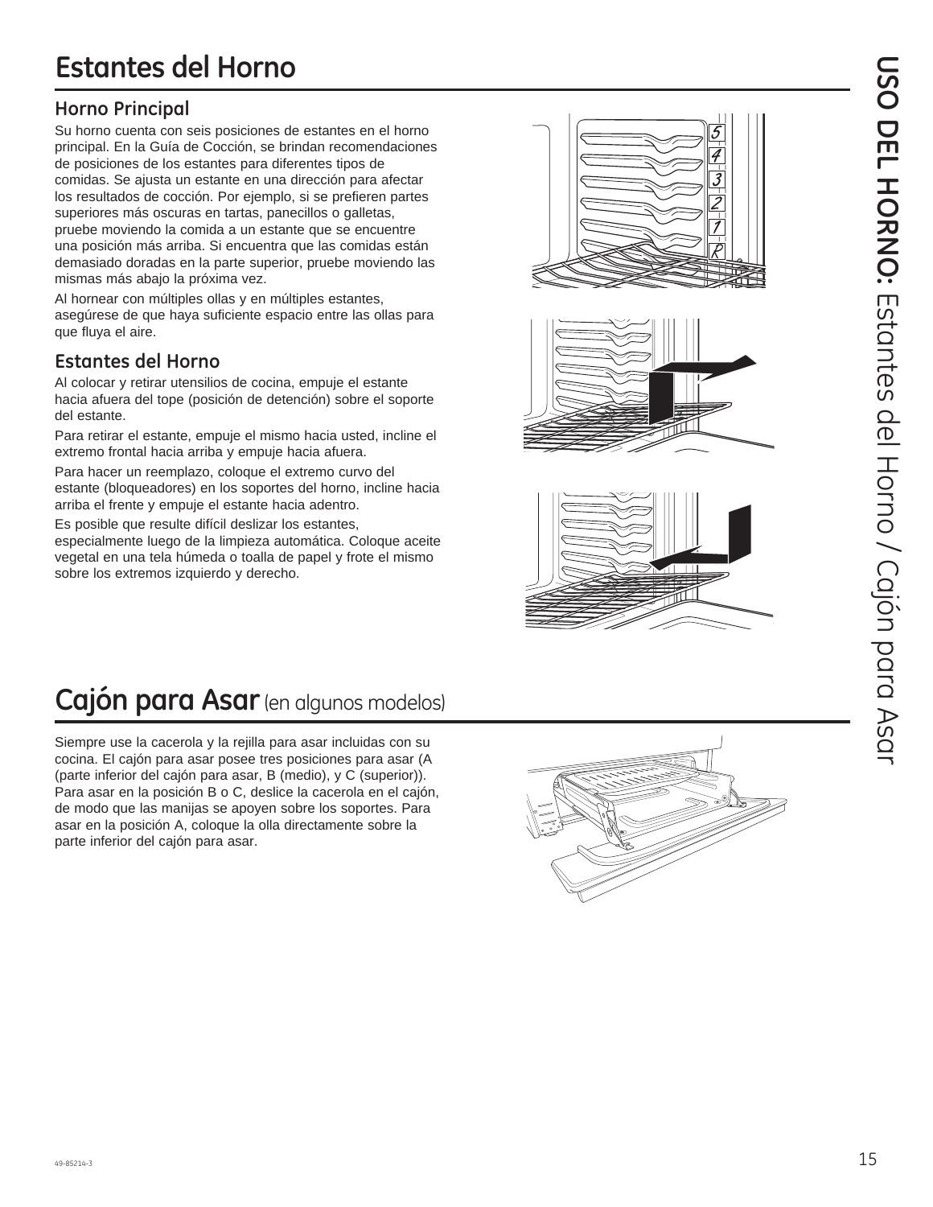# Estantes del Horno

### Horno Principal

Su horno cuenta con seis posiciones de estantes en el horno principal. En la Guía de Cocción, se brindan recomendaciones de posiciones de los estantes para diferentes tipos de comidas. Se ajusta un estante en una dirección para afectar los resultados de cocción. Por ejemplo, si se prefieren partes superiores más oscuras en tartas, panecillos o galletas, pruebe moviendo la comida a un estante que se encuentre una posición más arriba. Si encuentra que las comidas están demasiado doradas en la parte superior, pruebe moviendo las mismas más abajo la próxima vez.

Al hornear con múltiples ollas y en múltiples estantes, asegúrese de que haya suficiente espacio entre las ollas para que fluya el aire.

### Estantes del Horno

Al colocar y retirar utensilios de cocina, empuje el estante hacia afuera del tope (posición de detención) sobre el soporte del estante.

Para retirar el estante, empuje el mismo hacia usted, incline el extremo frontal hacia arriba y empuje hacia afuera.

Para hacer un reemplazo, coloque el extremo curvo del estante (bloqueadores) en los soportes del horno, incline hacia arriba el frente y empuje el estante hacia adentro.

Es posible que resulte difícil deslizar los estantes, especialmente luego de la limpieza automática. Coloque aceite vegetal en una tela húmeda o toalla de papel y frote el mismo sobre los extremos izquierdo y derecho.

# Cajón para Asar (en algunos modelos)

Siempre use la cacerola y la rejilla para asar incluidas con su cocina. El cajón para asar posee tres posiciones para asar (A (parte inferior del cajón para asar, B (medio), y C (superior)). Para asar en la posición B o C, deslice la cacerola en el cajón, de modo que las manijas se apoyen sobre los soportes. Para asar en la posición A, coloque la olla directamente sobre la parte inferior del cajón para asar.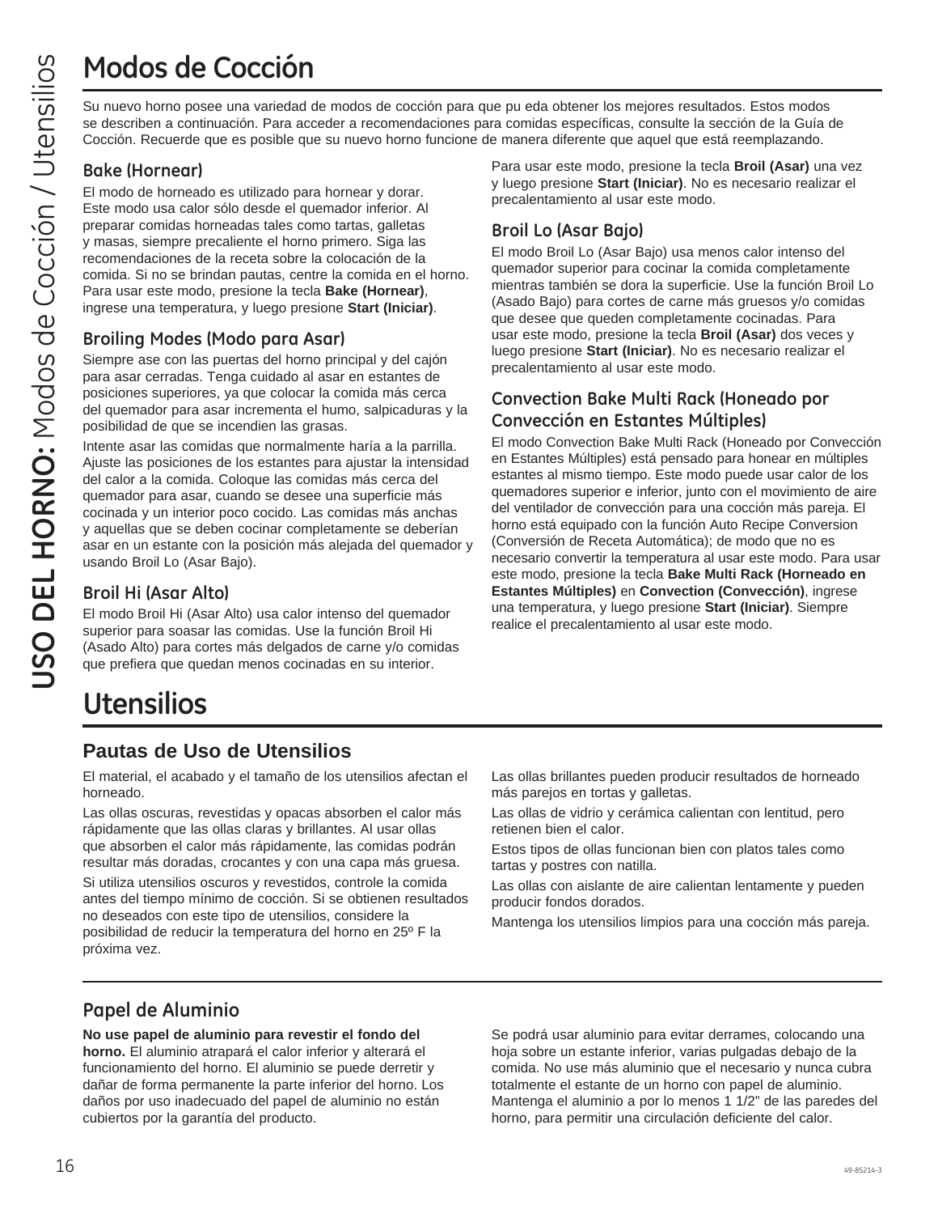# Modos de Cocción

Su nuevo horno posee una variedad de modos de cocción para que pu eda obtener los mejores resultados. Estos modos se describen a continuación. Para acceder a recomendaciones para comidas específicas, consulte la sección de la Guía de Cocción. Recuerde que es posible que su nuevo horno funcione de manera diferente que aquel que está reemplazando.

### Bake (Hornear)

El modo de horneado es utilizado para hornear y dorar. Este modo usa calor sólo desde el quemador inferior. Al preparar comidas horneadas tales como tartas, galletas y masas, siempre precaliente el horno primero. Siga las recomendaciones de la receta sobre la colocación de la comida. Si no se brindan pautas, centre la comida en el horno. Para usar este modo, presione la tecla **Bake (Hornear)**, ingrese una temperatura, y luego presione **Start (Iniciar)**.

### Broiling Modes (Modo para Asar)

Siempre ase con las puertas del horno principal y del cajón para asar cerradas. Tenga cuidado al asar en estantes de posiciones superiores, ya que colocar la comida más cerca del quemador para asar incrementa el humo, salpicaduras y la posibilidad de que se incendien las grasas.

Intente asar las comidas que normalmente haría a la parrilla. Ajuste las posiciones de los estantes para ajustar la intensidad del calor a la comida. Coloque las comidas más cerca del quemador para asar, cuando se desee una superficie más cocinada y un interior poco cocido. Las comidas más anchas y aquellas que se deben cocinar completamente se deberían asar en un estante con la posición más alejada del quemador y usando Broil Lo (Asar Bajo).

### Broil Hi (Asar Alto)

El modo Broil Hi (Asar Alto) usa calor intenso del quemador superior para soasar las comidas. Use la función Broil Hi (Asado Alto) para cortes más delgados de carne y/o comidas que prefiera que quedan menos cocinadas en su interior.

Para usar este modo, presione la tecla **Broil (Asar)** una vez y luego presione **Start (Iniciar)**. No es necesario realizar el precalentamiento al usar este modo.

### Broil Lo (Asar Bajo)

El modo Broil Lo (Asar Bajo) usa menos calor intenso del quemador superior para cocinar la comida completamente mientras también se dora la superficie. Use la función Broil Lo (Asado Bajo) para cortes de carne más gruesos y/o comidas que desee que queden completamente cocinadas. Para usar este modo, presione la tecla **Broil (Asar)** dos veces y luego presione **Start (Iniciar)**. No es necesario realizar el precalentamiento al usar este modo.

### Convection Bake Multi Rack (Honeado por Convección en Estantes Múltiples)

El modo Convection Bake Multi Rack (Honeado por Convección en Estantes Múltiples) está pensado para honear en múltiples estantes al mismo tiempo. Este modo puede usar calor de los quemadores superior e inferior, junto con el movimiento de aire del ventilador de convección para una cocción más pareja. El horno está equipado con la función Auto Recipe Conversion (Conversión de Receta Automática); de modo que no es necesario convertir la temperatura al usar este modo. Para usar este modo, presione la tecla **Bake Multi Rack (Horneado en Estantes Múltiples)** en **Convection (Convección)**, ingrese una temperatura, y luego presione **Start (Iniciar)**. Siempre realice el precalentamiento al usar este modo.

# Utensilios

## Pautas de Uso de Utensilios

El material, el acabado y el tamaño de los utensilios afectan el horneado.

Las ollas oscuras, revestidas y opacas absorben el calor más rápidamente que las ollas claras y brillantes. Al usar ollas que absorben el calor más rápidamente, las comidas podrán resultar más doradas, crocantes y con una capa más gruesa.

Si utiliza utensilios oscuros y revestidos, controle la comida antes del tiempo mínimo de cocción. Si se obtienen resultados no deseados con este tipo de utensilios, considere la posibilidad de reducir la temperatura del horno en 25º F la próxima vez.

Las ollas brillantes pueden producir resultados de horneado más parejos en tortas y galletas.

Las ollas de vidrio y cerámica calientan con lentitud, pero retienen bien el calor.

Estos tipos de ollas funcionan bien con platos tales como tartas y postres con natilla.

Las ollas con aislante de aire calientan lentamente y pueden producir fondos dorados.

Mantenga los utensilios limpios para una cocción más pareja.

## Papel de Aluminio

**No use papel de aluminio para revestir el fondo del horno.** El aluminio atrapará el calor inferior y alterará el funcionamiento del horno. El aluminio se puede derretir y dañar de forma permanente la parte inferior del horno. Los daños por uso inadecuado del papel de aluminio no están cubiertos por la garantía del producto.

Se podrá usar aluminio para evitar derrames, colocando una hoja sobre un estante inferior, varias pulgadas debajo de la comida. No use más aluminio que el necesario y nunca cubra totalmente el estante de un horno con papel de aluminio. Mantenga el aluminio a por lo menos 1 1/2" de las paredes del horno, para permitir una circulación deficiente del calor.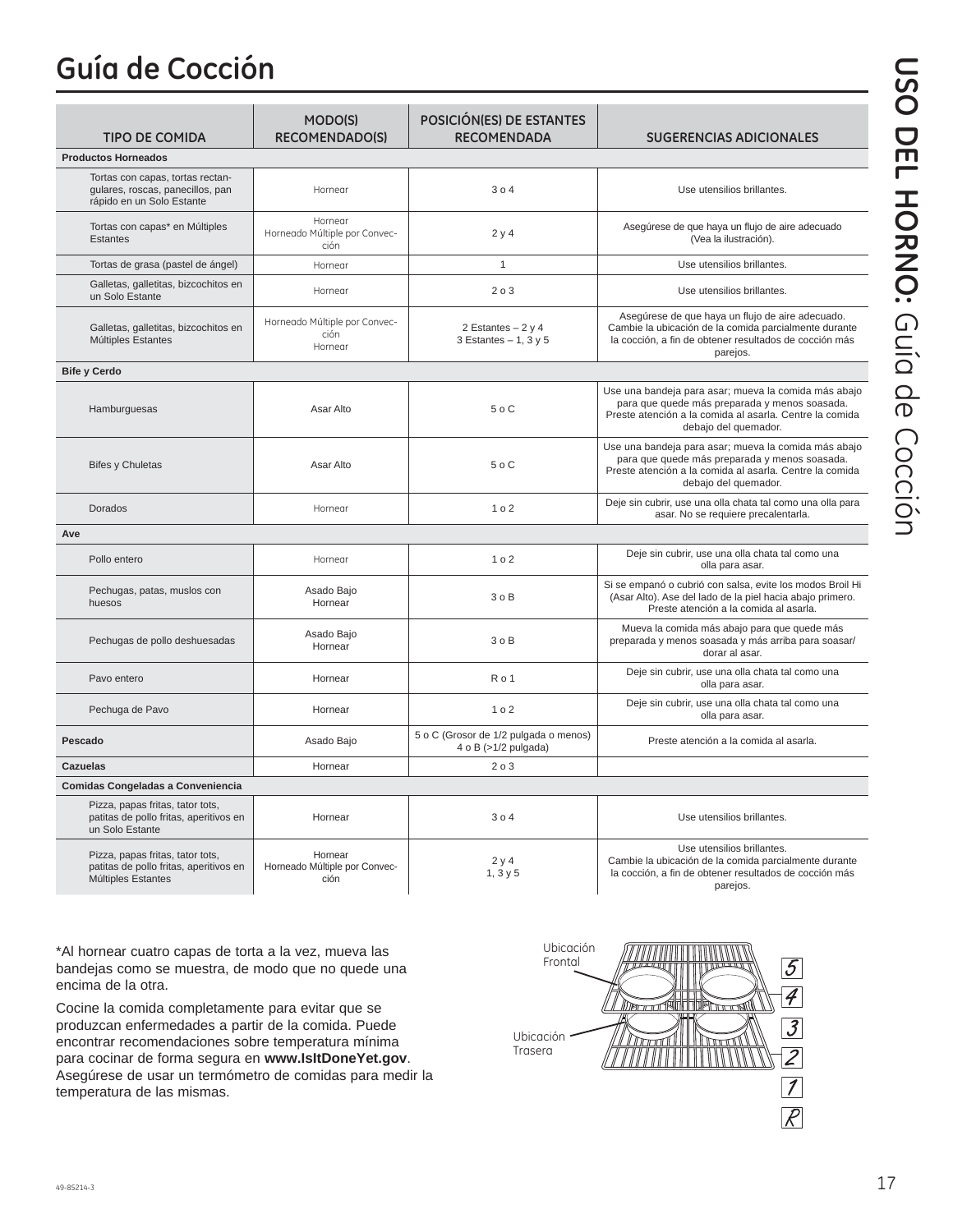# Guía de Cocción

| TIPO DE COMIDA | MODO(S) RECOMENDADO(S) | POSICIÓN(ES) DE ESTANTES RECOMENDADA | SUGERENCIAS ADICIONALES |
|---|---|---|---|
| **Productos Horneados** | | | |
| Tortas con capas, tortas rectangulares, roscas, panecillos, pan rápido en un Solo Estante | Hornear | 3 o 4 | Use utensilios brillantes. |
| Tortas con capas* en Múltiples Estantes | Hornear<br>Horneado Múltiple por Convección | 2 y 4 | Asegúrese de que haya un flujo de aire adecuado (Vea la ilustración). |
| Tortas de grasa (pastel de ángel) | Hornear | 1 | Use utensilios brillantes. |
| Galletas, galletitas, bizcochitos en un Solo Estante | Hornear | 2 o 3 | Use utensilios brillantes. |
| Galletas, galletitas, bizcochitos en Múltiples Estantes | Horneado Múltiple por Convección<br>Hornear | 2 Estantes – 2 y 4<br>3 Estantes – 1, 3 y 5 | Asegúrese de que haya un flujo de aire adecuado. Cambie la ubicación de la comida parcialmente durante la cocción, a fin de obtener resultados de cocción más parejos. |
| **Bife y Cerdo** | | | |
| Hamburguesas | Asar Alto | 5 o C | Use una bandeja para asar; mueva la comida más abajo para que quede más preparada y menos soasada. Preste atención a la comida al asarla. Centre la comida debajo del quemador. |
| Bifes y Chuletas | Asar Alto | 5 o C | Use una bandeja para asar; mueva la comida más abajo para que quede más preparada y menos soasada. Preste atención a la comida al asarla. Centre la comida debajo del quemador. |
| Dorados | Hornear | 1 o 2 | Deje sin cubrir, use una olla chata tal como una olla para asar. No se requiere precalentarla. |
| **Ave** | | | |
| Pollo entero | Hornear | 1 o 2 | Deje sin cubrir, use una olla chata tal como una olla para asar. |
| Pechugas, patas, muslos con huesos | Asado Bajo<br>Hornear | 3 o B | Si se empanó o cubrió con salsa, evite los modos Broil Hi (Asar Alto). Ase del lado de la piel hacia abajo primero. Preste atención a la comida al asarla. |
| Pechugas de pollo deshuesadas | Asado Bajo<br>Hornear | 3 o B | Mueva la comida más abajo para que quede más preparada y menos soasada y más arriba para soasar/dorar al asar. |
| Pavo entero | Hornear | R o 1 | Deje sin cubrir, use una olla chata tal como una olla para asar. |
| Pechuga de Pavo | Hornear | 1 o 2 | Deje sin cubrir, use una olla chata tal como una olla para asar. |
| **Pescado** | Asado Bajo | 5 o C (Grosor de 1/2 pulgada o menos)<br>4 o B (>1/2 pulgada) | Preste atención a la comida al asarla. |
| **Cazuelas** | Hornear | 2 o 3 | |
| **Comidas Congeladas a Conveniencia** | | | |
| Pizza, papas fritas, tator tots, patitas de pollo fritas, aperitivos en un Solo Estante | Hornear | 3 o 4 | Use utensilios brillantes. |
| Pizza, papas fritas, tator tots, patitas de pollo fritas, aperitivos en Múltiples Estantes | Hornear<br>Horneado Múltiple por Convección | 2 y 4<br>1, 3 y 5 | Use utensilios brillantes. Cambie la ubicación de la comida parcialmente durante la cocción, a fin de obtener resultados de cocción más parejos. |

*Al hornear cuatro capas de torta a la vez, mueva las bandejas como se muestra, de modo que no quede una encima de la otra.

Cocine la comida completamente para evitar que se produzcan enfermedades a partir de la comida. Puede encontrar recomendaciones sobre temperatura mínima para cocinar de forma segura en **www.IsItDoneYet.gov**. Asegúrese de usar un termómetro de comidas para medir la temperatura de las mismas.

Ubicación Frontal

Ubicación Trasera

5
4
3
2
1
R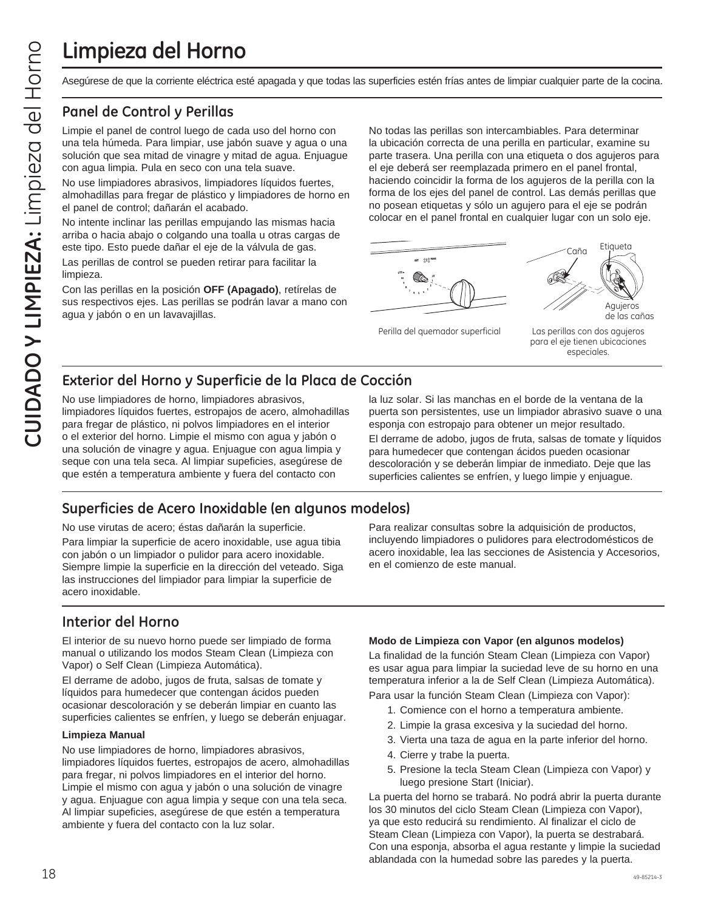# Limpieza del Horno

Asegúrese de que la corriente eléctrica esté apagada y que todas las superficies estén frías antes de limpiar cualquier parte de la cocina.

## Panel de Control y Perillas

Limpie el panel de control luego de cada uso del horno con una tela húmeda. Para limpiar, use jabón suave y agua o una solución que sea mitad de vinagre y mitad de agua. Enjuague con agua limpia. Pula en seco con una tela suave.

No use limpiadores abrasivos, limpiadores líquidos fuertes, almohadillas para fregar de plástico y limpiadores de horno en el panel de control; dañarán el acabado.

No intente inclinar las perillas empujando las mismas hacia arriba o hacia abajo o colgando una toalla u otras cargas de este tipo. Esto puede dañar el eje de la válvula de gas.

Las perillas de control se pueden retirar para facilitar la limpieza.

Con las perillas en la posición **OFF (Apagado)**, retírelas de sus respectivos ejes. Las perillas se podrán lavar a mano con agua y jabón o en un lavavajillas.

No todas las perillas son intercambiables. Para determinar la ubicación correcta de una perilla en particular, examine su parte trasera. Una perilla con una etiqueta o dos agujeros para el eje deberá ser reemplazada primero en el panel frontal, haciendo coincidir la forma de los agujeros de la perilla con la forma de los ejes del panel de control. Las demás perillas que no posean etiquetas y sólo un agujero para el eje se podrán colocar en el panel frontal en cualquier lugar con un solo eje.

Caña — Etiqueta — Agujeros de las cañas

Perilla del quemador superficial

Las perillas con dos agujeros para el eje tienen ubicaciones especiales.

## Exterior del Horno y Superficie de la Placa de Cocción

No use limpiadores de horno, limpiadores abrasivos, limpiadores líquidos fuertes, estropajos de acero, almohadillas para fregar de plástico, ni polvos limpiadores en el interior o el exterior del horno. Limpie el mismo con agua y jabón o una solución de vinagre y agua. Enjuague con agua limpia y seque con una tela seca. Al limpiar supeficies, asegúrese de que estén a temperatura ambiente y fuera del contacto con la luz solar. Si las manchas en el borde de la ventana de la puerta son persistentes, use un limpiador abrasivo suave o una esponja con estropajo para obtener un mejor resultado.

El derrame de adobo, jugos de fruta, salsas de tomate y líquidos para humedecer que contengan ácidos pueden ocasionar descoloración y se deberán limpiar de inmediato. Deje que las superficies calientes se enfríen, y luego limpie y enjuague.

## Superficies de Acero Inoxidable (en algunos modelos)

No use virutas de acero; éstas dañarán la superficie.

Para limpiar la superficie de acero inoxidable, use agua tibia con jabón o un limpiador o pulidor para acero inoxidable. Siempre limpie la superficie en la dirección del veteado. Siga las instrucciones del limpiador para limpiar la superficie de acero inoxidable.

Para realizar consultas sobre la adquisición de productos, incluyendo limpiadores o pulidores para electrodomésticos de acero inoxidable, lea las secciones de Asistencia y Accesorios, en el comienzo de este manual.

## Interior del Horno

El interior de su nuevo horno puede ser limpiado de forma manual o utilizando los modos Steam Clean (Limpieza con Vapor) o Self Clean (Limpieza Automática).

El derrame de adobo, jugos de fruta, salsas de tomate y líquidos para humedecer que contengan ácidos pueden ocasionar descoloración y se deberán limpiar en cuanto las superficies calientes se enfríen, y luego se deberán enjuagar.

**Limpieza Manual**

No use limpiadores de horno, limpiadores abrasivos, limpiadores líquidos fuertes, estropajos de acero, almohadillas para fregar, ni polvos limpiadores en el interior del horno. Limpie el mismo con agua y jabón o una solución de vinagre y agua. Enjuague con agua limpia y seque con una tela seca. Al limpiar supeficies, asegúrese de que estén a temperatura ambiente y fuera del contacto con la luz solar.

**Modo de Limpieza con Vapor (en algunos modelos)**

La finalidad de la función Steam Clean (Limpieza con Vapor) es usar agua para limpiar la suciedad leve de su horno en una temperatura inferior a la de Self Clean (Limpieza Automática).

Para usar la función Steam Clean (Limpieza con Vapor):

1. Comience con el horno a temperatura ambiente.
2. Limpie la grasa excesiva y la suciedad del horno.
3. Vierta una taza de agua en la parte inferior del horno.
4. Cierre y trabe la puerta.
5. Presione la tecla Steam Clean (Limpieza con Vapor) y luego presione Start (Iniciar).

La puerta del horno se trabará. No podrá abrir la puerta durante los 30 minutos del ciclo Steam Clean (Limpieza con Vapor), ya que esto reducirá su rendimiento. Al finalizar el ciclo de Steam Clean (Limpieza con Vapor), la puerta se destrabará. Con una esponja, absorba el agua restante y limpie la suciedad ablandada con la humedad sobre las paredes y la puerta.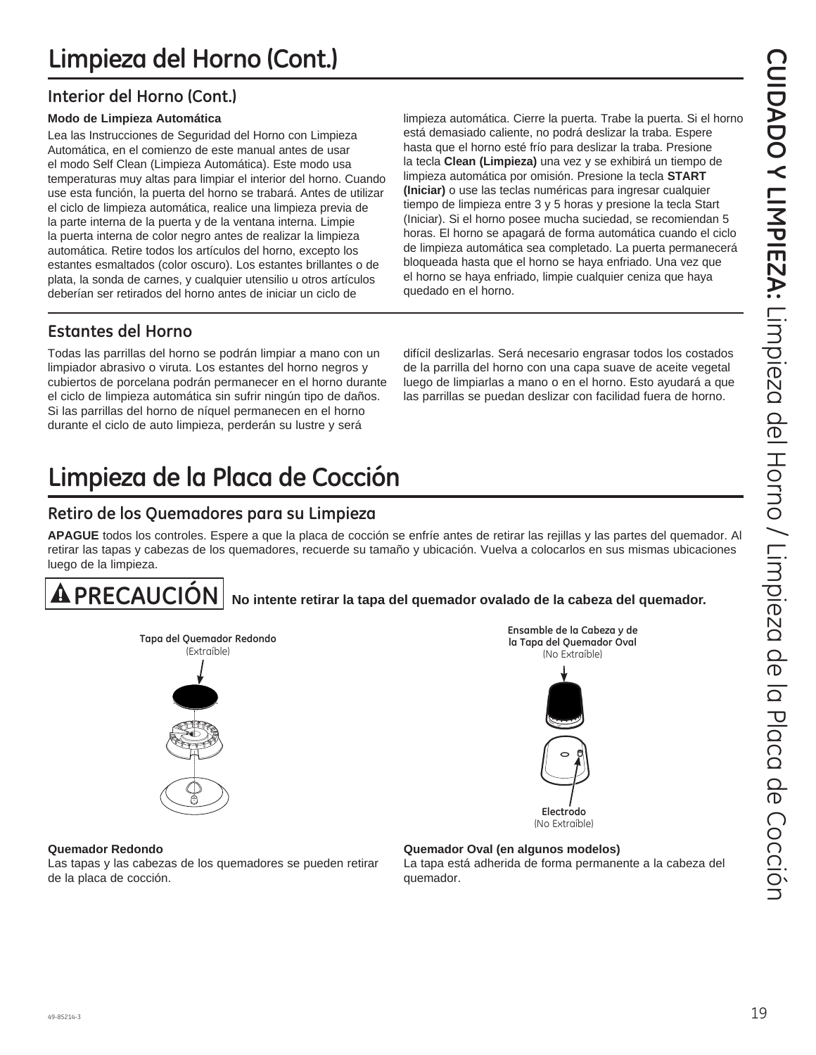# Limpieza del Horno (Cont.)

## Interior del Horno (Cont.)

**Modo de Limpieza Automática**

Lea las Instrucciones de Seguridad del Horno con Limpieza Automática, en el comienzo de este manual antes de usar el modo Self Clean (Limpieza Automática). Este modo usa temperaturas muy altas para limpiar el interior del horno. Cuando use esta función, la puerta del horno se trabará. Antes de utilizar el ciclo de limpieza automática, realice una limpieza previa de la parte interna de la puerta y de la ventana interna. Limpie la puerta interna de color negro antes de realizar la limpieza automática. Retire todos los artículos del horno, excepto los estantes esmaltados (color oscuro). Los estantes brillantes o de plata, la sonda de carnes, y cualquier utensilio u otros artículos deberían ser retirados del horno antes de iniciar un ciclo de limpieza automática. Cierre la puerta. Trabe la puerta. Si el horno está demasiado caliente, no podrá deslizar la traba. Espere hasta que el horno esté frío para deslizar la traba. Presione la tecla **Clean (Limpieza)** una vez y se exhibirá un tiempo de limpieza automática por omisión. Presione la tecla **START (Iniciar)** o use las teclas numéricas para ingresar cualquier tiempo de limpieza entre 3 y 5 horas y presione la tecla Start (Iniciar). Si el horno posee mucha suciedad, se recomiendan 5 horas. El horno se apagará de forma automática cuando el ciclo de limpieza automática sea completado. La puerta permanecerá bloqueada hasta que el horno se haya enfriado. Una vez que el horno se haya enfriado, limpie cualquier ceniza que haya quedado en el horno.

## Estantes del Horno

Todas las parrillas del horno se podrán limpiar a mano con un limpiador abrasivo o viruta. Los estantes del horno negros y cubiertos de porcelana podrán permanecer en el horno durante el ciclo de limpieza automática sin sufrir ningún tipo de daños. Si las parrillas del horno de níquel permanecen en el horno durante el ciclo de auto limpieza, perderán su lustre y será difícil deslizarlas. Será necesario engrasar todos los costados de la parrilla del horno con una capa suave de aceite vegetal luego de limpiarlas a mano o en el horno. Esto ayudará a que las parrillas se puedan deslizar con facilidad fuera de horno.

# Limpieza de la Placa de Cocción

## Retiro de los Quemadores para su Limpieza

**APAGUE** todos los controles. Espere a que la placa de cocción se enfríe antes de retirar las rejillas y las partes del quemador. Al retirar las tapas y cabezas de los quemadores, recuerde su tamaño y ubicación. Vuelva a colocarlos en sus mismas ubicaciones luego de la limpieza.

**⚠ PRECAUCIÓN** **No intente retirar la tapa del quemador ovalado de la cabeza del quemador.**

**Tapa del Quemador Redondo** (Extraíble)

**Ensamble de la Cabeza y de la Tapa del Quemador Oval** (No Extraíble)

**Electrodo** (No Extraíble)

**Quemador Redondo**
Las tapas y las cabezas de los quemadores se pueden retirar de la placa de cocción.

**Quemador Oval (en algunos modelos)**
La tapa está adherida de forma permanente a la cabeza del quemador.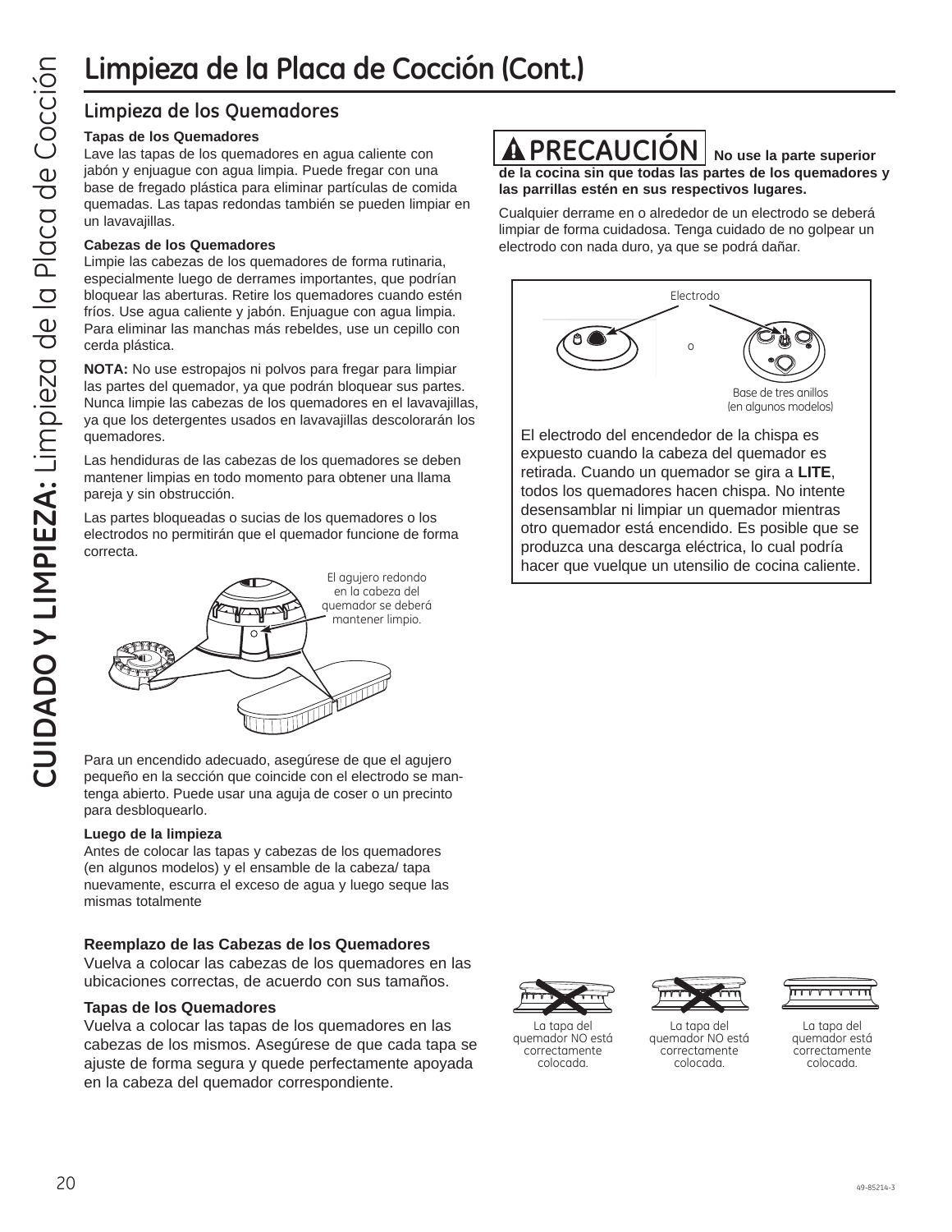# Limpieza de la Placa de Cocción (Cont.)

## Limpieza de los Quemadores

**Tapas de los Quemadores**
Lave las tapas de los quemadores en agua caliente con jabón y enjuague con agua limpia. Puede fregar con una base de fregado plástica para eliminar partículas de comida quemadas. Las tapas redondas también se pueden limpiar en un lavavajillas.

**Cabezas de los Quemadores**
Limpie las cabezas de los quemadores de forma rutinaria, especialmente luego de derrames importantes, que podrían bloquear las aberturas. Retire los quemadores cuando estén fríos. Use agua caliente y jabón. Enjuague con agua limpia. Para eliminar las manchas más rebeldes, use un cepillo con cerda plástica.

**NOTA:** No use estropajos ni polvos para fregar para limpiar las partes del quemador, ya que podrán bloquear sus partes. Nunca limpie las cabezas de los quemadores en el lavavajillas, ya que los detergentes usados en lavavajillas descolorarán los quemadores.

Las hendiduras de las cabezas de los quemadores se deben mantener limpias en todo momento para obtener una llama pareja y sin obstrucción.

Las partes bloqueadas o sucias de los quemadores o los electrodos no permitirán que el quemador funcione de forma correcta.

El agujero redondo en la cabeza del quemador se deberá mantener limpio.

Para un encendido adecuado, asegúrese de que el agujero pequeño en la sección que coincide con el electrodo se mantenga abierto. Puede usar una aguja de coser o un precinto para desbloquearlo.

**Luego de la limpieza**
Antes de colocar las tapas y cabezas de los quemadores (en algunos modelos) y el ensamble de la cabeza/ tapa nuevamente, escurra el exceso de agua y luego seque las mismas totalmente

**Reemplazo de las Cabezas de los Quemadores**
Vuelva a colocar las cabezas de los quemadores en las ubicaciones correctas, de acuerdo con sus tamaños.

**Tapas de los Quemadores**
Vuelva a colocar las tapas de los quemadores en las cabezas de los mismos. Asegúrese de que cada tapa se ajuste de forma segura y quede perfectamente apoyada en la cabeza del quemador correspondiente.

**⚠ PRECAUCIÓN** **No use la parte superior de la cocina sin que todas las partes de los quemadores y las parrillas estén en sus respectivos lugares.**

Cualquier derrame en o alrededor de un electrodo se deberá limpiar de forma cuidadosa. Tenga cuidado de no golpear un electrodo con nada duro, ya que se podrá dañar.

Electrodo

o

Base de tres anillos (en algunos modelos)

El electrodo del encendedor de la chispa es expuesto cuando la cabeza del quemador es retirada. Cuando un quemador se gira a **LITE**, todos los quemadores hacen chispa. No intente desensamblar ni limpiar un quemador mientras otro quemador está encendido. Es posible que se produzca una descarga eléctrica, lo cual podría hacer que vuelque un utensilio de cocina caliente.

La tapa del quemador NO está correctamente colocada.

La tapa del quemador NO está correctamente colocada.

La tapa del quemador está correctamente colocada.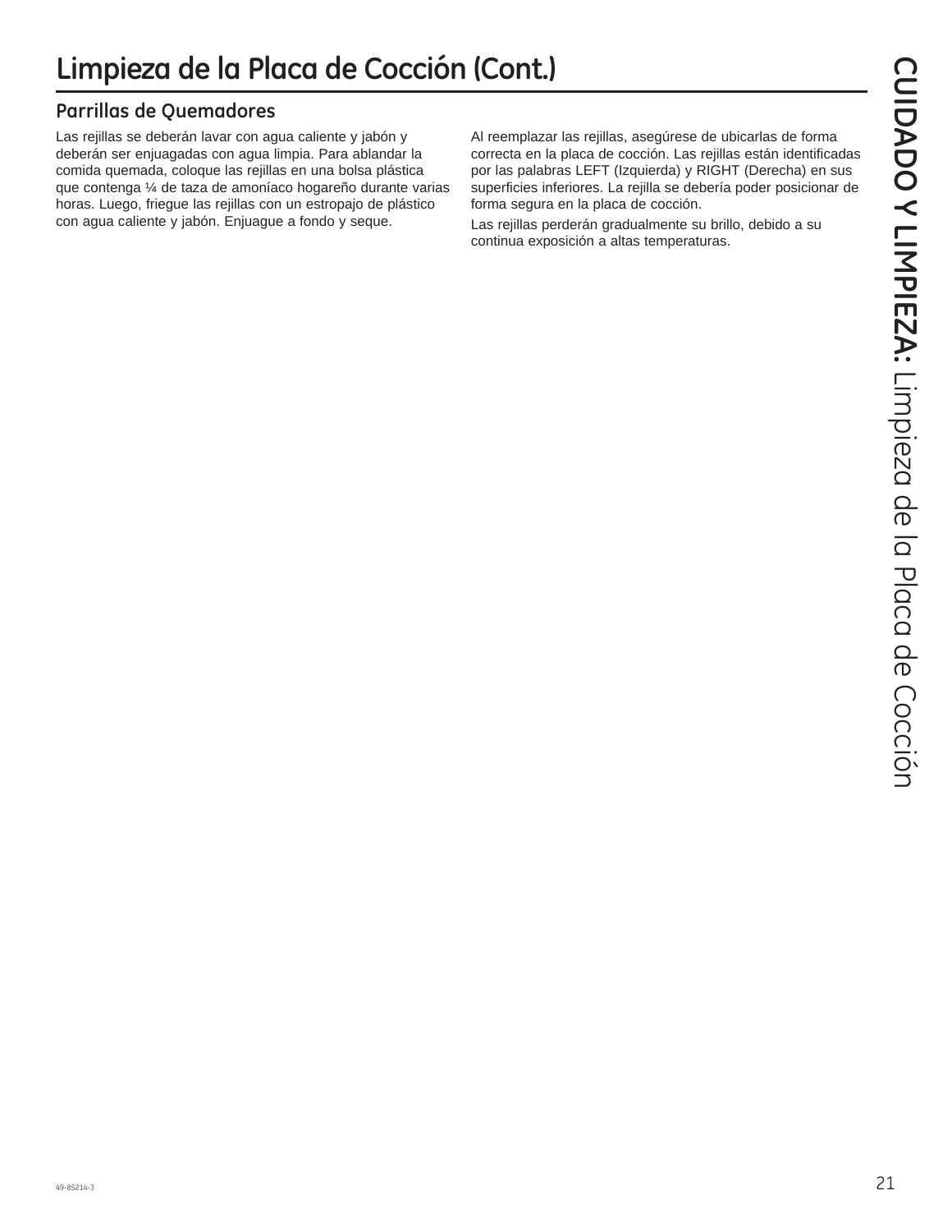# Limpieza de la Placa de Cocción (Cont.)

## Parrillas de Quemadores

Las rejillas se deberán lavar con agua caliente y jabón y deberán ser enjuagadas con agua limpia. Para ablandar la comida quemada, coloque las rejillas en una bolsa plástica que contenga ¼ de taza de amoníaco hogareño durante varias horas. Luego, friegue las rejillas con un estropajo de plástico con agua caliente y jabón. Enjuague a fondo y seque.

Al reemplazar las rejillas, asegúrese de ubicarlas de forma correcta en la placa de cocción. Las rejillas están identificadas por las palabras LEFT (Izquierda) y RIGHT (Derecha) en sus superficies inferiores. La rejilla se debería poder posicionar de forma segura en la placa de cocción.

Las rejillas perderán gradualmente su brillo, debido a su continua exposición a altas temperaturas.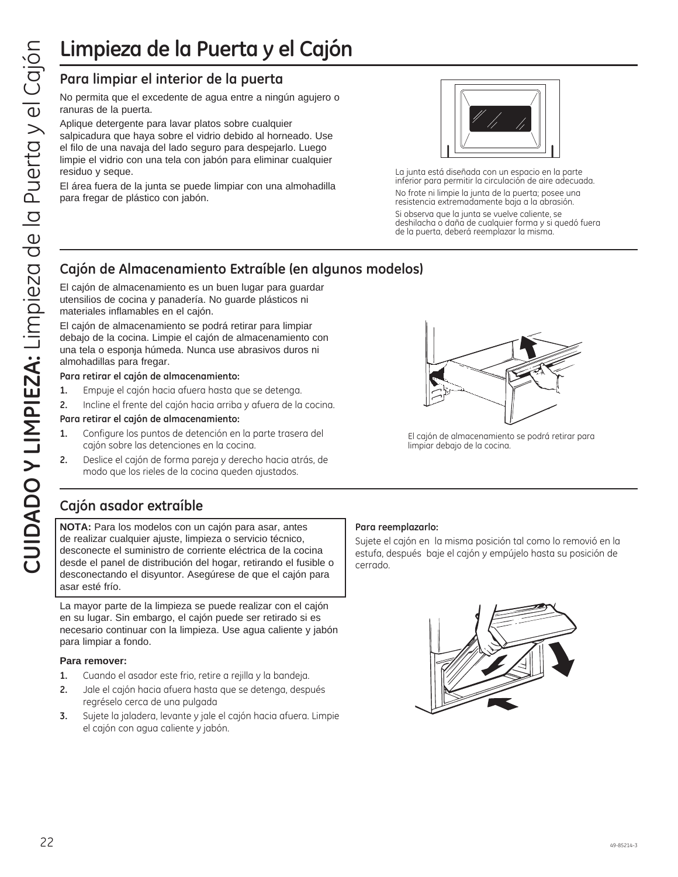# Limpieza de la Puerta y el Cajón

## Para limpiar el interior de la puerta

No permita que el excedente de agua entre a ningún agujero o ranuras de la puerta.

Aplique detergente para lavar platos sobre cualquier salpicadura que haya sobre el vidrio debido al horneado. Use el filo de una navaja del lado seguro para despejarlo. Luego limpie el vidrio con una tela con jabón para eliminar cualquier residuo y seque.

El área fuera de la junta se puede limpiar con una almohadilla para fregar de plástico con jabón.

La junta está diseñada con un espacio en la parte inferior para permitir la circulación de aire adecuada.

No frote ni limpie la junta de la puerta; posee una resistencia extremadamente baja a la abrasión.

Si observa que la junta se vuelve caliente, se deshilacha o daña de cualquier forma y si quedó fuera de la puerta, deberá reemplazar la misma.

## Cajón de Almacenamiento Extraíble (en algunos modelos)

El cajón de almacenamiento es un buen lugar para guardar utensilios de cocina y panadería. No guarde plásticos ni materiales inflamables en el cajón.

El cajón de almacenamiento se podrá retirar para limpiar debajo de la cocina. Limpie el cajón de almacenamiento con una tela o esponja húmeda. Nunca use abrasivos duros ni almohadillas para fregar.

**Para retirar el cajón de almacenamiento:**

1. Empuje el cajón hacia afuera hasta que se detenga.
2. Incline el frente del cajón hacia arriba y afuera de la cocina.

**Para retirar el cajón de almacenamiento:**

1. Configure los puntos de detención en la parte trasera del cajón sobre las detenciones en la cocina.
2. Deslice el cajón de forma pareja y derecho hacia atrás, de modo que los rieles de la cocina queden ajustados.

El cajón de almacenamiento se podrá retirar para limpiar debajo de la cocina.

## Cajón asador extraíble

**NOTA:** Para los modelos con un cajón para asar, antes de realizar cualquier ajuste, limpieza o servicio técnico, desconecte el suministro de corriente eléctrica de la cocina desde el panel de distribución del hogar, retirando el fusible o desconectando el disyuntor. Asegúrese de que el cajón para asar esté frío.

La mayor parte de la limpieza se puede realizar con el cajón en su lugar. Sin embargo, el cajón puede ser retirado si es necesario continuar con la limpieza. Use agua caliente y jabón para limpiar a fondo.

**Para remover:**

1. Cuando el asador este frio, retire a rejilla y la bandeja.
2. Jale el cajón hacia afuera hasta que se detenga, después regréselo cerca de una pulgada
3. Sujete la jaladera, levante y jale el cajón hacia afuera. Limpie el cajón con agua caliente y jabón.

**Para reemplazarlo:**

Sujete el cajón en la misma posición tal como lo removió en la estufa, después baje el cajón y empújelo hasta su posición de cerrado.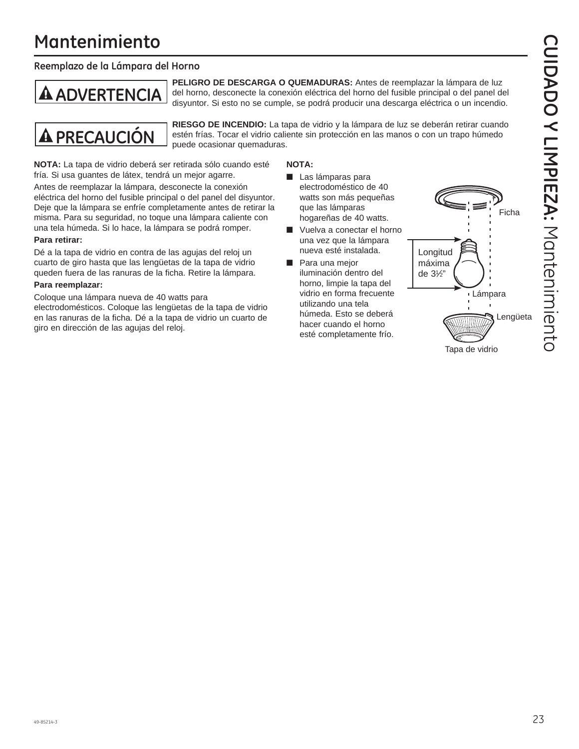# Mantenimiento

### Reemplazo de la Lámpara del Horno

**⚠ ADVERTENCIA**

**PELIGRO DE DESCARGA O QUEMADURAS:** Antes de reemplazar la lámpara de luz del horno, desconecte la conexión eléctrica del horno del fusible principal o del panel del disyuntor. Si esto no se cumple, se podrá producir una descarga eléctrica o un incendio.

**⚠ PRECAUCIÓN**

**RIESGO DE INCENDIO:** La tapa de vidrio y la lámpara de luz se deberán retirar cuando estén frías. Tocar el vidrio caliente sin protección en las manos o con un trapo húmedo puede ocasionar quemaduras.

**NOTA:** La tapa de vidrio deberá ser retirada sólo cuando esté fría. Si usa guantes de látex, tendrá un mejor agarre.

Antes de reemplazar la lámpara, desconecte la conexión eléctrica del horno del fusible principal o del panel del disyuntor. Deje que la lámpara se enfríe completamente antes de retirar la misma. Para su seguridad, no toque una lámpara caliente con una tela húmeda. Si lo hace, la lámpara se podrá romper.

**Para retirar:**

Dé a la tapa de vidrio en contra de las agujas del reloj un cuarto de giro hasta que las lengüetas de la tapa de vidrio queden fuera de las ranuras de la ficha. Retire la lámpara.

**Para reemplazar:**

Coloque una lámpara nueva de 40 watts para electrodomésticos. Coloque las lengüetas de la tapa de vidrio en las ranuras de la ficha. Dé a la tapa de vidrio un cuarto de giro en dirección de las agujas del reloj.

**NOTA:**

- Las lámparas para electrodoméstico de 40 watts son más pequeñas que las lámparas hogareñas de 40 watts.
- Vuelva a conectar el horno una vez que la lámpara nueva esté instalada.
- Para una mejor iluminación dentro del horno, limpie la tapa del vidrio en forma frecuente utilizando una tela húmeda. Esto se deberá hacer cuando el horno esté completamente frío.

Ficha

Longitud máxima de 3½"

Lámpara

Lengüeta

Tapa de vidrio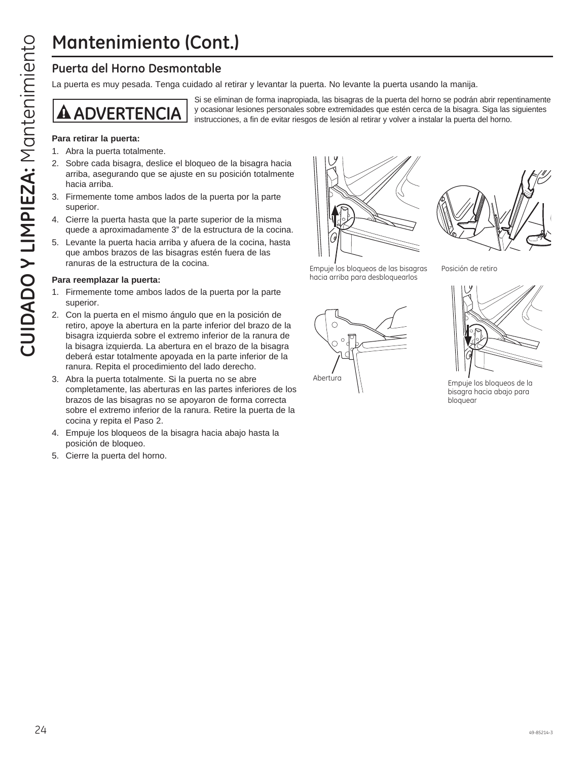# Mantenimiento (Cont.)

## Puerta del Horno Desmontable

La puerta es muy pesada. Tenga cuidado al retirar y levantar la puerta. No levante la puerta usando la manija.

**⚠ ADVERTENCIA** Si se eliminan de forma inapropiada, las bisagras de la puerta del horno se podrán abrir repentinamente y ocasionar lesiones personales sobre extremidades que estén cerca de la bisagra. Siga las siguientes instrucciones, a fin de evitar riesgos de lesión al retirar y volver a instalar la puerta del horno.

**Para retirar la puerta:**

1. Abra la puerta totalmente.
2. Sobre cada bisagra, deslice el bloqueo de la bisagra hacia arriba, asegurando que se ajuste en su posición totalmente hacia arriba.
3. Firmemente tome ambos lados de la puerta por la parte superior.
4. Cierre la puerta hasta que la parte superior de la misma quede a aproximadamente 3" de la estructura de la cocina.
5. Levante la puerta hacia arriba y afuera de la cocina, hasta que ambos brazos de las bisagras estén fuera de las ranuras de la estructura de la cocina.

**Para reemplazar la puerta:**

1. Firmemente tome ambos lados de la puerta por la parte superior.
2. Con la puerta en el mismo ángulo que en la posición de retiro, apoye la abertura en la parte inferior del brazo de la bisagra izquierda sobre el extremo inferior de la ranura de la bisagra izquierda. La abertura en el brazo de la bisagra deberá estar totalmente apoyada en la parte inferior de la ranura. Repita el procedimiento del lado derecho.
3. Abra la puerta totalmente. Si la puerta no se abre completamente, las aberturas en las partes inferiores de los brazos de las bisagras no se apoyaron de forma correcta sobre el extremo inferior de la ranura. Retire la puerta de la cocina y repita el Paso 2.
4. Empuje los bloqueos de la bisagra hacia abajo hasta la posición de bloqueo.
5. Cierre la puerta del horno.

Empuje los bloqueos de las bisagras hacia arriba para desbloquearlos

Posición de retiro

Abertura

Empuje los bloqueos de la bisagra hacia abajo para bloquear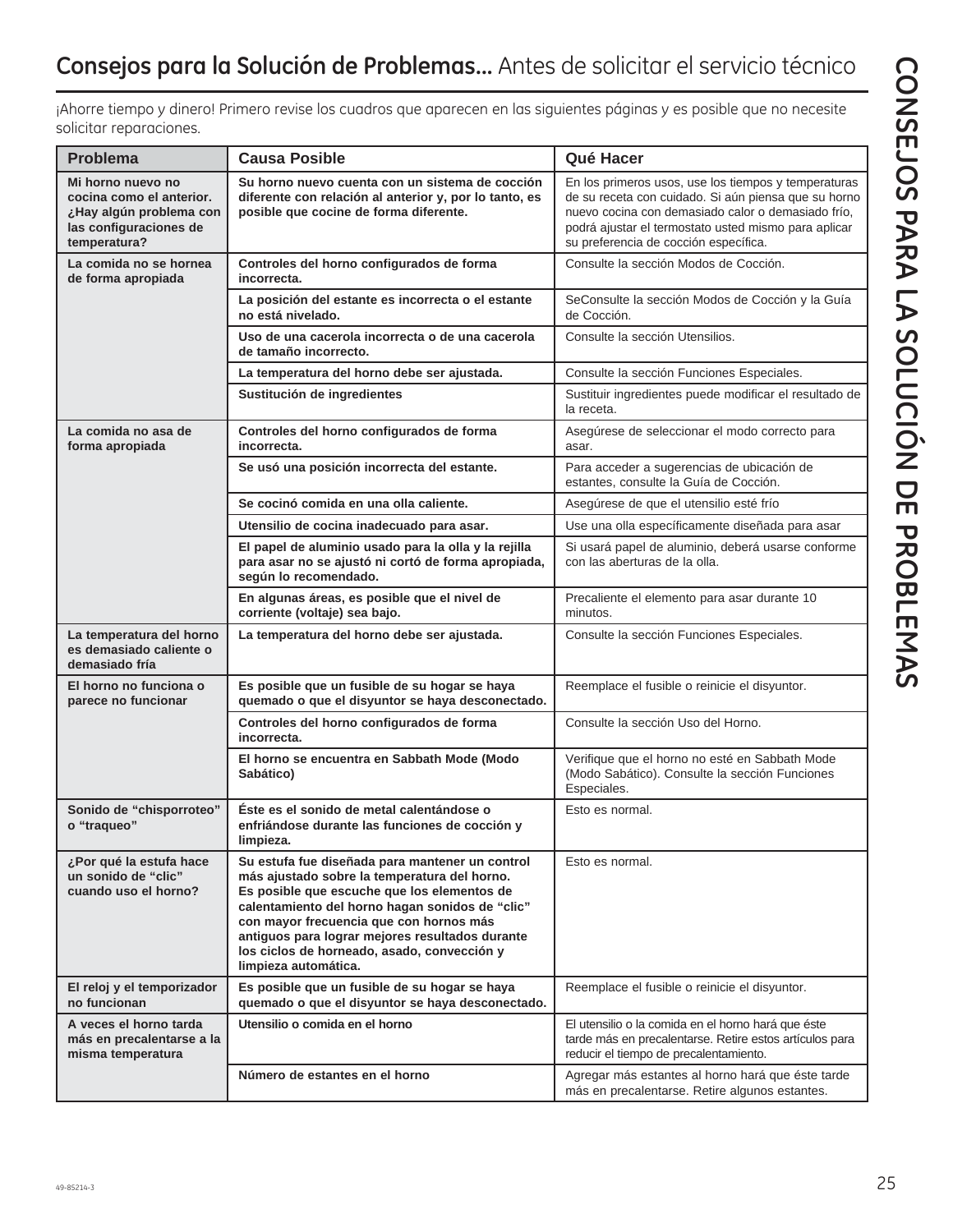# **Consejos para la Solución de Problemas...** Antes de solicitar el servicio técnico

¡Ahorre tiempo y dinero! Primero revise los cuadros que aparecen en las siguientes páginas y es posible que no necesite solicitar reparaciones.

| Problema | Causa Posible | Qué Hacer |
|---|---|---|
| **Mi horno nuevo no cocina como el anterior. ¿Hay algún problema con las configuraciones de temperatura?** | **Su horno nuevo cuenta con un sistema de cocción diferente con relación al anterior y, por lo tanto, es posible que cocine de forma diferente.** | En los primeros usos, use los tiempos y temperaturas de su receta con cuidado. Si aún piensa que su horno nuevo cocina con demasiado calor o demasiado frío, podrá ajustar el termostato usted mismo para aplicar su preferencia de cocción específica. |
| **La comida no se hornea de forma apropiada** | **Controles del horno configurados de forma incorrecta.** | Consulte la sección Modos de Cocción. |
| | **La posición del estante es incorrecta o el estante no está nivelado.** | SeConsulte la sección Modos de Cocción y la Guía de Cocción. |
| | **Uso de una cacerola incorrecta o de una cacerola de tamaño incorrecto.** | Consulte la sección Utensilios. |
| | **La temperatura del horno debe ser ajustada.** | Consulte la sección Funciones Especiales. |
| | **Sustitución de ingredientes** | Sustituir ingredientes puede modificar el resultado de la receta. |
| **La comida no asa de forma apropiada** | **Controles del horno configurados de forma incorrecta.** | Asegúrese de seleccionar el modo correcto para asar. |
| | **Se usó una posición incorrecta del estante.** | Para acceder a sugerencias de ubicación de estantes, consulte la Guía de Cocción. |
| | **Se cocinó comida en una olla caliente.** | Asegúrese de que el utensilio esté frío |
| | **Utensilio de cocina inadecuado para asar.** | Use una olla específicamente diseñada para asar |
| | **El papel de aluminio usado para la olla y la rejilla para asar no se ajustó ni cortó de forma apropiada, según lo recomendado.** | Si usará papel de aluminio, deberá usarse conforme con las aberturas de la olla. |
| | **En algunas áreas, es posible que el nivel de corriente (voltaje) sea bajo.** | Precaliente el elemento para asar durante 10 minutos. |
| **La temperatura del horno es demasiado caliente o demasiado fría** | **La temperatura del horno debe ser ajustada.** | Consulte la sección Funciones Especiales. |
| **El horno no funciona o parece no funcionar** | **Es posible que un fusible de su hogar se haya quemado o que el disyuntor se haya desconectado.** | Reemplace el fusible o reinicie el disyuntor. |
| | **Controles del horno configurados de forma incorrecta.** | Consulte la sección Uso del Horno. |
| | **El horno se encuentra en Sabbath Mode (Modo Sabático)** | Verifique que el horno no esté en Sabbath Mode (Modo Sabático). Consulte la sección Funciones Especiales. |
| **Sonido de "chisporroteo" o "traqueo"** | **Éste es el sonido de metal calentándose o enfriándose durante las funciones de cocción y limpieza.** | Esto es normal. |
| **¿Por qué la estufa hace un sonido de "clic" cuando uso el horno?** | **Su estufa fue diseñada para mantener un control más ajustado sobre la temperatura del horno. Es posible que escuche que los elementos de calentamiento del horno hagan sonidos de "clic" con mayor frecuencia que con hornos más antiguos para lograr mejores resultados durante los ciclos de horneado, asado, convección y limpieza automática.** | Esto es normal. |
| **El reloj y el temporizador no funcionan** | **Es posible que un fusible de su hogar se haya quemado o que el disyuntor se haya desconectado.** | Reemplace el fusible o reinicie el disyuntor. |
| **A veces el horno tarda más en precalentarse a la misma temperatura** | **Utensilio o comida en el horno** | El utensilio o la comida en el horno hará que éste tarde más en precalentarse. Retire estos artículos para reducir el tiempo de precalentamiento. |
| | **Número de estantes en el horno** | Agregar más estantes al horno hará que éste tarde más en precalentarse. Retire algunos estantes. |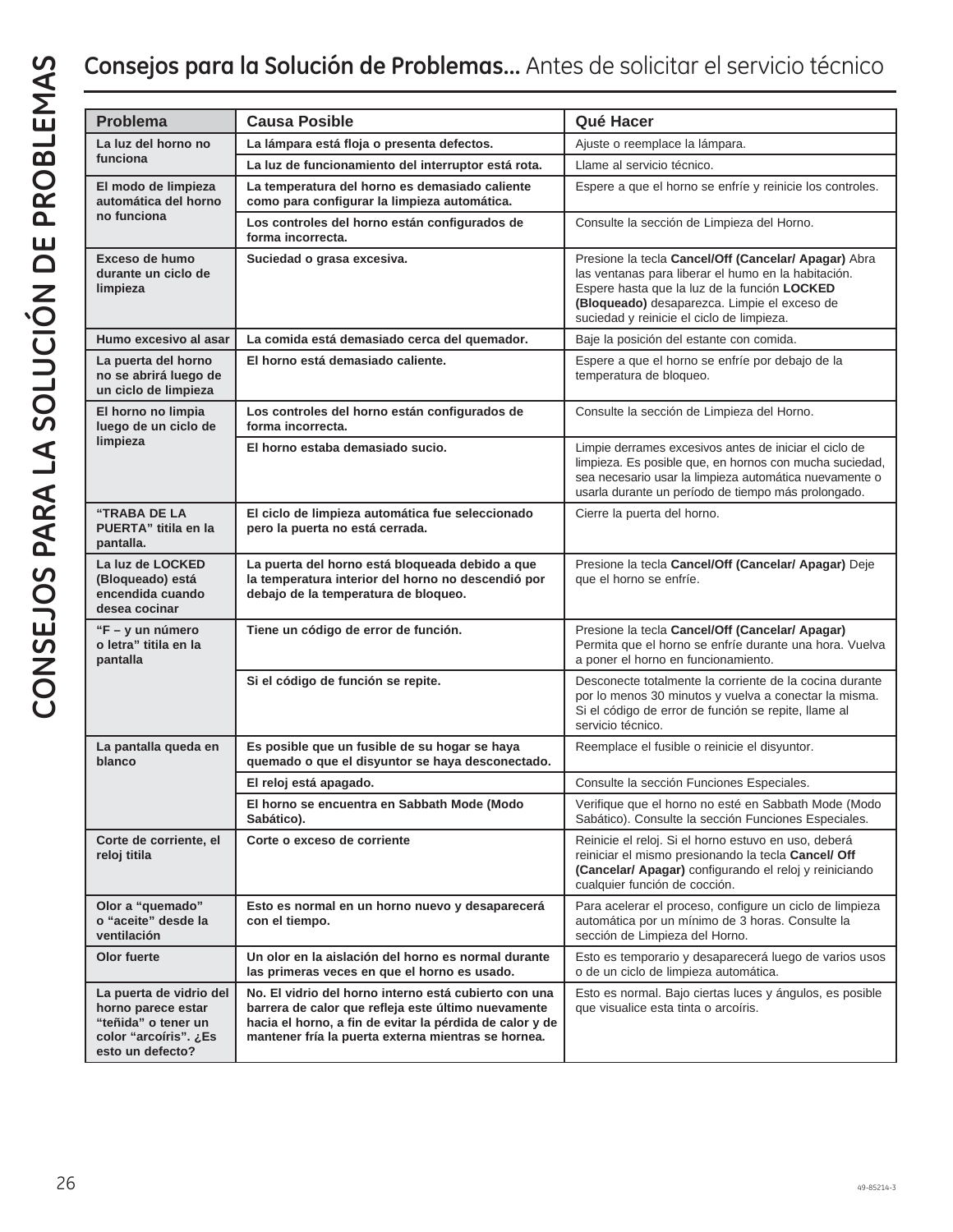# Consejos para la Solución de Problemas... Antes de solicitar el servicio técnico

| Problema | Causa Posible | Qué Hacer |
|---|---|---|
| **La luz del horno no funciona** | **La lámpara está floja o presenta defectos.** | Ajuste o reemplace la lámpara. |
| | **La luz de funcionamiento del interruptor está rota.** | Llame al servicio técnico. |
| **El modo de limpieza automática del horno no funciona** | **La temperatura del horno es demasiado caliente como para configurar la limpieza automática.** | Espere a que el horno se enfríe y reinicie los controles. |
| | **Los controles del horno están configurados de forma incorrecta.** | Consulte la sección de Limpieza del Horno. |
| **Exceso de humo durante un ciclo de limpieza** | **Suciedad o grasa excesiva.** | Presione la tecla **Cancel/Off (Cancelar/ Apagar)** Abra las ventanas para liberar el humo en la habitación. Espere hasta que la luz de la función **LOCKED (Bloqueado)** desaparezca. Limpie el exceso de suciedad y reinicie el ciclo de limpieza. |
| **Humo excesivo al asar** | **La comida está demasiado cerca del quemador.** | Baje la posición del estante con comida. |
| **La puerta del horno no se abrirá luego de un ciclo de limpieza** | **El horno está demasiado caliente.** | Espere a que el horno se enfríe por debajo de la temperatura de bloqueo. |
| **El horno no limpia luego de un ciclo de limpieza** | **Los controles del horno están configurados de forma incorrecta.** | Consulte la sección de Limpieza del Horno. |
| | **El horno estaba demasiado sucio.** | Limpie derrames excesivos antes de iniciar el ciclo de limpieza. Es posible que, en hornos con mucha suciedad, sea necesario usar la limpieza automática nuevamente o usarla durante un período de tiempo más prolongado. |
| **"TRABA DE LA PUERTA" titila en la pantalla.** | **El ciclo de limpieza automática fue seleccionado pero la puerta no está cerrada.** | Cierre la puerta del horno. |
| **La luz de LOCKED (Bloqueado) está encendida cuando desea cocinar** | **La puerta del horno está bloqueada debido a que la temperatura interior del horno no descendió por debajo de la temperatura de bloqueo.** | Presione la tecla **Cancel/Off (Cancelar/ Apagar)** Deje que el horno se enfríe. |
| **"F – y un número o letra" titila en la pantalla** | **Tiene un código de error de función.** | Presione la tecla **Cancel/Off (Cancelar/ Apagar)** Permita que el horno se enfríe durante una hora. Vuelva a poner el horno en funcionamiento. |
| | **Si el código de función se repite.** | Desconecte totalmente la corriente de la cocina durante por lo menos 30 minutos y vuelva a conectar la misma. Si el código de error de función se repite, llame al servicio técnico. |
| **La pantalla queda en blanco** | **Es posible que un fusible de su hogar se haya quemado o que el disyuntor se haya desconectado.** | Reemplace el fusible o reinicie el disyuntor. |
| | **El reloj está apagado.** | Consulte la sección Funciones Especiales. |
| | **El horno se encuentra en Sabbath Mode (Modo Sabático).** | Verifique que el horno no esté en Sabbath Mode (Modo Sabático). Consulte la sección Funciones Especiales. |
| **Corte de corriente, el reloj titila** | **Corte o exceso de corriente** | Reinicie el reloj. Si el horno estuvo en uso, deberá reiniciar el mismo presionando la tecla **Cancel/ Off (Cancelar/ Apagar)** configurando el reloj y reiniciando cualquier función de cocción. |
| **Olor a "quemado" o "aceite" desde la ventilación** | **Esto es normal en un horno nuevo y desaparecerá con el tiempo.** | Para acelerar el proceso, configure un ciclo de limpieza automática por un mínimo de 3 horas. Consulte la sección de Limpieza del Horno. |
| **Olor fuerte** | **Un olor en la aislación del horno es normal durante las primeras veces en que el horno es usado.** | Esto es temporario y desaparecerá luego de varios usos o de un ciclo de limpieza automática. |
| **La puerta de vidrio del horno parece estar "teñida" o tener un color "arcoíris". ¿Es esto un defecto?** | **No. El vidrio del horno interno está cubierto con una barrera de calor que refleja este último nuevamente hacia el horno, a fin de evitar la pérdida de calor y de mantener fría la puerta externa mientras se hornea.** | Esto es normal. Bajo ciertas luces y ángulos, es posible que visualice esta tinta o arcoíris. |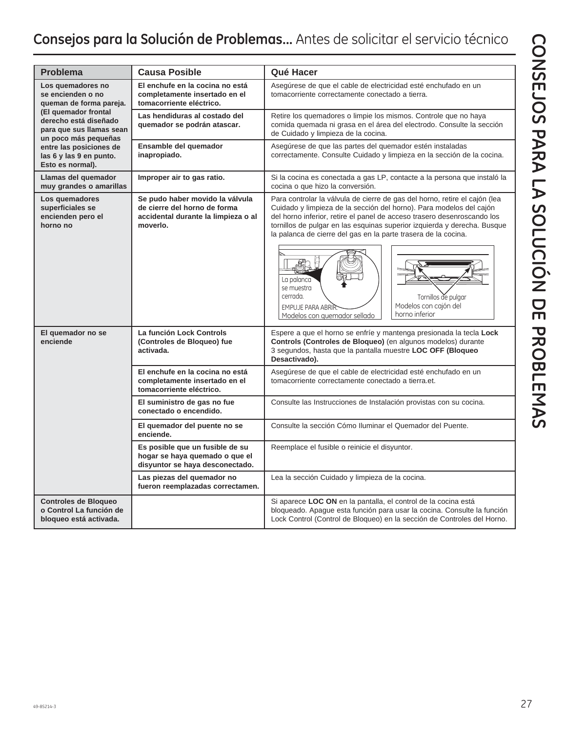## **Consejos para la Solución de Problemas...** Antes de solicitar el servicio técnico

| Problema | Causa Posible | Qué Hacer |
|---|---|---|
| **Los quemadores no se encienden o no queman de forma pareja. (El quemador frontal derecho está diseñado para que sus llamas sean un poco más pequeñas entre las posiciones de las 6 y las 9 en punto. Esto es normal).** | **El enchufe en la cocina no está completamente insertado en el tomacorriente eléctrico.** | Asegúrese de que el cable de electricidad esté enchufado en un tomacorriente correctamente conectado a tierra. |
| | **Las hendiduras al costado del quemador se podrán atascar.** | Retire los quemadores o limpie los mismos. Controle que no haya comida quemada ni grasa en el área del electrodo. Consulte la sección de Cuidado y limpieza de la cocina. |
| | **Ensamble del quemador inapropiado.** | Asegúrese de que las partes del quemador estén instaladas correctamente. Consulte Cuidado y limpieza en la sección de la cocina. |
| **Llamas del quemador muy grandes o amarillas** | **Improper air to gas ratio.** | Si la cocina es conectada a gas LP, contacte a la persona que instaló la cocina o que hizo la conversión. |
| **Los quemadores superficiales se encienden pero el horno no** | **Se pudo haber movido la válvula de cierre del horno de forma accidental durante la limpieza o al moverlo.** | Para controlar la válvula de cierre de gas del horno, retire el cajón (lea Cuidado y limpieza de la sección del horno). Para modelos del cajón del horno inferior, retire el panel de acceso trasero desenroscando los tornillos de pulgar en las esquinas superior izquierda y derecha. Busque la palanca de cierre del gas en la parte trasera de la cocina. La palanca se muestra cerrada. EMPUJE PARA ABRIR. Modelos con quemador sellado. Tornillos de pulgar. Modelos con cajón del horno inferior |
| **El quemador no se enciende** | **La función Lock Controls (Controles de Bloqueo) fue activada.** | Espere a que el horno se enfríe y mantenga presionada la tecla **Lock Controls (Controles de Bloqueo)** (en algunos modelos) durante 3 segundos, hasta que la pantalla muestre **LOC OFF (Bloqueo Desactivado).** |
| | **El enchufe en la cocina no está completamente insertado en el tomacorriente eléctrico.** | Asegúrese de que el cable de electricidad esté enchufado en un tomacorriente correctamente conectado a tierra.et. |
| | **El suministro de gas no fue conectado o encendido.** | Consulte las Instrucciones de Instalación provistas con su cocina. |
| | **El quemador del puente no se enciende.** | Consulte la sección Cómo Iluminar el Quemador del Puente. |
| | **Es posible que un fusible de su hogar se haya quemado o que el disyuntor se haya desconectado.** | Reemplace el fusible o reinicie el disyuntor. |
| | **Las piezas del quemador no fueron reemplazadas correctamen.** | Lea la sección Cuidado y limpieza de la cocina. |
| **Controles de Bloqueo o Control La función de bloqueo está activada.** | | Si aparece **LOC ON** en la pantalla, el control de la cocina está bloqueado. Apague esta función para usar la cocina. Consulte la función Lock Control (Control de Bloqueo) en la sección de Controles del Horno. |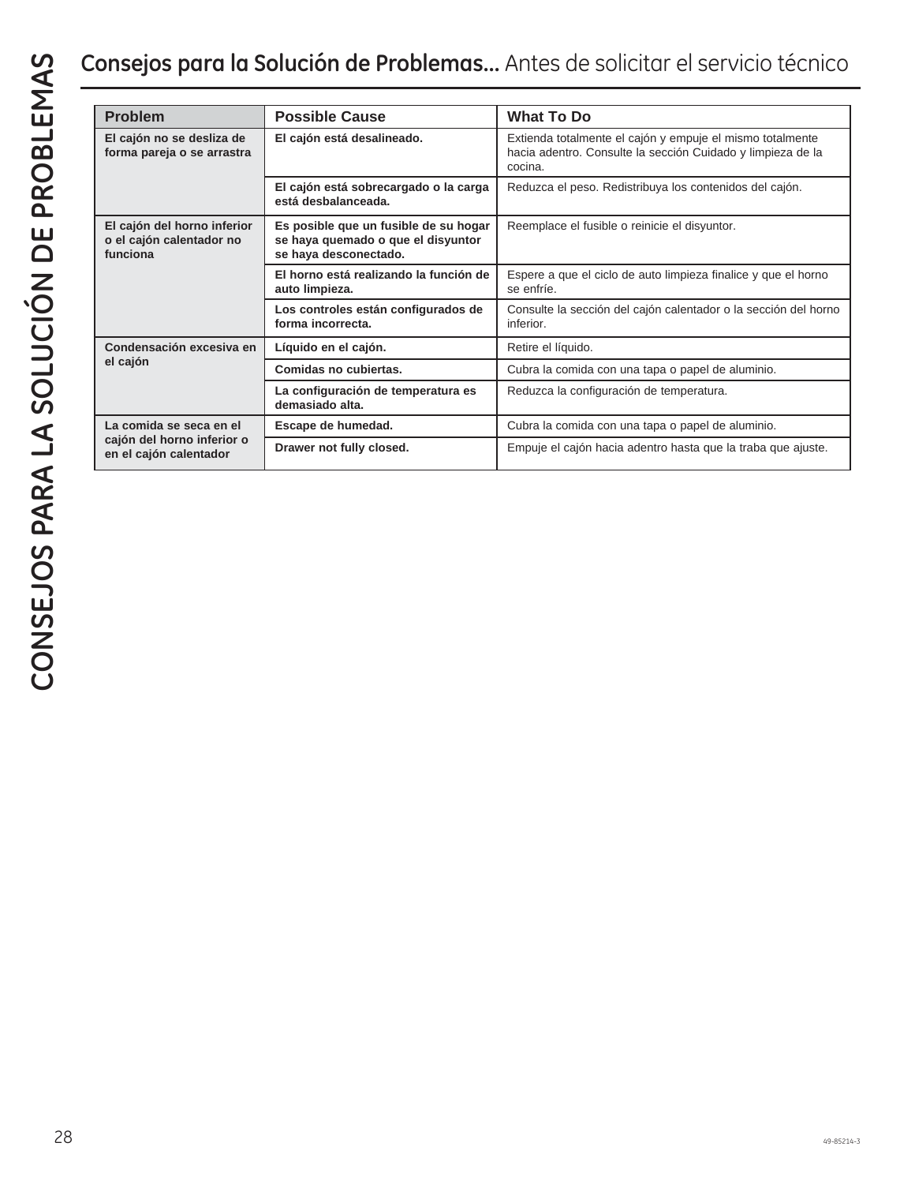## **Consejos para la Solución de Problemas...** Antes de solicitar el servicio técnico

| Problem | Possible Cause | What To Do |
| --- | --- | --- |
| **El cajón no se desliza de forma pareja o se arrastra** | **El cajón está desalineado.** | Extienda totalmente el cajón y empuje el mismo totalmente hacia adentro. Consulte la sección Cuidado y limpieza de la cocina. |
| | **El cajón está sobrecargado o la carga está desbalanceada.** | Reduzca el peso. Redistribuya los contenidos del cajón. |
| **El cajón del horno inferior o el cajón calentador no funciona** | **Es posible que un fusible de su hogar se haya quemado o que el disyuntor se haya desconectado.** | Reemplace el fusible o reinicie el disyuntor. |
| | **El horno está realizando la función de auto limpieza.** | Espere a que el ciclo de auto limpieza finalice y que el horno se enfríe. |
| | **Los controles están configurados de forma incorrecta.** | Consulte la sección del cajón calentador o la sección del horno inferior. |
| **Condensación excesiva en el cajón** | **Líquido en el cajón.** | Retire el líquido. |
| | **Comidas no cubiertas.** | Cubra la comida con una tapa o papel de aluminio. |
| | **La configuración de temperatura es demasiado alta.** | Reduzca la configuración de temperatura. |
| **La comida se seca en el cajón del horno inferior o en el cajón calentador** | **Escape de humedad.** | Cubra la comida con una tapa o papel de aluminio. |
| | **Drawer not fully closed.** | Empuje el cajón hacia adentro hasta que la traba que ajuste. |